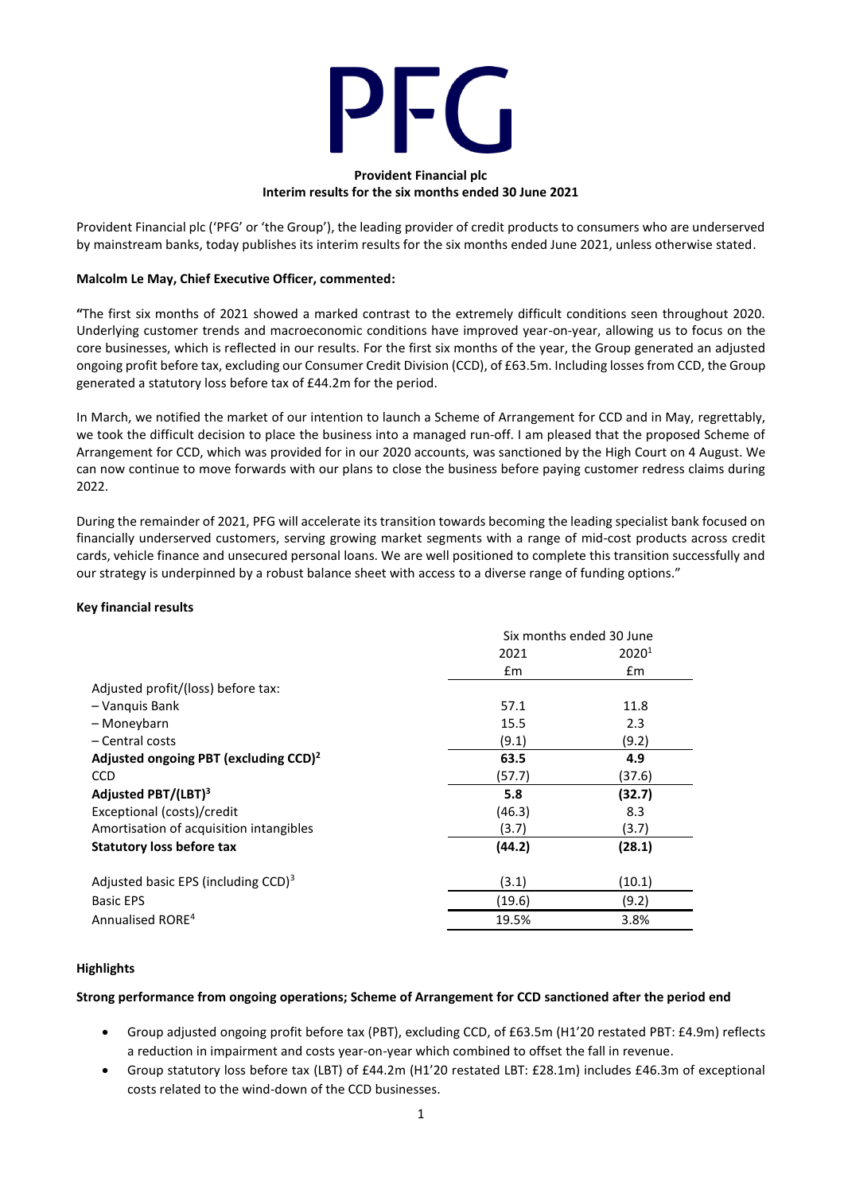# PFG

**Provident Financial plc**
**Interim results for the six months ended 30 June 2021**

Provident Financial plc ('PFG' or 'the Group'), the leading provider of credit products to consumers who are underserved by mainstream banks, today publishes its interim results for the six months ended June 2021, unless otherwise stated.

**Malcolm Le May, Chief Executive Officer, commented:**

**"**The first six months of 2021 showed a marked contrast to the extremely difficult conditions seen throughout 2020. Underlying customer trends and macroeconomic conditions have improved year-on-year, allowing us to focus on the core businesses, which is reflected in our results. For the first six months of the year, the Group generated an adjusted ongoing profit before tax, excluding our Consumer Credit Division (CCD), of £63.5m. Including losses from CCD, the Group generated a statutory loss before tax of £44.2m for the period.

In March, we notified the market of our intention to launch a Scheme of Arrangement for CCD and in May, regrettably, we took the difficult decision to place the business into a managed run-off. I am pleased that the proposed Scheme of Arrangement for CCD, which was provided for in our 2020 accounts, was sanctioned by the High Court on 4 August. We can now continue to move forwards with our plans to close the business before paying customer redress claims during 2022.

During the remainder of 2021, PFG will accelerate its transition towards becoming the leading specialist bank focused on financially underserved customers, serving growing market segments with a range of mid-cost products across credit cards, vehicle finance and unsecured personal loans. We are well positioned to complete this transition successfully and our strategy is underpinned by a robust balance sheet with access to a diverse range of funding options."

**Key financial results**

| | Six months ended 30 June | |
|---|---|---|
| | 2021 | 2020[1] |
| | £m | £m |
| Adjusted profit/(loss) before tax: | | |
| – Vanquis Bank | 57.1 | 11.8 |
| – Moneybarn | 15.5 | 2.3 |
| – Central costs | (9.1) | (9.2) |
| **Adjusted ongoing PBT (excluding CCD)[2]** | **63.5** | **4.9** |
| CCD | (57.7) | (37.6) |
| **Adjusted PBT/(LBT)[3]** | **5.8** | **(32.7)** |
| Exceptional (costs)/credit | (46.3) | 8.3 |
| Amortisation of acquisition intangibles | (3.7) | (3.7) |
| **Statutory loss before tax** | **(44.2)** | **(28.1)** |
| | | |
| Adjusted basic EPS (including CCD)[3] | (3.1) | (10.1) |
| Basic EPS | (19.6) | (9.2) |
| Annualised RORE[4] | 19.5% | 3.8% |

**Highlights**

**Strong performance from ongoing operations; Scheme of Arrangement for CCD sanctioned after the period end**

- Group adjusted ongoing profit before tax (PBT), excluding CCD, of £63.5m (H1'20 restated PBT: £4.9m) reflects a reduction in impairment and costs year-on-year which combined to offset the fall in revenue.
- Group statutory loss before tax (LBT) of £44.2m (H1'20 restated LBT: £28.1m) includes £46.3m of exceptional costs related to the wind-down of the CCD businesses.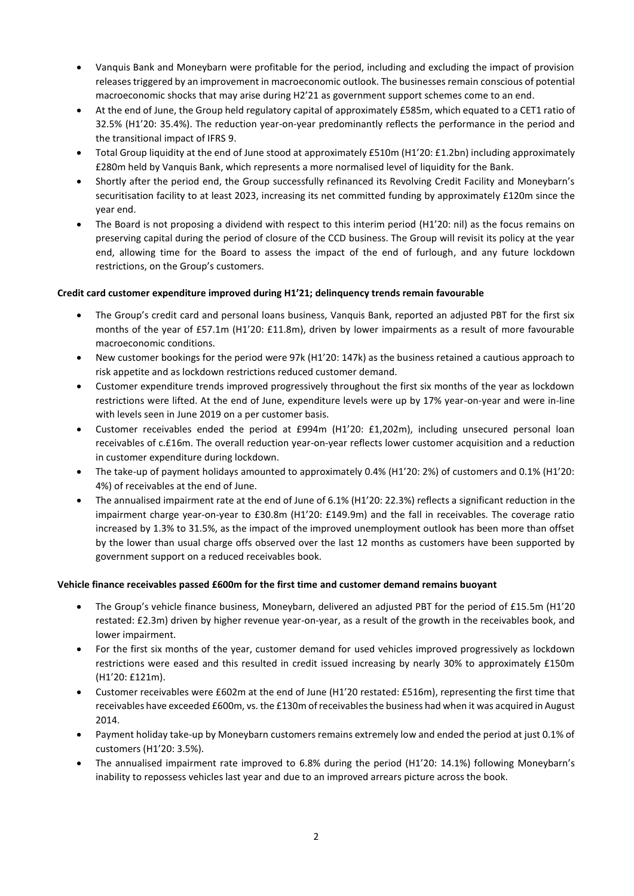- Vanquis Bank and Moneybarn were profitable for the period, including and excluding the impact of provision releases triggered by an improvement in macroeconomic outlook. The businesses remain conscious of potential macroeconomic shocks that may arise during H2'21 as government support schemes come to an end.
- At the end of June, the Group held regulatory capital of approximately £585m, which equated to a CET1 ratio of 32.5% (H1'20: 35.4%). The reduction year-on-year predominantly reflects the performance in the period and the transitional impact of IFRS 9.
- Total Group liquidity at the end of June stood at approximately £510m (H1'20: £1.2bn) including approximately £280m held by Vanquis Bank, which represents a more normalised level of liquidity for the Bank.
- Shortly after the period end, the Group successfully refinanced its Revolving Credit Facility and Moneybarn's securitisation facility to at least 2023, increasing its net committed funding by approximately £120m since the year end.
- The Board is not proposing a dividend with respect to this interim period (H1'20: nil) as the focus remains on preserving capital during the period of closure of the CCD business. The Group will revisit its policy at the year end, allowing time for the Board to assess the impact of the end of furlough, and any future lockdown restrictions, on the Group's customers.

**Credit card customer expenditure improved during H1'21; delinquency trends remain favourable**

- The Group's credit card and personal loans business, Vanquis Bank, reported an adjusted PBT for the first six months of the year of £57.1m (H1'20: £11.8m), driven by lower impairments as a result of more favourable macroeconomic conditions.
- New customer bookings for the period were 97k (H1'20: 147k) as the business retained a cautious approach to risk appetite and as lockdown restrictions reduced customer demand.
- Customer expenditure trends improved progressively throughout the first six months of the year as lockdown restrictions were lifted. At the end of June, expenditure levels were up by 17% year-on-year and were in-line with levels seen in June 2019 on a per customer basis.
- Customer receivables ended the period at £994m (H1'20: £1,202m), including unsecured personal loan receivables of c.£16m. The overall reduction year-on-year reflects lower customer acquisition and a reduction in customer expenditure during lockdown.
- The take-up of payment holidays amounted to approximately 0.4% (H1'20: 2%) of customers and 0.1% (H1'20: 4%) of receivables at the end of June.
- The annualised impairment rate at the end of June of 6.1% (H1'20: 22.3%) reflects a significant reduction in the impairment charge year-on-year to £30.8m (H1'20: £149.9m) and the fall in receivables. The coverage ratio increased by 1.3% to 31.5%, as the impact of the improved unemployment outlook has been more than offset by the lower than usual charge offs observed over the last 12 months as customers have been supported by government support on a reduced receivables book.

**Vehicle finance receivables passed £600m for the first time and customer demand remains buoyant**

- The Group's vehicle finance business, Moneybarn, delivered an adjusted PBT for the period of £15.5m (H1'20 restated: £2.3m) driven by higher revenue year-on-year, as a result of the growth in the receivables book, and lower impairment.
- For the first six months of the year, customer demand for used vehicles improved progressively as lockdown restrictions were eased and this resulted in credit issued increasing by nearly 30% to approximately £150m (H1'20: £121m).
- Customer receivables were £602m at the end of June (H1'20 restated: £516m), representing the first time that receivables have exceeded £600m, vs. the £130m of receivables the business had when it was acquired in August 2014.
- Payment holiday take-up by Moneybarn customers remains extremely low and ended the period at just 0.1% of customers (H1'20: 3.5%).
- The annualised impairment rate improved to 6.8% during the period (H1'20: 14.1%) following Moneybarn's inability to repossess vehicles last year and due to an improved arrears picture across the book.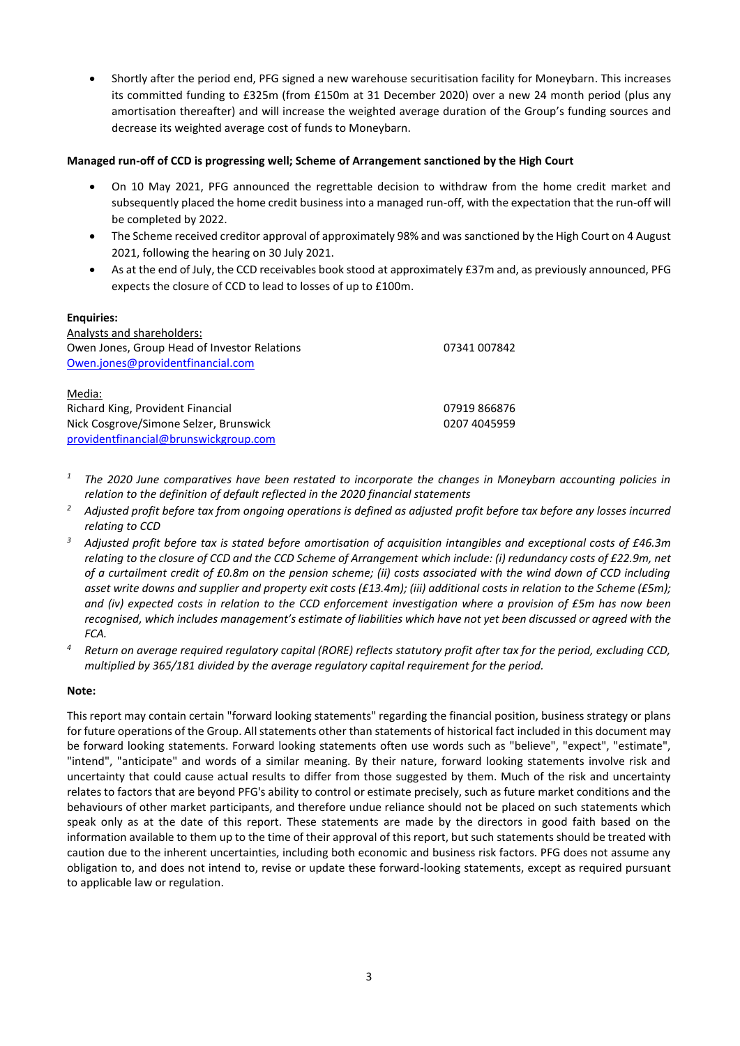- Shortly after the period end, PFG signed a new warehouse securitisation facility for Moneybarn. This increases its committed funding to £325m (from £150m at 31 December 2020) over a new 24 month period (plus any amortisation thereafter) and will increase the weighted average duration of the Group's funding sources and decrease its weighted average cost of funds to Moneybarn.

**Managed run-off of CCD is progressing well; Scheme of Arrangement sanctioned by the High Court**

- On 10 May 2021, PFG announced the regrettable decision to withdraw from the home credit market and subsequently placed the home credit business into a managed run-off, with the expectation that the run-off will be completed by 2022.
- The Scheme received creditor approval of approximately 98% and was sanctioned by the High Court on 4 August 2021, following the hearing on 30 July 2021.
- As at the end of July, the CCD receivables book stood at approximately £37m and, as previously announced, PFG expects the closure of CCD to lead to losses of up to £100m.

**Enquiries:**

Analysts and shareholders:
Owen Jones, Group Head of Investor Relations — 07341 007842
Owen.jones@providentfinancial.com

Media:
Richard King, Provident Financial — 07919 866876
Nick Cosgrove/Simone Selzer, Brunswick — 0207 4045959
providentfinancial@brunswickgroup.com

[1] *The 2020 June comparatives have been restated to incorporate the changes in Moneybarn accounting policies in relation to the definition of default reflected in the 2020 financial statements*

[2] *Adjusted profit before tax from ongoing operations is defined as adjusted profit before tax before any losses incurred relating to CCD*

[3] *Adjusted profit before tax is stated before amortisation of acquisition intangibles and exceptional costs of £46.3m relating to the closure of CCD and the CCD Scheme of Arrangement which include: (i) redundancy costs of £22.9m, net of a curtailment credit of £0.8m on the pension scheme; (ii) costs associated with the wind down of CCD including asset write downs and supplier and property exit costs (£13.4m); (iii) additional costs in relation to the Scheme (£5m); and (iv) expected costs in relation to the CCD enforcement investigation where a provision of £5m has now been recognised, which includes management's estimate of liabilities which have not yet been discussed or agreed with the FCA.*

[4] *Return on average required regulatory capital (RORE) reflects statutory profit after tax for the period, excluding CCD, multiplied by 365/181 divided by the average regulatory capital requirement for the period.*

**Note:**

This report may contain certain "forward looking statements" regarding the financial position, business strategy or plans for future operations of the Group. All statements other than statements of historical fact included in this document may be forward looking statements. Forward looking statements often use words such as "believe", "expect", "estimate", "intend", "anticipate" and words of a similar meaning. By their nature, forward looking statements involve risk and uncertainty that could cause actual results to differ from those suggested by them. Much of the risk and uncertainty relates to factors that are beyond PFG's ability to control or estimate precisely, such as future market conditions and the behaviours of other market participants, and therefore undue reliance should not be placed on such statements which speak only as at the date of this report. These statements are made by the directors in good faith based on the information available to them up to the time of their approval of this report, but such statements should be treated with caution due to the inherent uncertainties, including both economic and business risk factors. PFG does not assume any obligation to, and does not intend to, revise or update these forward-looking statements, except as required pursuant to applicable law or regulation.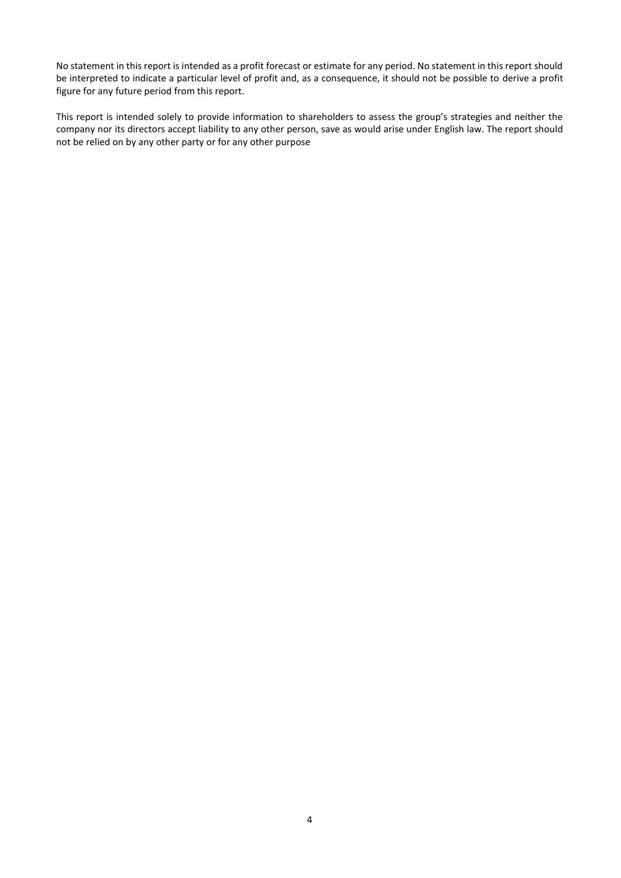No statement in this report is intended as a profit forecast or estimate for any period. No statement in this report should be interpreted to indicate a particular level of profit and, as a consequence, it should not be possible to derive a profit figure for any future period from this report.

This report is intended solely to provide information to shareholders to assess the group's strategies and neither the company nor its directors accept liability to any other person, save as would arise under English law. The report should not be relied on by any other party or for any other purpose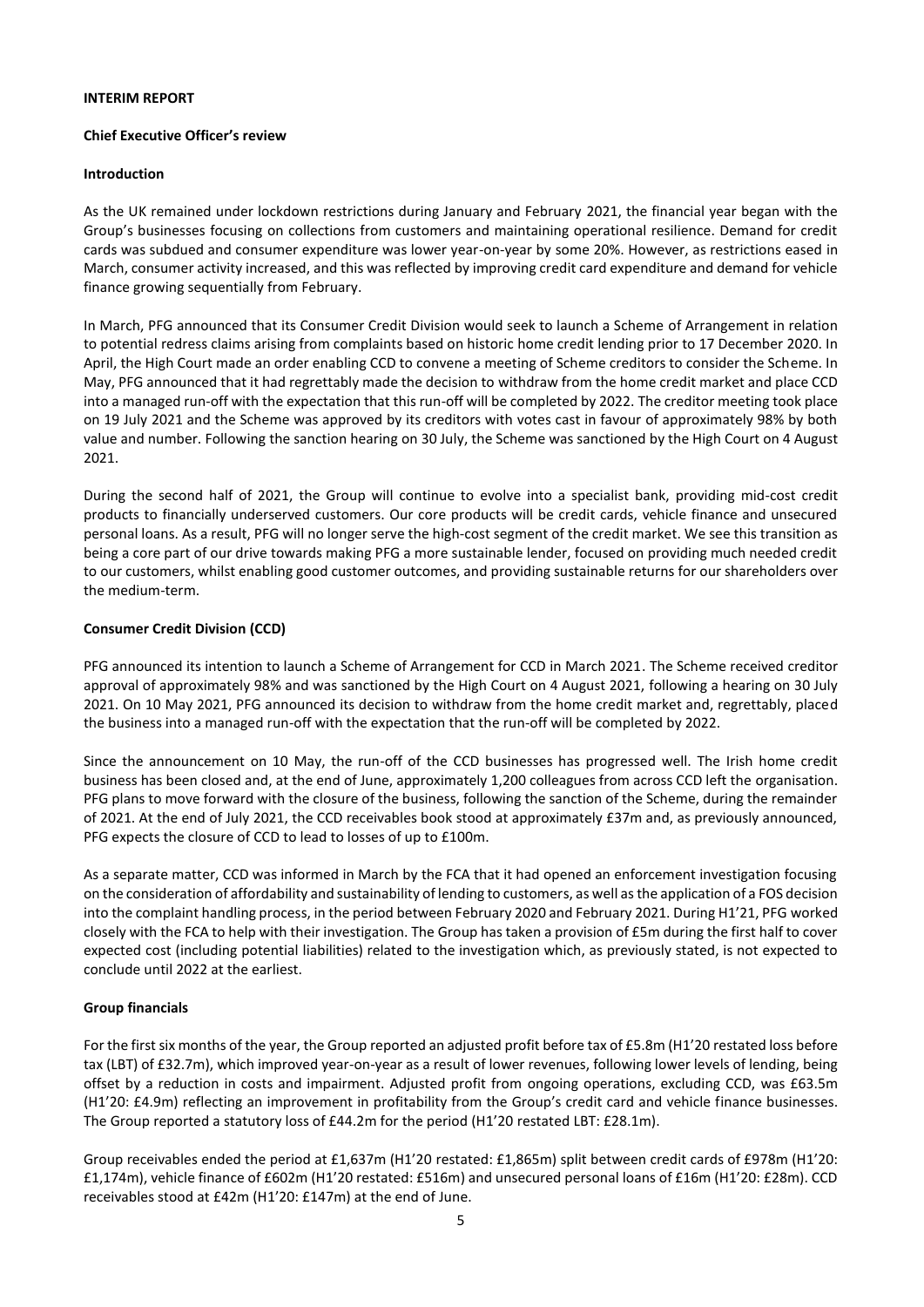**INTERIM REPORT**

**Chief Executive Officer's review**

**Introduction**

As the UK remained under lockdown restrictions during January and February 2021, the financial year began with the Group's businesses focusing on collections from customers and maintaining operational resilience. Demand for credit cards was subdued and consumer expenditure was lower year-on-year by some 20%. However, as restrictions eased in March, consumer activity increased, and this was reflected by improving credit card expenditure and demand for vehicle finance growing sequentially from February.

In March, PFG announced that its Consumer Credit Division would seek to launch a Scheme of Arrangement in relation to potential redress claims arising from complaints based on historic home credit lending prior to 17 December 2020. In April, the High Court made an order enabling CCD to convene a meeting of Scheme creditors to consider the Scheme. In May, PFG announced that it had regrettably made the decision to withdraw from the home credit market and place CCD into a managed run-off with the expectation that this run-off will be completed by 2022. The creditor meeting took place on 19 July 2021 and the Scheme was approved by its creditors with votes cast in favour of approximately 98% by both value and number. Following the sanction hearing on 30 July, the Scheme was sanctioned by the High Court on 4 August 2021.

During the second half of 2021, the Group will continue to evolve into a specialist bank, providing mid-cost credit products to financially underserved customers. Our core products will be credit cards, vehicle finance and unsecured personal loans. As a result, PFG will no longer serve the high-cost segment of the credit market. We see this transition as being a core part of our drive towards making PFG a more sustainable lender, focused on providing much needed credit to our customers, whilst enabling good customer outcomes, and providing sustainable returns for our shareholders over the medium-term.

**Consumer Credit Division (CCD)**

PFG announced its intention to launch a Scheme of Arrangement for CCD in March 2021. The Scheme received creditor approval of approximately 98% and was sanctioned by the High Court on 4 August 2021, following a hearing on 30 July 2021. On 10 May 2021, PFG announced its decision to withdraw from the home credit market and, regrettably, placed the business into a managed run-off with the expectation that the run-off will be completed by 2022.

Since the announcement on 10 May, the run-off of the CCD businesses has progressed well. The Irish home credit business has been closed and, at the end of June, approximately 1,200 colleagues from across CCD left the organisation. PFG plans to move forward with the closure of the business, following the sanction of the Scheme, during the remainder of 2021. At the end of July 2021, the CCD receivables book stood at approximately £37m and, as previously announced, PFG expects the closure of CCD to lead to losses of up to £100m.

As a separate matter, CCD was informed in March by the FCA that it had opened an enforcement investigation focusing on the consideration of affordability and sustainability of lending to customers, as well as the application of a FOS decision into the complaint handling process, in the period between February 2020 and February 2021. During H1'21, PFG worked closely with the FCA to help with their investigation. The Group has taken a provision of £5m during the first half to cover expected cost (including potential liabilities) related to the investigation which, as previously stated, is not expected to conclude until 2022 at the earliest.

**Group financials**

For the first six months of the year, the Group reported an adjusted profit before tax of £5.8m (H1'20 restated loss before tax (LBT) of £32.7m), which improved year-on-year as a result of lower revenues, following lower levels of lending, being offset by a reduction in costs and impairment. Adjusted profit from ongoing operations, excluding CCD, was £63.5m (H1'20: £4.9m) reflecting an improvement in profitability from the Group's credit card and vehicle finance businesses. The Group reported a statutory loss of £44.2m for the period (H1'20 restated LBT: £28.1m).

Group receivables ended the period at £1,637m (H1'20 restated: £1,865m) split between credit cards of £978m (H1'20: £1,174m), vehicle finance of £602m (H1'20 restated: £516m) and unsecured personal loans of £16m (H1'20: £28m). CCD receivables stood at £42m (H1'20: £147m) at the end of June.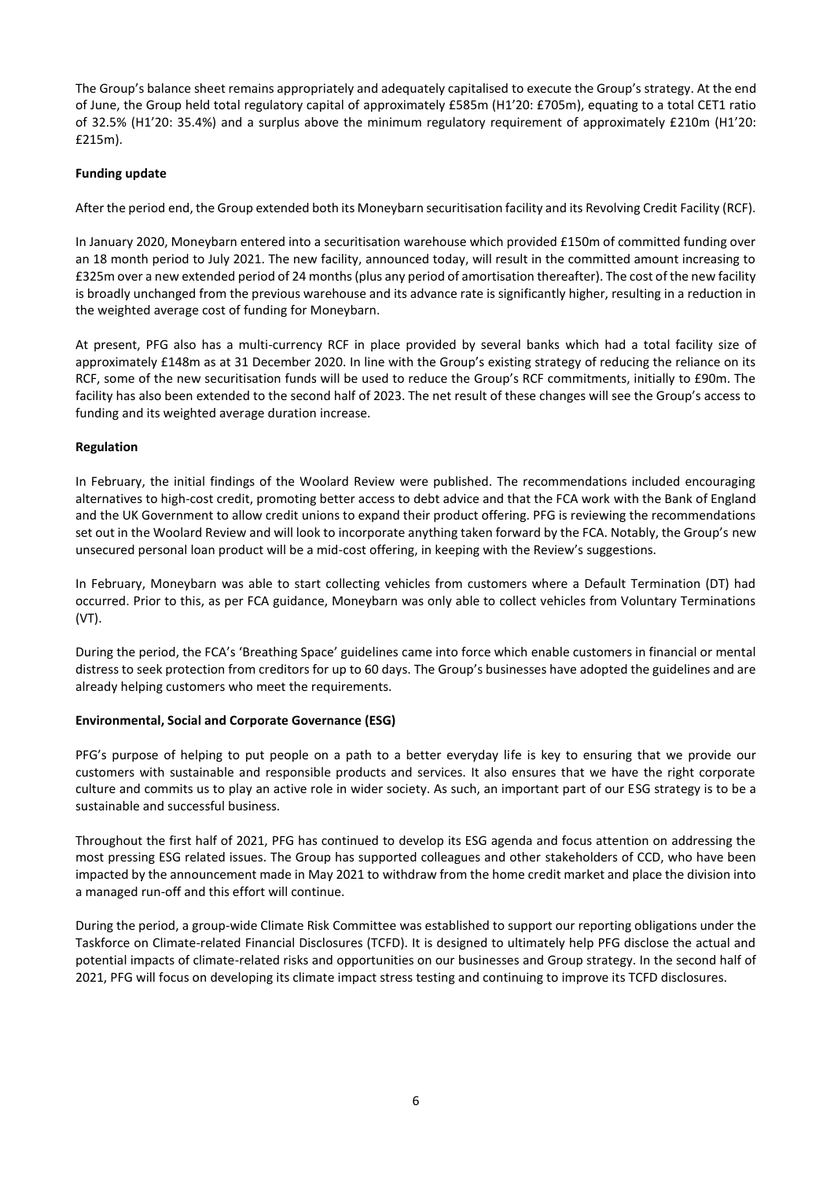The Group's balance sheet remains appropriately and adequately capitalised to execute the Group's strategy. At the end of June, the Group held total regulatory capital of approximately £585m (H1'20: £705m), equating to a total CET1 ratio of 32.5% (H1'20: 35.4%) and a surplus above the minimum regulatory requirement of approximately £210m (H1'20: £215m).

**Funding update**

After the period end, the Group extended both its Moneybarn securitisation facility and its Revolving Credit Facility (RCF).

In January 2020, Moneybarn entered into a securitisation warehouse which provided £150m of committed funding over an 18 month period to July 2021. The new facility, announced today, will result in the committed amount increasing to £325m over a new extended period of 24 months (plus any period of amortisation thereafter). The cost of the new facility is broadly unchanged from the previous warehouse and its advance rate is significantly higher, resulting in a reduction in the weighted average cost of funding for Moneybarn.

At present, PFG also has a multi-currency RCF in place provided by several banks which had a total facility size of approximately £148m as at 31 December 2020. In line with the Group's existing strategy of reducing the reliance on its RCF, some of the new securitisation funds will be used to reduce the Group's RCF commitments, initially to £90m. The facility has also been extended to the second half of 2023. The net result of these changes will see the Group's access to funding and its weighted average duration increase.

**Regulation**

In February, the initial findings of the Woolard Review were published. The recommendations included encouraging alternatives to high-cost credit, promoting better access to debt advice and that the FCA work with the Bank of England and the UK Government to allow credit unions to expand their product offering. PFG is reviewing the recommendations set out in the Woolard Review and will look to incorporate anything taken forward by the FCA. Notably, the Group's new unsecured personal loan product will be a mid-cost offering, in keeping with the Review's suggestions.

In February, Moneybarn was able to start collecting vehicles from customers where a Default Termination (DT) had occurred. Prior to this, as per FCA guidance, Moneybarn was only able to collect vehicles from Voluntary Terminations (VT).

During the period, the FCA's 'Breathing Space' guidelines came into force which enable customers in financial or mental distress to seek protection from creditors for up to 60 days. The Group's businesses have adopted the guidelines and are already helping customers who meet the requirements.

**Environmental, Social and Corporate Governance (ESG)**

PFG's purpose of helping to put people on a path to a better everyday life is key to ensuring that we provide our customers with sustainable and responsible products and services. It also ensures that we have the right corporate culture and commits us to play an active role in wider society. As such, an important part of our ESG strategy is to be a sustainable and successful business.

Throughout the first half of 2021, PFG has continued to develop its ESG agenda and focus attention on addressing the most pressing ESG related issues. The Group has supported colleagues and other stakeholders of CCD, who have been impacted by the announcement made in May 2021 to withdraw from the home credit market and place the division into a managed run-off and this effort will continue.

During the period, a group-wide Climate Risk Committee was established to support our reporting obligations under the Taskforce on Climate-related Financial Disclosures (TCFD). It is designed to ultimately help PFG disclose the actual and potential impacts of climate-related risks and opportunities on our businesses and Group strategy. In the second half of 2021, PFG will focus on developing its climate impact stress testing and continuing to improve its TCFD disclosures.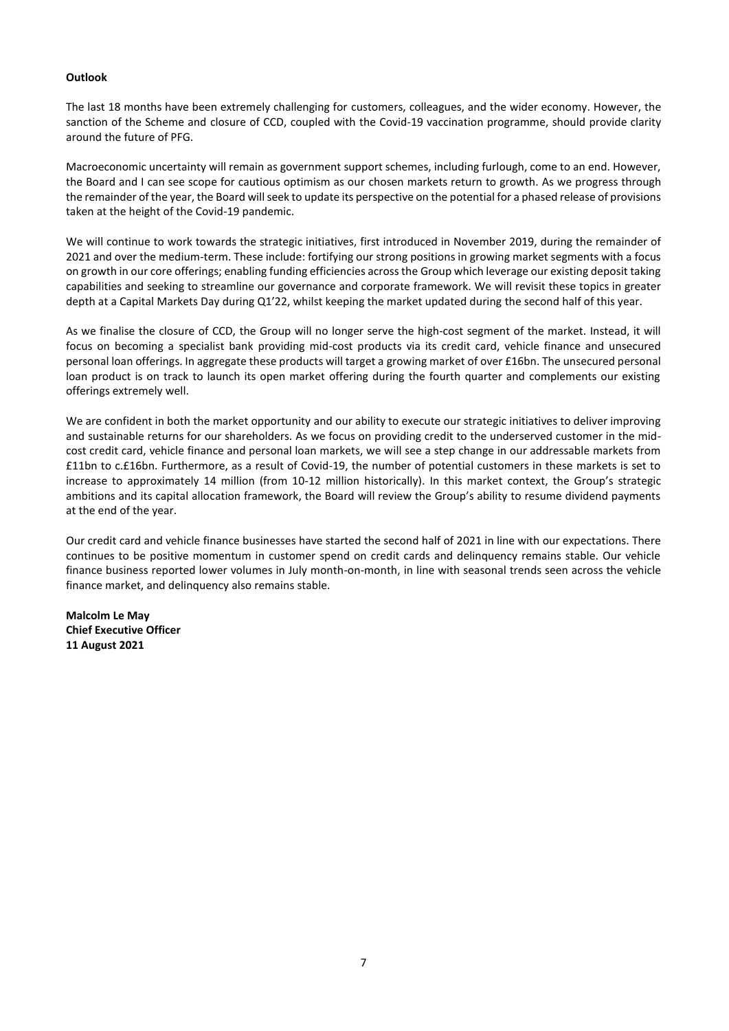**Outlook**

The last 18 months have been extremely challenging for customers, colleagues, and the wider economy. However, the sanction of the Scheme and closure of CCD, coupled with the Covid-19 vaccination programme, should provide clarity around the future of PFG.

Macroeconomic uncertainty will remain as government support schemes, including furlough, come to an end. However, the Board and I can see scope for cautious optimism as our chosen markets return to growth. As we progress through the remainder of the year, the Board will seek to update its perspective on the potential for a phased release of provisions taken at the height of the Covid-19 pandemic.

We will continue to work towards the strategic initiatives, first introduced in November 2019, during the remainder of 2021 and over the medium-term. These include: fortifying our strong positions in growing market segments with a focus on growth in our core offerings; enabling funding efficiencies across the Group which leverage our existing deposit taking capabilities and seeking to streamline our governance and corporate framework. We will revisit these topics in greater depth at a Capital Markets Day during Q1'22, whilst keeping the market updated during the second half of this year.

As we finalise the closure of CCD, the Group will no longer serve the high-cost segment of the market. Instead, it will focus on becoming a specialist bank providing mid-cost products via its credit card, vehicle finance and unsecured personal loan offerings. In aggregate these products will target a growing market of over £16bn. The unsecured personal loan product is on track to launch its open market offering during the fourth quarter and complements our existing offerings extremely well.

We are confident in both the market opportunity and our ability to execute our strategic initiatives to deliver improving and sustainable returns for our shareholders. As we focus on providing credit to the underserved customer in the mid-cost credit card, vehicle finance and personal loan markets, we will see a step change in our addressable markets from £11bn to c.£16bn. Furthermore, as a result of Covid-19, the number of potential customers in these markets is set to increase to approximately 14 million (from 10-12 million historically). In this market context, the Group's strategic ambitions and its capital allocation framework, the Board will review the Group's ability to resume dividend payments at the end of the year.

Our credit card and vehicle finance businesses have started the second half of 2021 in line with our expectations. There continues to be positive momentum in customer spend on credit cards and delinquency remains stable. Our vehicle finance business reported lower volumes in July month-on-month, in line with seasonal trends seen across the vehicle finance market, and delinquency also remains stable.

**Malcolm Le May**
**Chief Executive Officer**
**11 August 2021**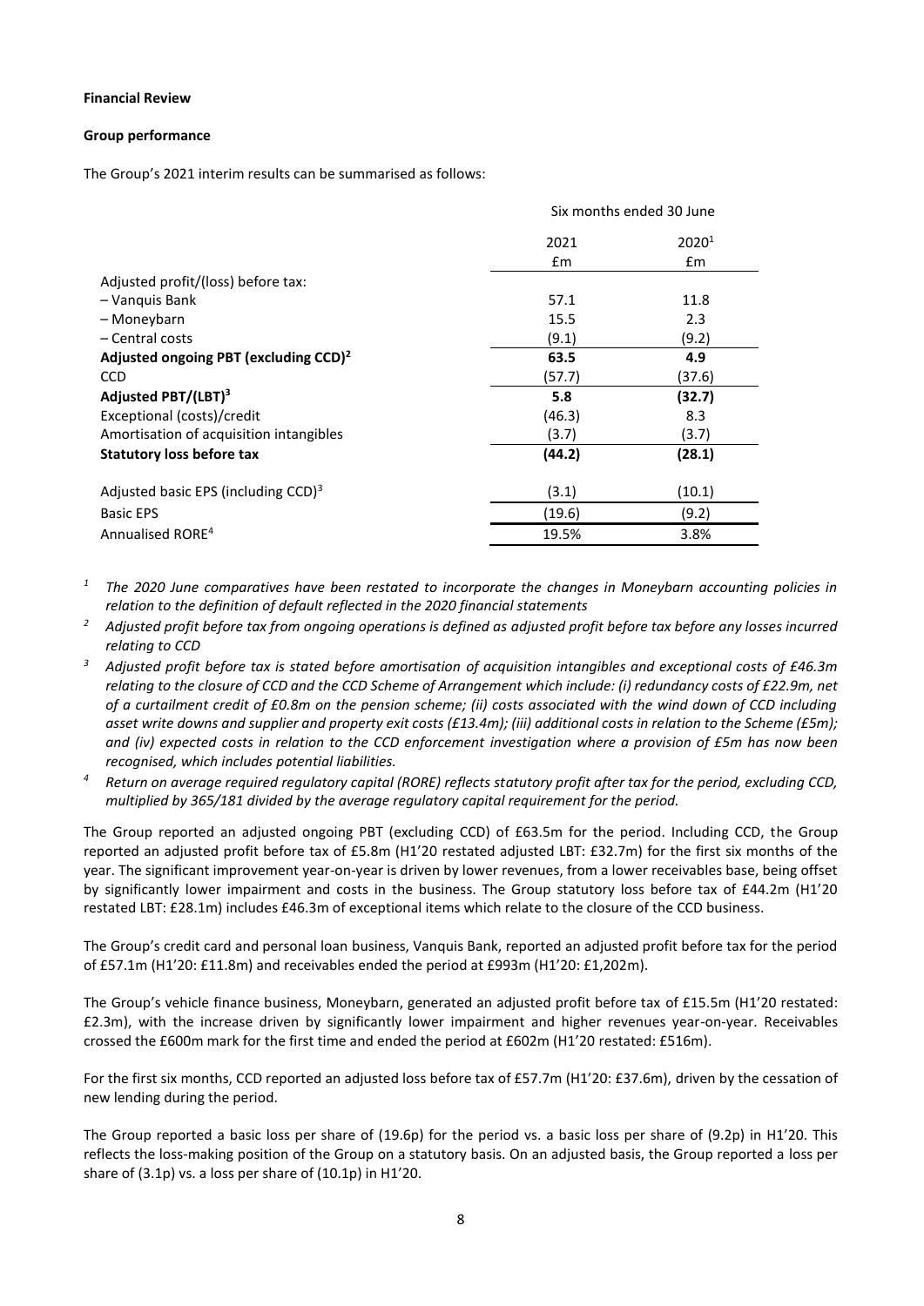**Financial Review**

**Group performance**

The Group's 2021 interim results can be summarised as follows:

| | Six months ended 30 June | |
|---|---|---|
| | 2021 | 2020[1] |
| | £m | £m |
| Adjusted profit/(loss) before tax: | | |
| – Vanquis Bank | 57.1 | 11.8 |
| – Moneybarn | 15.5 | 2.3 |
| – Central costs | (9.1) | (9.2) |
| **Adjusted ongoing PBT (excluding CCD)[2]** | **63.5** | **4.9** |
| CCD | (57.7) | (37.6) |
| **Adjusted PBT/(LBT)[3]** | **5.8** | **(32.7)** |
| Exceptional (costs)/credit | (46.3) | 8.3 |
| Amortisation of acquisition intangibles | (3.7) | (3.7) |
| **Statutory loss before tax** | **(44.2)** | **(28.1)** |
| Adjusted basic EPS (including CCD)[3] | (3.1) | (10.1) |
| Basic EPS | (19.6) | (9.2) |
| Annualised RORE[4] | 19.5% | 3.8% |

*[1] The 2020 June comparatives have been restated to incorporate the changes in Moneybarn accounting policies in relation to the definition of default reflected in the 2020 financial statements*

*[2] Adjusted profit before tax from ongoing operations is defined as adjusted profit before tax before any losses incurred relating to CCD*

*[3] Adjusted profit before tax is stated before amortisation of acquisition intangibles and exceptional costs of £46.3m relating to the closure of CCD and the CCD Scheme of Arrangement which include: (i) redundancy costs of £22.9m, net of a curtailment credit of £0.8m on the pension scheme; (ii) costs associated with the wind down of CCD including asset write downs and supplier and property exit costs (£13.4m); (iii) additional costs in relation to the Scheme (£5m); and (iv) expected costs in relation to the CCD enforcement investigation where a provision of £5m has now been recognised, which includes potential liabilities.*

*[4] Return on average required regulatory capital (RORE) reflects statutory profit after tax for the period, excluding CCD, multiplied by 365/181 divided by the average regulatory capital requirement for the period.*

The Group reported an adjusted ongoing PBT (excluding CCD) of £63.5m for the period. Including CCD, the Group reported an adjusted profit before tax of £5.8m (H1'20 restated adjusted LBT: £32.7m) for the first six months of the year. The significant improvement year-on-year is driven by lower revenues, from a lower receivables base, being offset by significantly lower impairment and costs in the business. The Group statutory loss before tax of £44.2m (H1'20 restated LBT: £28.1m) includes £46.3m of exceptional items which relate to the closure of the CCD business.

The Group's credit card and personal loan business, Vanquis Bank, reported an adjusted profit before tax for the period of £57.1m (H1'20: £11.8m) and receivables ended the period at £993m (H1'20: £1,202m).

The Group's vehicle finance business, Moneybarn, generated an adjusted profit before tax of £15.5m (H1'20 restated: £2.3m), with the increase driven by significantly lower impairment and higher revenues year-on-year. Receivables crossed the £600m mark for the first time and ended the period at £602m (H1'20 restated: £516m).

For the first six months, CCD reported an adjusted loss before tax of £57.7m (H1'20: £37.6m), driven by the cessation of new lending during the period.

The Group reported a basic loss per share of (19.6p) for the period vs. a basic loss per share of (9.2p) in H1'20. This reflects the loss-making position of the Group on a statutory basis. On an adjusted basis, the Group reported a loss per share of (3.1p) vs. a loss per share of (10.1p) in H1'20.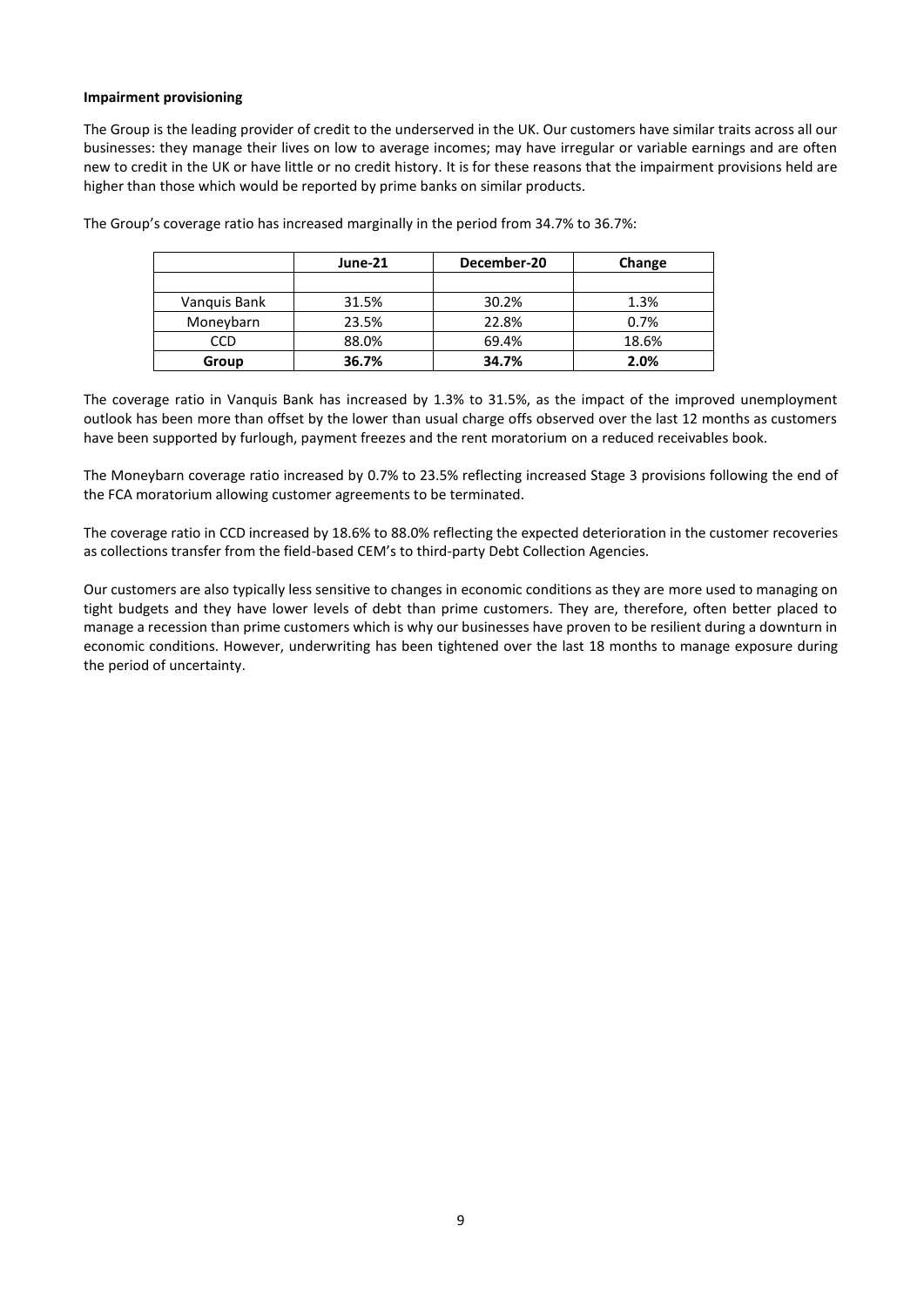**Impairment provisioning**

The Group is the leading provider of credit to the underserved in the UK. Our customers have similar traits across all our businesses: they manage their lives on low to average incomes; may have irregular or variable earnings and are often new to credit in the UK or have little or no credit history. It is for these reasons that the impairment provisions held are higher than those which would be reported by prime banks on similar products.

The Group's coverage ratio has increased marginally in the period from 34.7% to 36.7%:

| | June-21 | December-20 | Change |
|---|---|---|---|
| | | | |
| Vanquis Bank | 31.5% | 30.2% | 1.3% |
| Moneybarn | 23.5% | 22.8% | 0.7% |
| CCD | 88.0% | 69.4% | 18.6% |
| **Group** | **36.7%** | **34.7%** | **2.0%** |

The coverage ratio in Vanquis Bank has increased by 1.3% to 31.5%, as the impact of the improved unemployment outlook has been more than offset by the lower than usual charge offs observed over the last 12 months as customers have been supported by furlough, payment freezes and the rent moratorium on a reduced receivables book.

The Moneybarn coverage ratio increased by 0.7% to 23.5% reflecting increased Stage 3 provisions following the end of the FCA moratorium allowing customer agreements to be terminated.

The coverage ratio in CCD increased by 18.6% to 88.0% reflecting the expected deterioration in the customer recoveries as collections transfer from the field-based CEM's to third-party Debt Collection Agencies.

Our customers are also typically less sensitive to changes in economic conditions as they are more used to managing on tight budgets and they have lower levels of debt than prime customers. They are, therefore, often better placed to manage a recession than prime customers which is why our businesses have proven to be resilient during a downturn in economic conditions. However, underwriting has been tightened over the last 18 months to manage exposure during the period of uncertainty.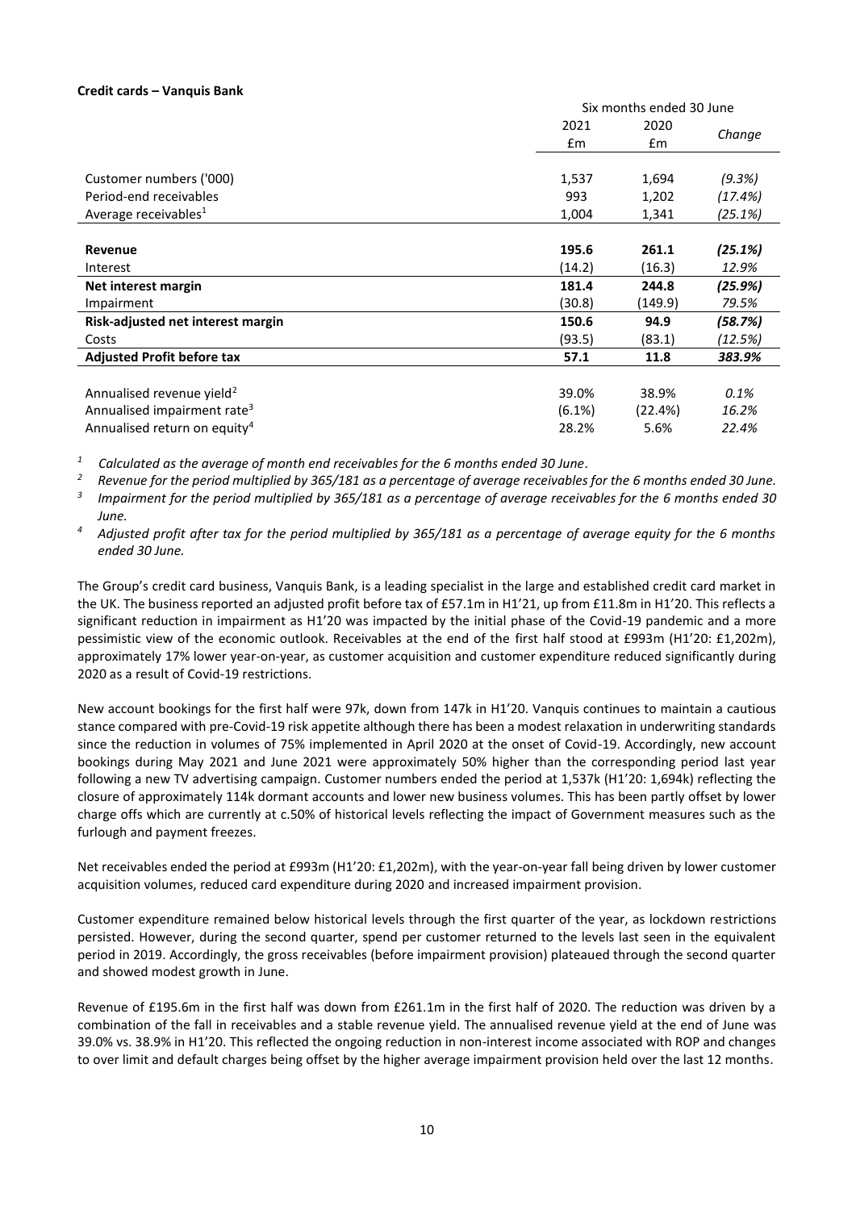**Credit cards – Vanquis Bank**

| | Six months ended 30 June | | |
|---|---|---|---|
| | 2021 £m | 2020 £m | Change |
| Customer numbers ('000) | 1,537 | 1,694 | *(9.3%)* |
| Period-end receivables | 993 | 1,202 | *(17.4%)* |
| Average receivables[1] | 1,004 | 1,341 | *(25.1%)* |
| **Revenue** | **195.6** | **261.1** | ***(25.1%)*** |
| Interest | (14.2) | (16.3) | *12.9%* |
| **Net interest margin** | **181.4** | **244.8** | ***(25.9%)*** |
| Impairment | (30.8) | (149.9) | *79.5%* |
| **Risk-adjusted net interest margin** | **150.6** | **94.9** | ***(58.7%)*** |
| Costs | (93.5) | (83.1) | *(12.5%)* |
| **Adjusted Profit before tax** | **57.1** | **11.8** | ***383.9%*** |
| Annualised revenue yield[2] | 39.0% | 38.9% | *0.1%* |
| Annualised impairment rate[3] | (6.1%) | (22.4%) | *16.2%* |
| Annualised return on equity[4] | 28.2% | 5.6% | *22.4%* |

[1] *Calculated as the average of month end receivables for the 6 months ended 30 June.*

[2] *Revenue for the period multiplied by 365/181 as a percentage of average receivables for the 6 months ended 30 June.*

[3] *Impairment for the period multiplied by 365/181 as a percentage of average receivables for the 6 months ended 30 June.*

[4] *Adjusted profit after tax for the period multiplied by 365/181 as a percentage of average equity for the 6 months ended 30 June.*

The Group's credit card business, Vanquis Bank, is a leading specialist in the large and established credit card market in the UK. The business reported an adjusted profit before tax of £57.1m in H1'21, up from £11.8m in H1'20. This reflects a significant reduction in impairment as H1'20 was impacted by the initial phase of the Covid-19 pandemic and a more pessimistic view of the economic outlook. Receivables at the end of the first half stood at £993m (H1'20: £1,202m), approximately 17% lower year-on-year, as customer acquisition and customer expenditure reduced significantly during 2020 as a result of Covid-19 restrictions.

New account bookings for the first half were 97k, down from 147k in H1'20. Vanquis continues to maintain a cautious stance compared with pre-Covid-19 risk appetite although there has been a modest relaxation in underwriting standards since the reduction in volumes of 75% implemented in April 2020 at the onset of Covid-19. Accordingly, new account bookings during May 2021 and June 2021 were approximately 50% higher than the corresponding period last year following a new TV advertising campaign. Customer numbers ended the period at 1,537k (H1'20: 1,694k) reflecting the closure of approximately 114k dormant accounts and lower new business volumes. This has been partly offset by lower charge offs which are currently at c.50% of historical levels reflecting the impact of Government measures such as the furlough and payment freezes.

Net receivables ended the period at £993m (H1'20: £1,202m), with the year-on-year fall being driven by lower customer acquisition volumes, reduced card expenditure during 2020 and increased impairment provision.

Customer expenditure remained below historical levels through the first quarter of the year, as lockdown restrictions persisted. However, during the second quarter, spend per customer returned to the levels last seen in the equivalent period in 2019. Accordingly, the gross receivables (before impairment provision) plateaued through the second quarter and showed modest growth in June.

Revenue of £195.6m in the first half was down from £261.1m in the first half of 2020. The reduction was driven by a combination of the fall in receivables and a stable revenue yield. The annualised revenue yield at the end of June was 39.0% vs. 38.9% in H1'20. This reflected the ongoing reduction in non-interest income associated with ROP and changes to over limit and default charges being offset by the higher average impairment provision held over the last 12 months.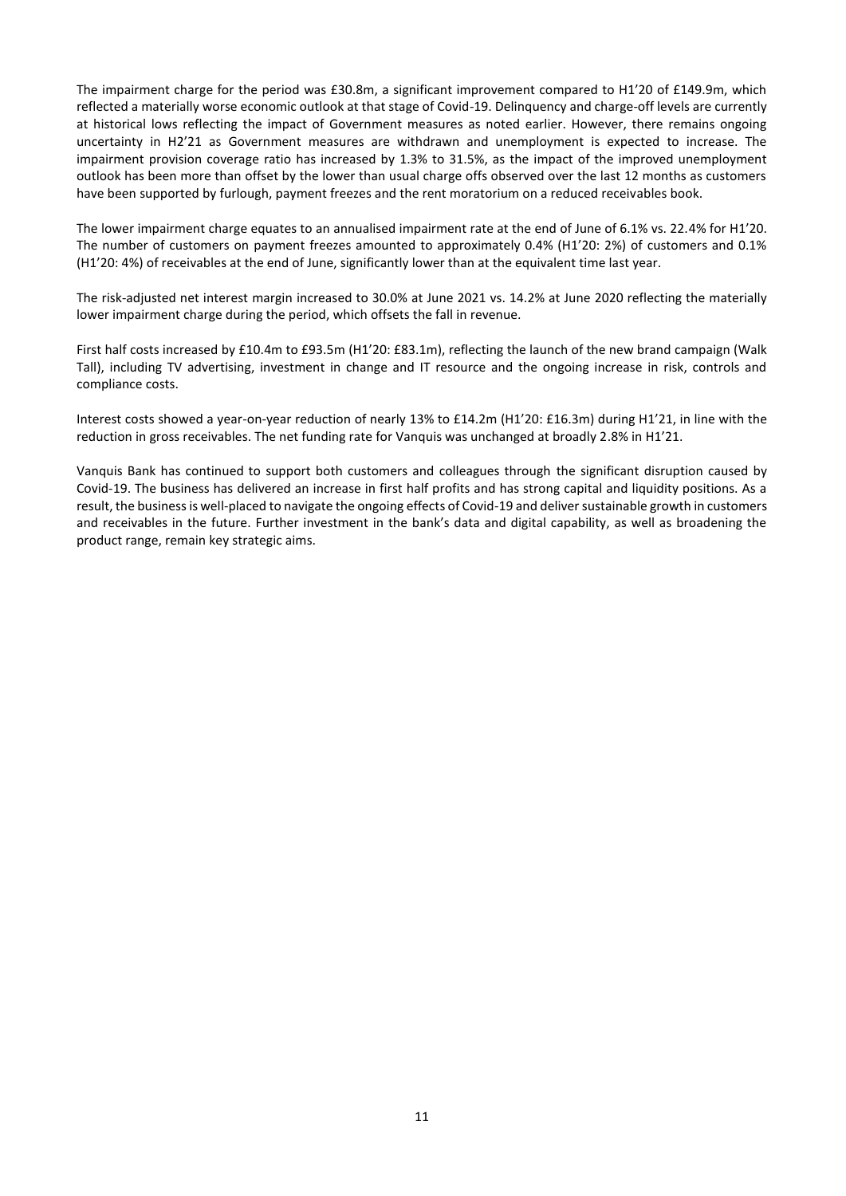The impairment charge for the period was £30.8m, a significant improvement compared to H1'20 of £149.9m, which reflected a materially worse economic outlook at that stage of Covid-19. Delinquency and charge-off levels are currently at historical lows reflecting the impact of Government measures as noted earlier. However, there remains ongoing uncertainty in H2'21 as Government measures are withdrawn and unemployment is expected to increase. The impairment provision coverage ratio has increased by 1.3% to 31.5%, as the impact of the improved unemployment outlook has been more than offset by the lower than usual charge offs observed over the last 12 months as customers have been supported by furlough, payment freezes and the rent moratorium on a reduced receivables book.

The lower impairment charge equates to an annualised impairment rate at the end of June of 6.1% vs. 22.4% for H1'20. The number of customers on payment freezes amounted to approximately 0.4% (H1'20: 2%) of customers and 0.1% (H1'20: 4%) of receivables at the end of June, significantly lower than at the equivalent time last year.

The risk-adjusted net interest margin increased to 30.0% at June 2021 vs. 14.2% at June 2020 reflecting the materially lower impairment charge during the period, which offsets the fall in revenue.

First half costs increased by £10.4m to £93.5m (H1'20: £83.1m), reflecting the launch of the new brand campaign (Walk Tall), including TV advertising, investment in change and IT resource and the ongoing increase in risk, controls and compliance costs.

Interest costs showed a year-on-year reduction of nearly 13% to £14.2m (H1'20: £16.3m) during H1'21, in line with the reduction in gross receivables. The net funding rate for Vanquis was unchanged at broadly 2.8% in H1'21.

Vanquis Bank has continued to support both customers and colleagues through the significant disruption caused by Covid-19. The business has delivered an increase in first half profits and has strong capital and liquidity positions. As a result, the business is well-placed to navigate the ongoing effects of Covid-19 and deliver sustainable growth in customers and receivables in the future. Further investment in the bank's data and digital capability, as well as broadening the product range, remain key strategic aims.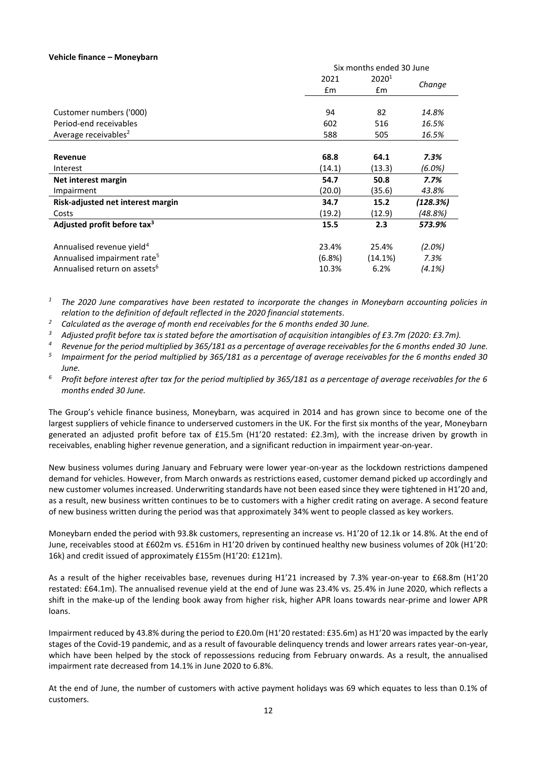**Vehicle finance – Moneybarn**

| | Six months ended 30 June | | |
|---|---|---|---|
| | 2021 £m | 2020[1] £m | Change |
| Customer numbers ('000) | 94 | 82 | *14.8%* |
| Period-end receivables | 602 | 516 | *16.5%* |
| Average receivables[2] | 588 | 505 | *16.5%* |
| **Revenue** | **68.8** | **64.1** | ***7.3%*** |
| Interest | (14.1) | (13.3) | *(6.0%)* |
| **Net interest margin** | **54.7** | **50.8** | ***7.7%*** |
| Impairment | (20.0) | (35.6) | *43.8%* |
| **Risk-adjusted net interest margin** | **34.7** | **15.2** | ***(128.3%)*** |
| Costs | (19.2) | (12.9) | *(48.8%)* |
| **Adjusted profit before tax[3]** | **15.5** | **2.3** | ***573.9%*** |
| Annualised revenue yield[4] | 23.4% | 25.4% | *(2.0%)* |
| Annualised impairment rate[5] | (6.8%) | (14.1%) | *7.3%* |
| Annualised return on assets[6] | 10.3% | 6.2% | *(4.1%)* |

*[1] The 2020 June comparatives have been restated to incorporate the changes in Moneybarn accounting policies in relation to the definition of default reflected in the 2020 financial statements.*

*[2] Calculated as the average of month end receivables for the 6 months ended 30 June.*

*[3] Adjusted profit before tax is stated before the amortisation of acquisition intangibles of £3.7m (2020: £3.7m).*

*[4] Revenue for the period multiplied by 365/181 as a percentage of average receivables for the 6 months ended 30 June.*

*[5] Impairment for the period multiplied by 365/181 as a percentage of average receivables for the 6 months ended 30 June.*

*[6] Profit before interest after tax for the period multiplied by 365/181 as a percentage of average receivables for the 6 months ended 30 June.*

The Group's vehicle finance business, Moneybarn, was acquired in 2014 and has grown since to become one of the largest suppliers of vehicle finance to underserved customers in the UK. For the first six months of the year, Moneybarn generated an adjusted profit before tax of £15.5m (H1'20 restated: £2.3m), with the increase driven by growth in receivables, enabling higher revenue generation, and a significant reduction in impairment year-on-year.

New business volumes during January and February were lower year-on-year as the lockdown restrictions dampened demand for vehicles. However, from March onwards as restrictions eased, customer demand picked up accordingly and new customer volumes increased. Underwriting standards have not been eased since they were tightened in H1'20 and, as a result, new business written continues to be to customers with a higher credit rating on average. A second feature of new business written during the period was that approximately 34% went to people classed as key workers.

Moneybarn ended the period with 93.8k customers, representing an increase vs. H1'20 of 12.1k or 14.8%. At the end of June, receivables stood at £602m vs. £516m in H1'20 driven by continued healthy new business volumes of 20k (H1'20: 16k) and credit issued of approximately £155m (H1'20: £121m).

As a result of the higher receivables base, revenues during H1'21 increased by 7.3% year-on-year to £68.8m (H1'20 restated: £64.1m). The annualised revenue yield at the end of June was 23.4% vs. 25.4% in June 2020, which reflects a shift in the make-up of the lending book away from higher risk, higher APR loans towards near-prime and lower APR loans.

Impairment reduced by 43.8% during the period to £20.0m (H1'20 restated: £35.6m) as H1'20 was impacted by the early stages of the Covid-19 pandemic, and as a result of favourable delinquency trends and lower arrears rates year-on-year, which have been helped by the stock of repossessions reducing from February onwards. As a result, the annualised impairment rate decreased from 14.1% in June 2020 to 6.8%.

At the end of June, the number of customers with active payment holidays was 69 which equates to less than 0.1% of customers.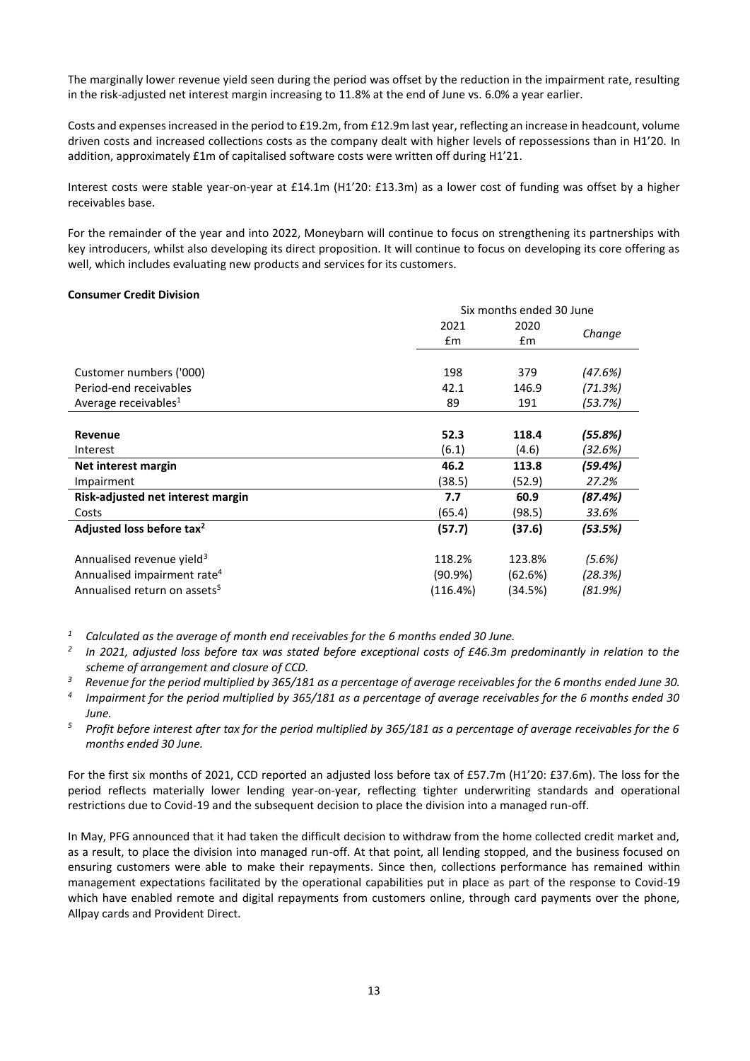The marginally lower revenue yield seen during the period was offset by the reduction in the impairment rate, resulting in the risk-adjusted net interest margin increasing to 11.8% at the end of June vs. 6.0% a year earlier.

Costs and expenses increased in the period to £19.2m, from £12.9m last year, reflecting an increase in headcount, volume driven costs and increased collections costs as the company dealt with higher levels of repossessions than in H1'20. In addition, approximately £1m of capitalised software costs were written off during H1'21.

Interest costs were stable year-on-year at £14.1m (H1'20: £13.3m) as a lower cost of funding was offset by a higher receivables base.

For the remainder of the year and into 2022, Moneybarn will continue to focus on strengthening its partnerships with key introducers, whilst also developing its direct proposition. It will continue to focus on developing its core offering as well, which includes evaluating new products and services for its customers.

**Consumer Credit Division**

| | Six months ended 30 June | | |
|---|---|---|---|
| | 2021 £m | 2020 £m | *Change* |
| Customer numbers ('000) | 198 | 379 | *(47.6%)* |
| Period-end receivables | 42.1 | 146.9 | *(71.3%)* |
| Average receivables[1] | 89 | 191 | *(53.7%)* |
| **Revenue** | **52.3** | **118.4** | ***(55.8%)*** |
| Interest | (6.1) | (4.6) | *(32.6%)* |
| **Net interest margin** | **46.2** | **113.8** | ***(59.4%)*** |
| Impairment | (38.5) | (52.9) | *27.2%* |
| **Risk-adjusted net interest margin** | **7.7** | **60.9** | ***(87.4%)*** |
| Costs | (65.4) | (98.5) | *33.6%* |
| **Adjusted loss before tax[2]** | **(57.7)** | **(37.6)** | ***(53.5%)*** |
| Annualised revenue yield[3] | 118.2% | 123.8% | *(5.6%)* |
| Annualised impairment rate[4] | (90.9%) | (62.6%) | *(28.3%)* |
| Annualised return on assets[5] | (116.4%) | (34.5%) | *(81.9%)* |

*[1] Calculated as the average of month end receivables for the 6 months ended 30 June.*

*[2] In 2021, adjusted loss before tax was stated before exceptional costs of £46.3m predominantly in relation to the scheme of arrangement and closure of CCD.*

*[3] Revenue for the period multiplied by 365/181 as a percentage of average receivables for the 6 months ended June 30.*

*[4] Impairment for the period multiplied by 365/181 as a percentage of average receivables for the 6 months ended 30 June.*

*[5] Profit before interest after tax for the period multiplied by 365/181 as a percentage of average receivables for the 6 months ended 30 June.*

For the first six months of 2021, CCD reported an adjusted loss before tax of £57.7m (H1'20: £37.6m). The loss for the period reflects materially lower lending year-on-year, reflecting tighter underwriting standards and operational restrictions due to Covid-19 and the subsequent decision to place the division into a managed run-off.

In May, PFG announced that it had taken the difficult decision to withdraw from the home collected credit market and, as a result, to place the division into managed run-off. At that point, all lending stopped, and the business focused on ensuring customers were able to make their repayments. Since then, collections performance has remained within management expectations facilitated by the operational capabilities put in place as part of the response to Covid-19 which have enabled remote and digital repayments from customers online, through card payments over the phone, Allpay cards and Provident Direct.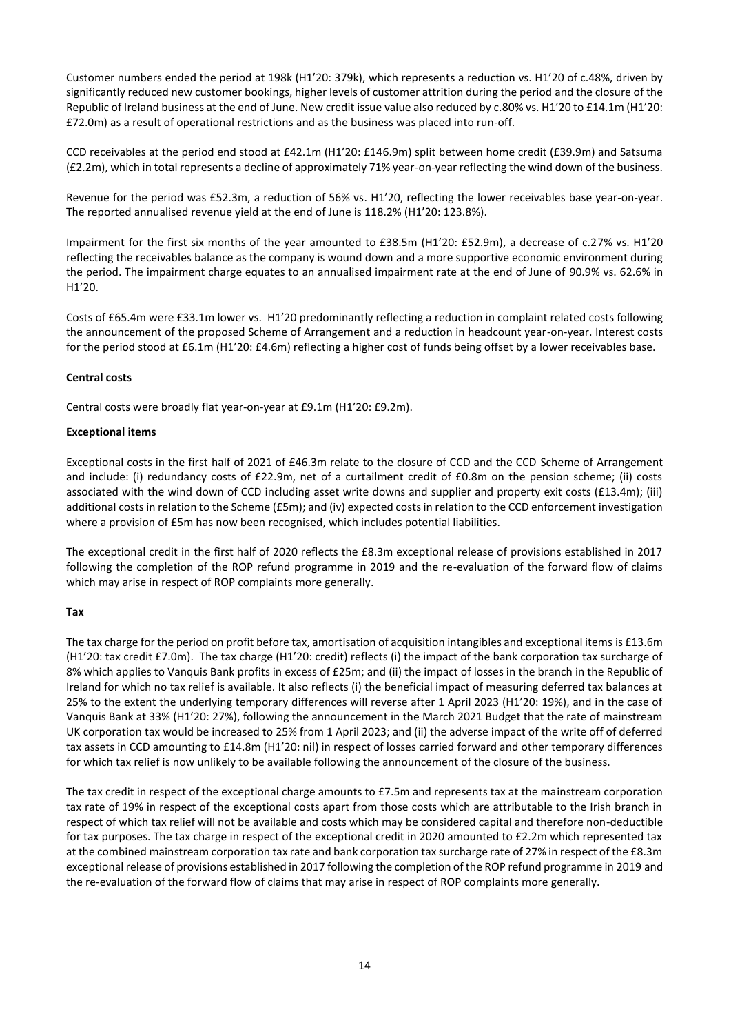Customer numbers ended the period at 198k (H1'20: 379k), which represents a reduction vs. H1'20 of c.48%, driven by significantly reduced new customer bookings, higher levels of customer attrition during the period and the closure of the Republic of Ireland business at the end of June. New credit issue value also reduced by c.80% vs. H1'20 to £14.1m (H1'20: £72.0m) as a result of operational restrictions and as the business was placed into run-off.

CCD receivables at the period end stood at £42.1m (H1'20: £146.9m) split between home credit (£39.9m) and Satsuma (£2.2m), which in total represents a decline of approximately 71% year-on-year reflecting the wind down of the business.

Revenue for the period was £52.3m, a reduction of 56% vs. H1'20, reflecting the lower receivables base year-on-year. The reported annualised revenue yield at the end of June is 118.2% (H1'20: 123.8%).

Impairment for the first six months of the year amounted to £38.5m (H1'20: £52.9m), a decrease of c.27% vs. H1'20 reflecting the receivables balance as the company is wound down and a more supportive economic environment during the period. The impairment charge equates to an annualised impairment rate at the end of June of 90.9% vs. 62.6% in H1'20.

Costs of £65.4m were £33.1m lower vs. H1'20 predominantly reflecting a reduction in complaint related costs following the announcement of the proposed Scheme of Arrangement and a reduction in headcount year-on-year. Interest costs for the period stood at £6.1m (H1'20: £4.6m) reflecting a higher cost of funds being offset by a lower receivables base.

**Central costs**

Central costs were broadly flat year-on-year at £9.1m (H1'20: £9.2m).

**Exceptional items**

Exceptional costs in the first half of 2021 of £46.3m relate to the closure of CCD and the CCD Scheme of Arrangement and include: (i) redundancy costs of £22.9m, net of a curtailment credit of £0.8m on the pension scheme; (ii) costs associated with the wind down of CCD including asset write downs and supplier and property exit costs (£13.4m); (iii) additional costs in relation to the Scheme (£5m); and (iv) expected costs in relation to the CCD enforcement investigation where a provision of £5m has now been recognised, which includes potential liabilities.

The exceptional credit in the first half of 2020 reflects the £8.3m exceptional release of provisions established in 2017 following the completion of the ROP refund programme in 2019 and the re-evaluation of the forward flow of claims which may arise in respect of ROP complaints more generally.

**Tax**

The tax charge for the period on profit before tax, amortisation of acquisition intangibles and exceptional items is £13.6m (H1'20: tax credit £7.0m). The tax charge (H1'20: credit) reflects (i) the impact of the bank corporation tax surcharge of 8% which applies to Vanquis Bank profits in excess of £25m; and (ii) the impact of losses in the branch in the Republic of Ireland for which no tax relief is available. It also reflects (i) the beneficial impact of measuring deferred tax balances at 25% to the extent the underlying temporary differences will reverse after 1 April 2023 (H1'20: 19%), and in the case of Vanquis Bank at 33% (H1'20: 27%), following the announcement in the March 2021 Budget that the rate of mainstream UK corporation tax would be increased to 25% from 1 April 2023; and (ii) the adverse impact of the write off of deferred tax assets in CCD amounting to £14.8m (H1'20: nil) in respect of losses carried forward and other temporary differences for which tax relief is now unlikely to be available following the announcement of the closure of the business.

The tax credit in respect of the exceptional charge amounts to £7.5m and represents tax at the mainstream corporation tax rate of 19% in respect of the exceptional costs apart from those costs which are attributable to the Irish branch in respect of which tax relief will not be available and costs which may be considered capital and therefore non-deductible for tax purposes. The tax charge in respect of the exceptional credit in 2020 amounted to £2.2m which represented tax at the combined mainstream corporation tax rate and bank corporation tax surcharge rate of 27% in respect of the £8.3m exceptional release of provisions established in 2017 following the completion of the ROP refund programme in 2019 and the re-evaluation of the forward flow of claims that may arise in respect of ROP complaints more generally.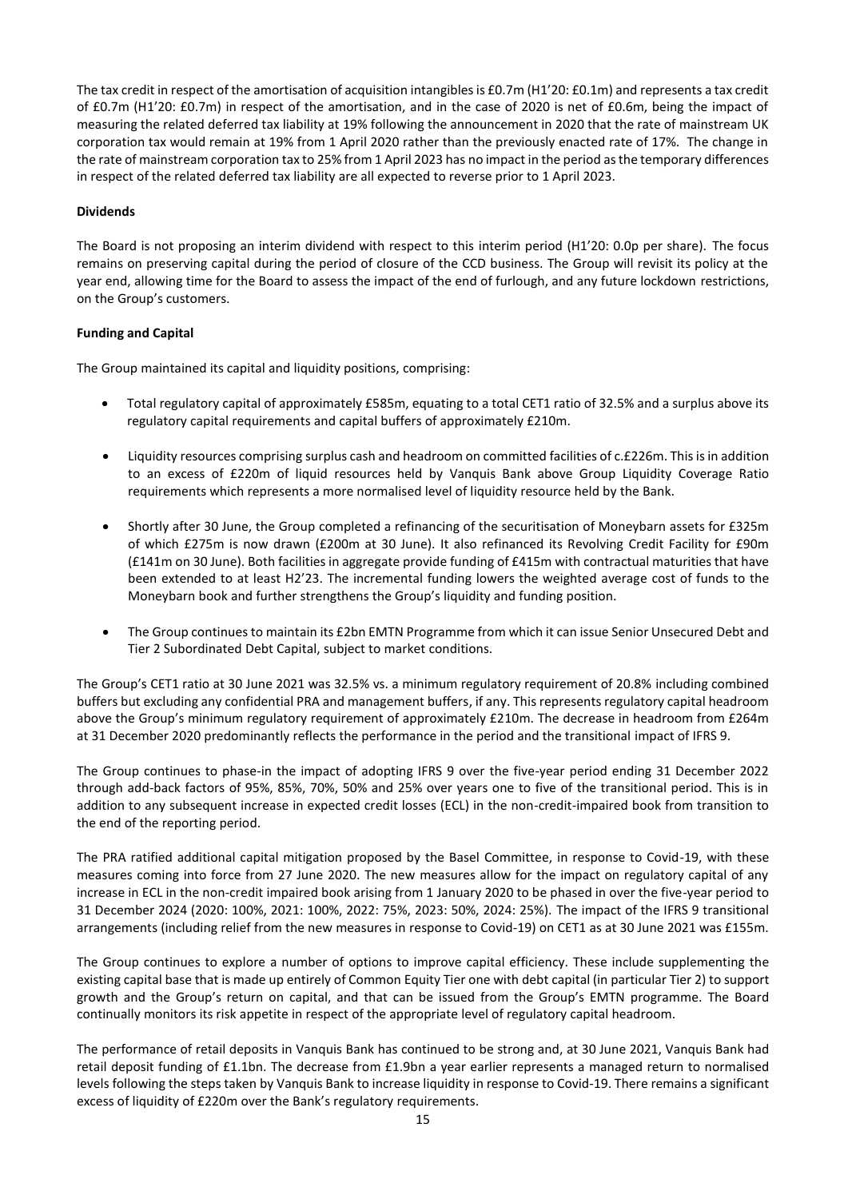The tax credit in respect of the amortisation of acquisition intangibles is £0.7m (H1'20: £0.1m) and represents a tax credit of £0.7m (H1'20: £0.7m) in respect of the amortisation, and in the case of 2020 is net of £0.6m, being the impact of measuring the related deferred tax liability at 19% following the announcement in 2020 that the rate of mainstream UK corporation tax would remain at 19% from 1 April 2020 rather than the previously enacted rate of 17%. The change in the rate of mainstream corporation tax to 25% from 1 April 2023 has no impact in the period as the temporary differences in respect of the related deferred tax liability are all expected to reverse prior to 1 April 2023.

**Dividends**

The Board is not proposing an interim dividend with respect to this interim period (H1'20: 0.0p per share). The focus remains on preserving capital during the period of closure of the CCD business. The Group will revisit its policy at the year end, allowing time for the Board to assess the impact of the end of furlough, and any future lockdown restrictions, on the Group's customers.

**Funding and Capital**

The Group maintained its capital and liquidity positions, comprising:

- Total regulatory capital of approximately £585m, equating to a total CET1 ratio of 32.5% and a surplus above its regulatory capital requirements and capital buffers of approximately £210m.
- Liquidity resources comprising surplus cash and headroom on committed facilities of c.£226m. This is in addition to an excess of £220m of liquid resources held by Vanquis Bank above Group Liquidity Coverage Ratio requirements which represents a more normalised level of liquidity resource held by the Bank.
- Shortly after 30 June, the Group completed a refinancing of the securitisation of Moneybarn assets for £325m of which £275m is now drawn (£200m at 30 June). It also refinanced its Revolving Credit Facility for £90m (£141m on 30 June). Both facilities in aggregate provide funding of £415m with contractual maturities that have been extended to at least H2'23. The incremental funding lowers the weighted average cost of funds to the Moneybarn book and further strengthens the Group's liquidity and funding position.
- The Group continues to maintain its £2bn EMTN Programme from which it can issue Senior Unsecured Debt and Tier 2 Subordinated Debt Capital, subject to market conditions.

The Group's CET1 ratio at 30 June 2021 was 32.5% vs. a minimum regulatory requirement of 20.8% including combined buffers but excluding any confidential PRA and management buffers, if any. This represents regulatory capital headroom above the Group's minimum regulatory requirement of approximately £210m. The decrease in headroom from £264m at 31 December 2020 predominantly reflects the performance in the period and the transitional impact of IFRS 9.

The Group continues to phase-in the impact of adopting IFRS 9 over the five-year period ending 31 December 2022 through add-back factors of 95%, 85%, 70%, 50% and 25% over years one to five of the transitional period. This is in addition to any subsequent increase in expected credit losses (ECL) in the non-credit-impaired book from transition to the end of the reporting period.

The PRA ratified additional capital mitigation proposed by the Basel Committee, in response to Covid-19, with these measures coming into force from 27 June 2020. The new measures allow for the impact on regulatory capital of any increase in ECL in the non-credit impaired book arising from 1 January 2020 to be phased in over the five-year period to 31 December 2024 (2020: 100%, 2021: 100%, 2022: 75%, 2023: 50%, 2024: 25%). The impact of the IFRS 9 transitional arrangements (including relief from the new measures in response to Covid-19) on CET1 as at 30 June 2021 was £155m.

The Group continues to explore a number of options to improve capital efficiency. These include supplementing the existing capital base that is made up entirely of Common Equity Tier one with debt capital (in particular Tier 2) to support growth and the Group's return on capital, and that can be issued from the Group's EMTN programme. The Board continually monitors its risk appetite in respect of the appropriate level of regulatory capital headroom.

The performance of retail deposits in Vanquis Bank has continued to be strong and, at 30 June 2021, Vanquis Bank had retail deposit funding of £1.1bn. The decrease from £1.9bn a year earlier represents a managed return to normalised levels following the steps taken by Vanquis Bank to increase liquidity in response to Covid-19. There remains a significant excess of liquidity of £220m over the Bank's regulatory requirements.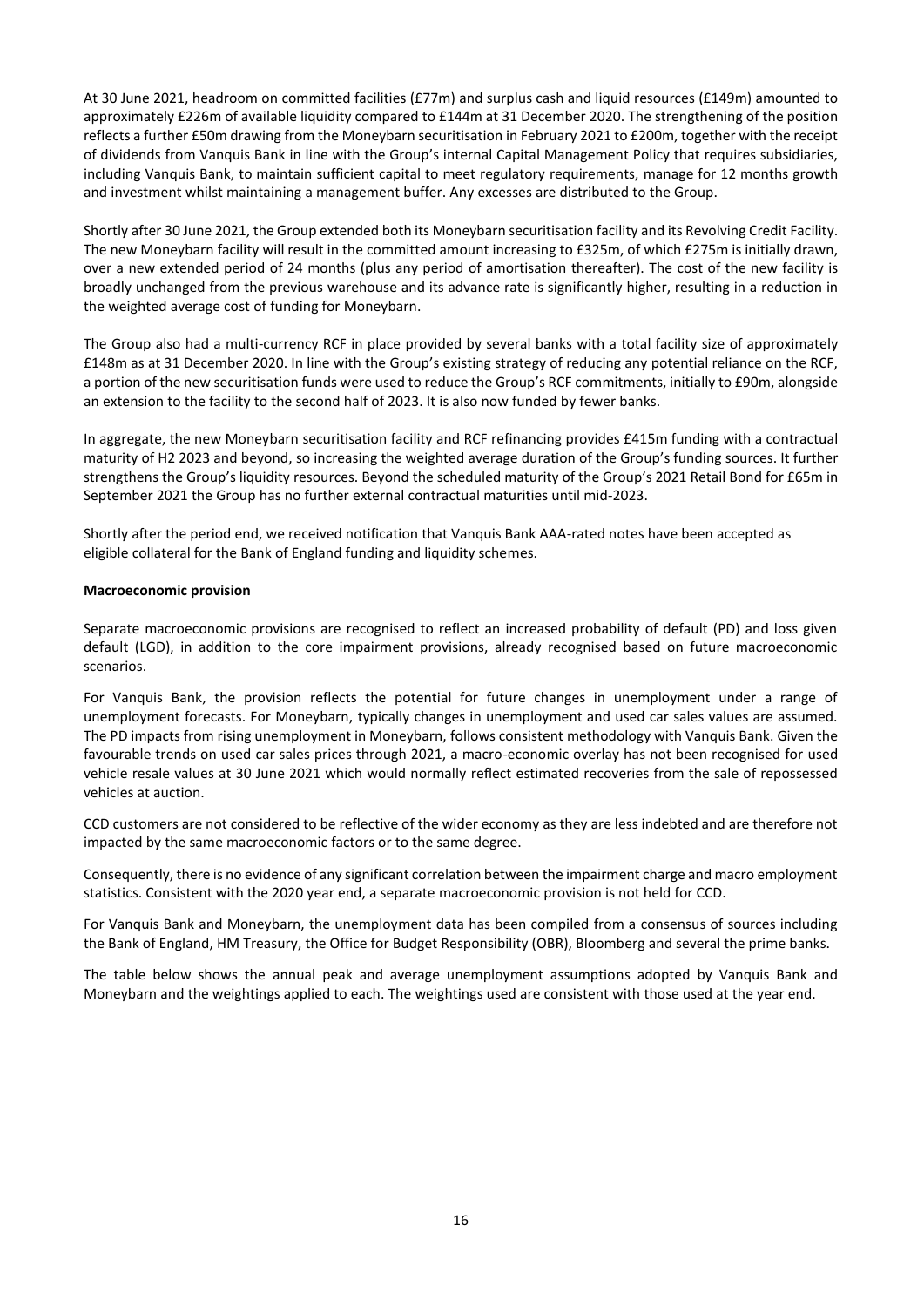At 30 June 2021, headroom on committed facilities (£77m) and surplus cash and liquid resources (£149m) amounted to approximately £226m of available liquidity compared to £144m at 31 December 2020. The strengthening of the position reflects a further £50m drawing from the Moneybarn securitisation in February 2021 to £200m, together with the receipt of dividends from Vanquis Bank in line with the Group's internal Capital Management Policy that requires subsidiaries, including Vanquis Bank, to maintain sufficient capital to meet regulatory requirements, manage for 12 months growth and investment whilst maintaining a management buffer. Any excesses are distributed to the Group.

Shortly after 30 June 2021, the Group extended both its Moneybarn securitisation facility and its Revolving Credit Facility. The new Moneybarn facility will result in the committed amount increasing to £325m, of which £275m is initially drawn, over a new extended period of 24 months (plus any period of amortisation thereafter). The cost of the new facility is broadly unchanged from the previous warehouse and its advance rate is significantly higher, resulting in a reduction in the weighted average cost of funding for Moneybarn.

The Group also had a multi-currency RCF in place provided by several banks with a total facility size of approximately £148m as at 31 December 2020. In line with the Group's existing strategy of reducing any potential reliance on the RCF, a portion of the new securitisation funds were used to reduce the Group's RCF commitments, initially to £90m, alongside an extension to the facility to the second half of 2023. It is also now funded by fewer banks.

In aggregate, the new Moneybarn securitisation facility and RCF refinancing provides £415m funding with a contractual maturity of H2 2023 and beyond, so increasing the weighted average duration of the Group's funding sources. It further strengthens the Group's liquidity resources. Beyond the scheduled maturity of the Group's 2021 Retail Bond for £65m in September 2021 the Group has no further external contractual maturities until mid-2023.

Shortly after the period end, we received notification that Vanquis Bank AAA-rated notes have been accepted as eligible collateral for the Bank of England funding and liquidity schemes.

**Macroeconomic provision**

Separate macroeconomic provisions are recognised to reflect an increased probability of default (PD) and loss given default (LGD), in addition to the core impairment provisions, already recognised based on future macroeconomic scenarios.

For Vanquis Bank, the provision reflects the potential for future changes in unemployment under a range of unemployment forecasts. For Moneybarn, typically changes in unemployment and used car sales values are assumed. The PD impacts from rising unemployment in Moneybarn, follows consistent methodology with Vanquis Bank. Given the favourable trends on used car sales prices through 2021, a macro-economic overlay has not been recognised for used vehicle resale values at 30 June 2021 which would normally reflect estimated recoveries from the sale of repossessed vehicles at auction.

CCD customers are not considered to be reflective of the wider economy as they are less indebted and are therefore not impacted by the same macroeconomic factors or to the same degree.

Consequently, there is no evidence of any significant correlation between the impairment charge and macro employment statistics. Consistent with the 2020 year end, a separate macroeconomic provision is not held for CCD.

For Vanquis Bank and Moneybarn, the unemployment data has been compiled from a consensus of sources including the Bank of England, HM Treasury, the Office for Budget Responsibility (OBR), Bloomberg and several the prime banks.

The table below shows the annual peak and average unemployment assumptions adopted by Vanquis Bank and Moneybarn and the weightings applied to each. The weightings used are consistent with those used at the year end.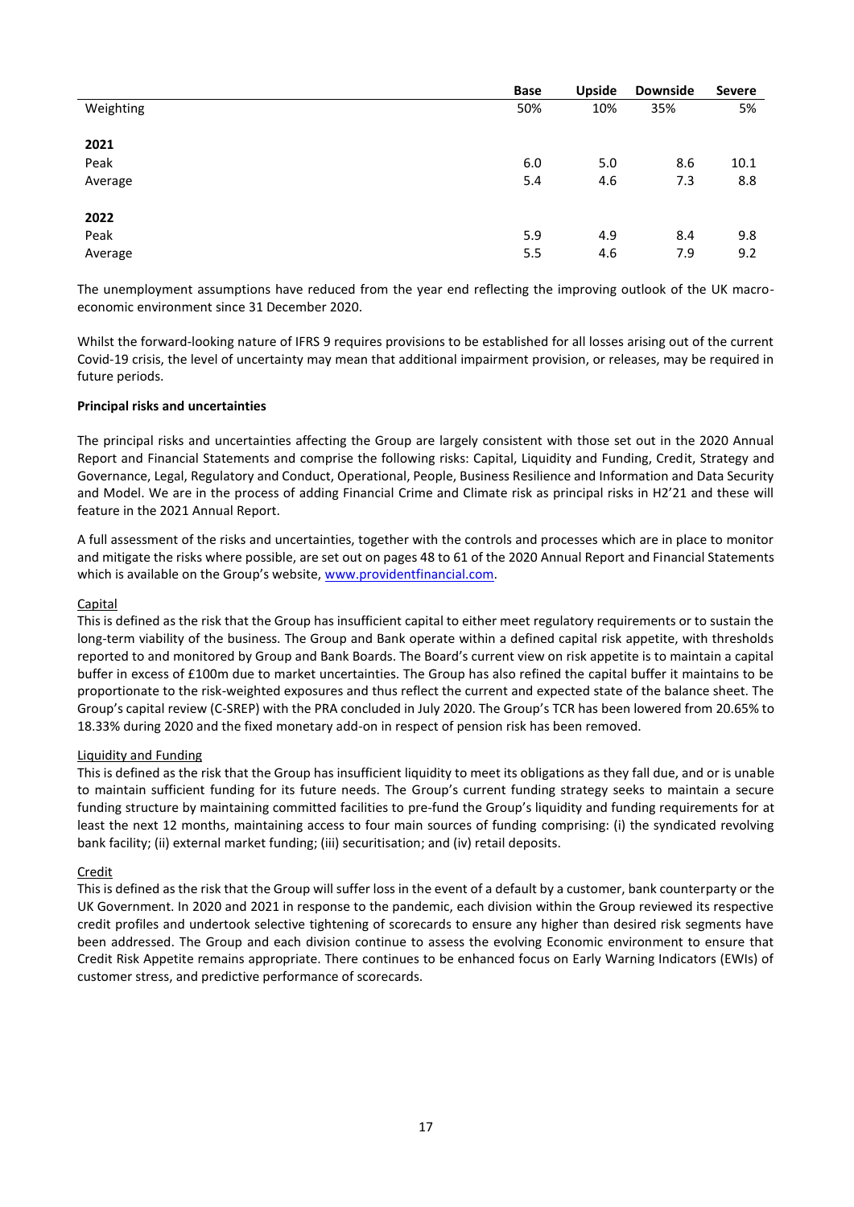| | Base | Upside | Downside | Severe |
|---|---|---|---|---|
| Weighting | 50% | 10% | 35% | 5% |
| **2021** | | | | |
| Peak | 6.0 | 5.0 | 8.6 | 10.1 |
| Average | 5.4 | 4.6 | 7.3 | 8.8 |
| **2022** | | | | |
| Peak | 5.9 | 4.9 | 8.4 | 9.8 |
| Average | 5.5 | 4.6 | 7.9 | 9.2 |

The unemployment assumptions have reduced from the year end reflecting the improving outlook of the UK macro-economic environment since 31 December 2020.

Whilst the forward-looking nature of IFRS 9 requires provisions to be established for all losses arising out of the current Covid-19 crisis, the level of uncertainty may mean that additional impairment provision, or releases, may be required in future periods.

**Principal risks and uncertainties**

The principal risks and uncertainties affecting the Group are largely consistent with those set out in the 2020 Annual Report and Financial Statements and comprise the following risks: Capital, Liquidity and Funding, Credit, Strategy and Governance, Legal, Regulatory and Conduct, Operational, People, Business Resilience and Information and Data Security and Model. We are in the process of adding Financial Crime and Climate risk as principal risks in H2'21 and these will feature in the 2021 Annual Report.

A full assessment of the risks and uncertainties, together with the controls and processes which are in place to monitor and mitigate the risks where possible, are set out on pages 48 to 61 of the 2020 Annual Report and Financial Statements which is available on the Group's website, www.providentfinancial.com.

Capital

This is defined as the risk that the Group has insufficient capital to either meet regulatory requirements or to sustain the long-term viability of the business. The Group and Bank operate within a defined capital risk appetite, with thresholds reported to and monitored by Group and Bank Boards. The Board's current view on risk appetite is to maintain a capital buffer in excess of £100m due to market uncertainties. The Group has also refined the capital buffer it maintains to be proportionate to the risk-weighted exposures and thus reflect the current and expected state of the balance sheet. The Group's capital review (C-SREP) with the PRA concluded in July 2020. The Group's TCR has been lowered from 20.65% to 18.33% during 2020 and the fixed monetary add-on in respect of pension risk has been removed.

Liquidity and Funding

This is defined as the risk that the Group has insufficient liquidity to meet its obligations as they fall due, and or is unable to maintain sufficient funding for its future needs. The Group's current funding strategy seeks to maintain a secure funding structure by maintaining committed facilities to pre-fund the Group's liquidity and funding requirements for at least the next 12 months, maintaining access to four main sources of funding comprising: (i) the syndicated revolving bank facility; (ii) external market funding; (iii) securitisation; and (iv) retail deposits.

Credit

This is defined as the risk that the Group will suffer loss in the event of a default by a customer, bank counterparty or the UK Government. In 2020 and 2021 in response to the pandemic, each division within the Group reviewed its respective credit profiles and undertook selective tightening of scorecards to ensure any higher than desired risk segments have been addressed. The Group and each division continue to assess the evolving Economic environment to ensure that Credit Risk Appetite remains appropriate. There continues to be enhanced focus on Early Warning Indicators (EWIs) of customer stress, and predictive performance of scorecards.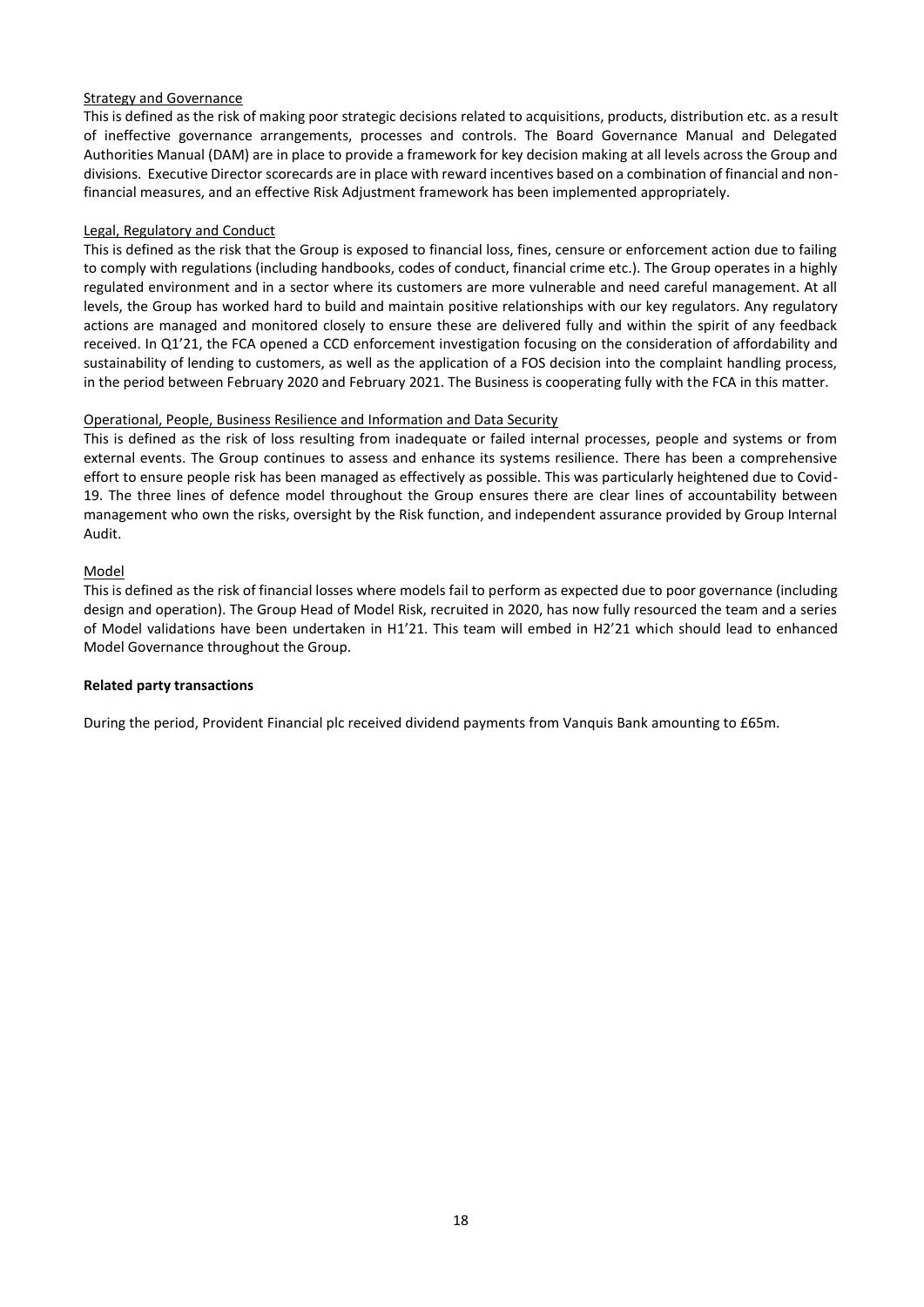Strategy and Governance

This is defined as the risk of making poor strategic decisions related to acquisitions, products, distribution etc. as a result of ineffective governance arrangements, processes and controls. The Board Governance Manual and Delegated Authorities Manual (DAM) are in place to provide a framework for key decision making at all levels across the Group and divisions. Executive Director scorecards are in place with reward incentives based on a combination of financial and non-financial measures, and an effective Risk Adjustment framework has been implemented appropriately.

Legal, Regulatory and Conduct

This is defined as the risk that the Group is exposed to financial loss, fines, censure or enforcement action due to failing to comply with regulations (including handbooks, codes of conduct, financial crime etc.). The Group operates in a highly regulated environment and in a sector where its customers are more vulnerable and need careful management. At all levels, the Group has worked hard to build and maintain positive relationships with our key regulators. Any regulatory actions are managed and monitored closely to ensure these are delivered fully and within the spirit of any feedback received. In Q1'21, the FCA opened a CCD enforcement investigation focusing on the consideration of affordability and sustainability of lending to customers, as well as the application of a FOS decision into the complaint handling process, in the period between February 2020 and February 2021. The Business is cooperating fully with the FCA in this matter.

Operational, People, Business Resilience and Information and Data Security

This is defined as the risk of loss resulting from inadequate or failed internal processes, people and systems or from external events. The Group continues to assess and enhance its systems resilience. There has been a comprehensive effort to ensure people risk has been managed as effectively as possible. This was particularly heightened due to Covid-19. The three lines of defence model throughout the Group ensures there are clear lines of accountability between management who own the risks, oversight by the Risk function, and independent assurance provided by Group Internal Audit.

Model

This is defined as the risk of financial losses where models fail to perform as expected due to poor governance (including design and operation). The Group Head of Model Risk, recruited in 2020, has now fully resourced the team and a series of Model validations have been undertaken in H1'21. This team will embed in H2'21 which should lead to enhanced Model Governance throughout the Group.

**Related party transactions**

During the period, Provident Financial plc received dividend payments from Vanquis Bank amounting to £65m.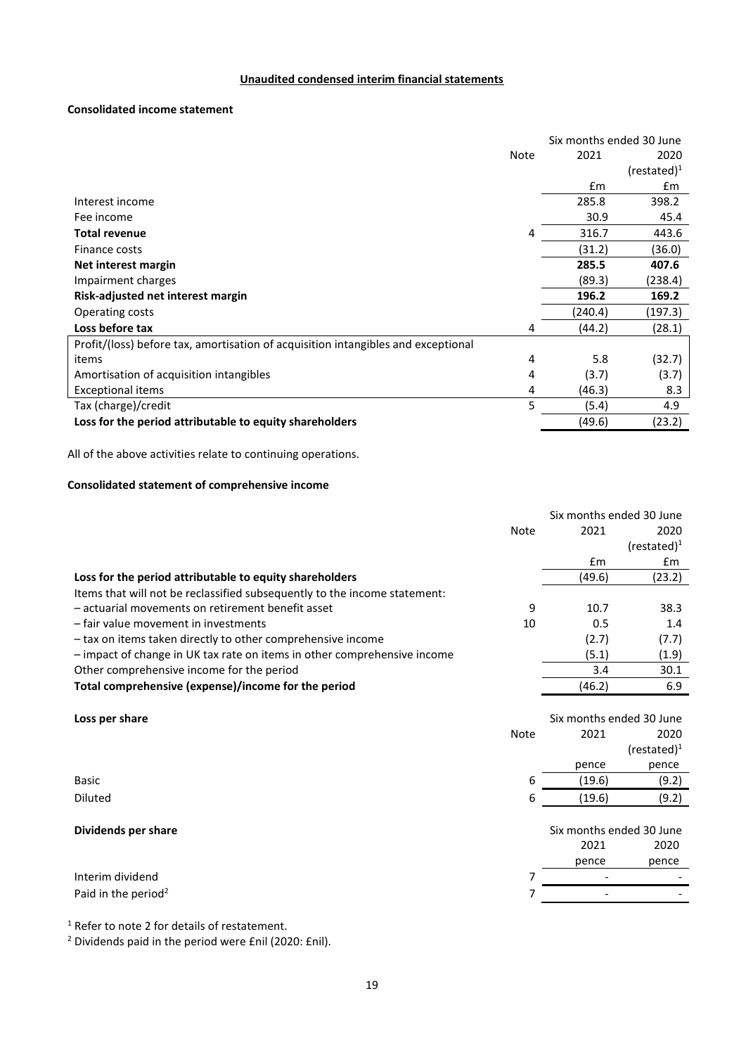## Unaudited condensed interim financial statements

### Consolidated income statement

| | Note | Six months ended 30 June 2021 | Six months ended 30 June 2020 (restated)[1] |
|---|---|---|---|
| | | £m | £m |
| Interest income | | 285.8 | 398.2 |
| Fee income | | 30.9 | 45.4 |
| **Total revenue** | 4 | 316.7 | 443.6 |
| Finance costs | | (31.2) | (36.0) |
| **Net interest margin** | | **285.5** | **407.6** |
| Impairment charges | | (89.3) | (238.4) |
| **Risk-adjusted net interest margin** | | **196.2** | **169.2** |
| Operating costs | | (240.4) | (197.3) |
| **Loss before tax** | 4 | (44.2) | (28.1) |
| Profit/(loss) before tax, amortisation of acquisition intangibles and exceptional items | 4 | 5.8 | (32.7) |
| Amortisation of acquisition intangibles | 4 | (3.7) | (3.7) |
| Exceptional items | 4 | (46.3) | 8.3 |
| Tax (charge)/credit | 5 | (5.4) | 4.9 |
| **Loss for the period attributable to equity shareholders** | | (49.6) | (23.2) |

All of the above activities relate to continuing operations.

### Consolidated statement of comprehensive income

| | Note | Six months ended 30 June 2021 | Six months ended 30 June 2020 (restated)[1] |
|---|---|---|---|
| | | £m | £m |
| **Loss for the period attributable to equity shareholders** | | (49.6) | (23.2) |
| Items that will not be reclassified subsequently to the income statement: | | | |
| – actuarial movements on retirement benefit asset | 9 | 10.7 | 38.3 |
| – fair value movement in investments | 10 | 0.5 | 1.4 |
| – tax on items taken directly to other comprehensive income | | (2.7) | (7.7) |
| – impact of change in UK tax rate on items in other comprehensive income | | (5.1) | (1.9) |
| Other comprehensive income for the period | | 3.4 | 30.1 |
| **Total comprehensive (expense)/income for the period** | | (46.2) | 6.9 |

| **Loss per share** | Note | Six months ended 30 June 2021 | Six months ended 30 June 2020 (restated)[1] |
|---|---|---|---|
| | | pence | pence |
| Basic | 6 | (19.6) | (9.2) |
| Diluted | 6 | (19.6) | (9.2) |

| **Dividends per share** | | Six months ended 30 June 2021 | Six months ended 30 June 2020 |
|---|---|---|---|
| | | pence | pence |
| Interim dividend | 7 | - | - |
| Paid in the period[2] | 7 | - | - |

[1] Refer to note 2 for details of restatement.

[2] Dividends paid in the period were £nil (2020: £nil).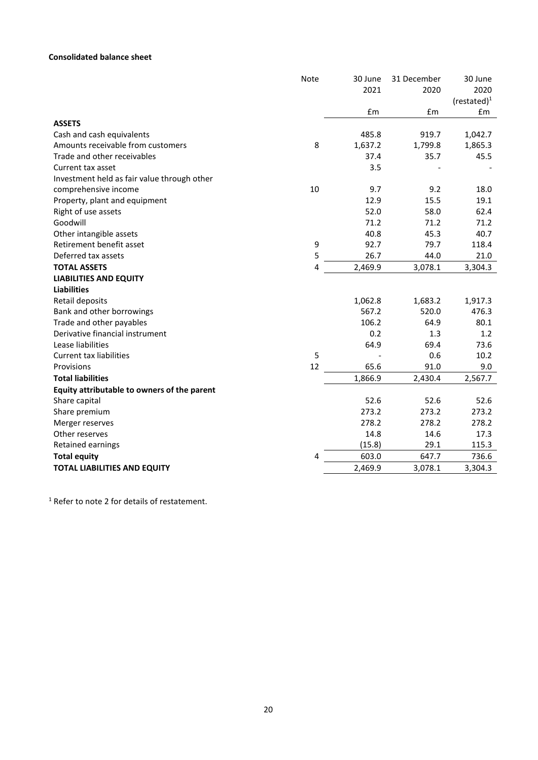**Consolidated balance sheet**

| | Note | 30 June 2021 | 31 December 2020 | 30 June 2020 (restated)[1] |
|---|---|---|---|---|
| | | £m | £m | £m |
| **ASSETS** | | | | |
| Cash and cash equivalents | | 485.8 | 919.7 | 1,042.7 |
| Amounts receivable from customers | 8 | 1,637.2 | 1,799.8 | 1,865.3 |
| Trade and other receivables | | 37.4 | 35.7 | 45.5 |
| Current tax asset | | 3.5 | - | - |
| Investment held as fair value through other comprehensive income | 10 | 9.7 | 9.2 | 18.0 |
| Property, plant and equipment | | 12.9 | 15.5 | 19.1 |
| Right of use assets | | 52.0 | 58.0 | 62.4 |
| Goodwill | | 71.2 | 71.2 | 71.2 |
| Other intangible assets | | 40.8 | 45.3 | 40.7 |
| Retirement benefit asset | 9 | 92.7 | 79.7 | 118.4 |
| Deferred tax assets | 5 | 26.7 | 44.0 | 21.0 |
| **TOTAL ASSETS** | 4 | 2,469.9 | 3,078.1 | 3,304.3 |
| **LIABILITIES AND EQUITY** | | | | |
| **Liabilities** | | | | |
| Retail deposits | | 1,062.8 | 1,683.2 | 1,917.3 |
| Bank and other borrowings | | 567.2 | 520.0 | 476.3 |
| Trade and other payables | | 106.2 | 64.9 | 80.1 |
| Derivative financial instrument | | 0.2 | 1.3 | 1.2 |
| Lease liabilities | | 64.9 | 69.4 | 73.6 |
| Current tax liabilities | 5 | - | 0.6 | 10.2 |
| Provisions | 12 | 65.6 | 91.0 | 9.0 |
| **Total liabilities** | | 1,866.9 | 2,430.4 | 2,567.7 |
| **Equity attributable to owners of the parent** | | | | |
| Share capital | | 52.6 | 52.6 | 52.6 |
| Share premium | | 273.2 | 273.2 | 273.2 |
| Merger reserves | | 278.2 | 278.2 | 278.2 |
| Other reserves | | 14.8 | 14.6 | 17.3 |
| Retained earnings | | (15.8) | 29.1 | 115.3 |
| **Total equity** | 4 | 603.0 | 647.7 | 736.6 |
| **TOTAL LIABILITIES AND EQUITY** | | 2,469.9 | 3,078.1 | 3,304.3 |

[1] Refer to note 2 for details of restatement.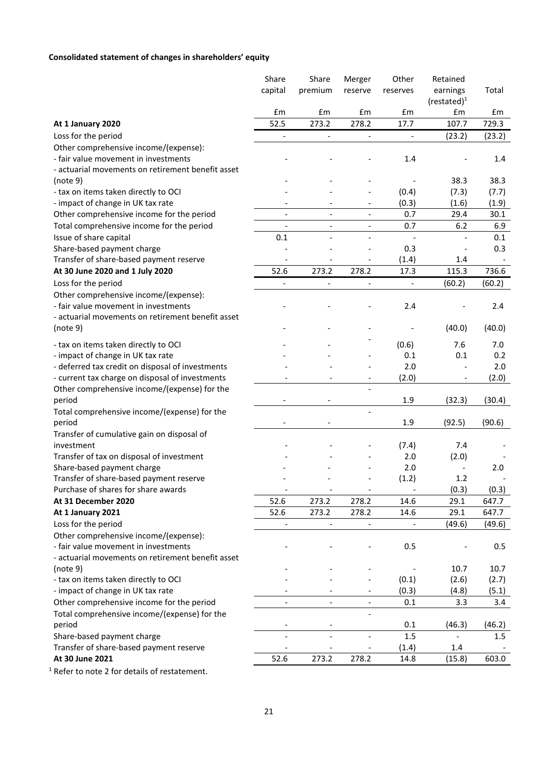**Consolidated statement of changes in shareholders' equity**

| | Share capital | Share premium | Merger reserve | Other reserves | Retained earnings (restated)[1] | Total |
|---|---|---|---|---|---|---|
| | £m | £m | £m | £m | £m | £m |
| **At 1 January 2020** | 52.5 | 273.2 | 278.2 | 17.7 | 107.7 | 729.3 |
| Loss for the period | - | - | - | - | (23.2) | (23.2) |
| Other comprehensive income/(expense): | | | | | | |
| - fair value movement in investments | - | - | - | 1.4 | - | 1.4 |
| - actuarial movements on retirement benefit asset (note 9) | - | - | - | - | 38.3 | 38.3 |
| - tax on items taken directly to OCI | - | - | - | (0.4) | (7.3) | (7.7) |
| - impact of change in UK tax rate | - | - | - | (0.3) | (1.6) | (1.9) |
| Other comprehensive income for the period | - | - | - | 0.7 | 29.4 | 30.1 |
| Total comprehensive income for the period | - | - | - | 0.7 | 6.2 | 6.9 |
| Issue of share capital | 0.1 | - | - | - | - | 0.1 |
| Share-based payment charge | - | - | - | 0.3 | - | 0.3 |
| Transfer of share-based payment reserve | - | - | - | (1.4) | 1.4 | - |
| **At 30 June 2020 and 1 July 2020** | 52.6 | 273.2 | 278.2 | 17.3 | 115.3 | 736.6 |
| Loss for the period | - | - | - | - | (60.2) | (60.2) |
| Other comprehensive income/(expense): | | | | | | |
| - fair value movement in investments | - | - | - | 2.4 | - | 2.4 |
| - actuarial movements on retirement benefit asset (note 9) | - | - | - | - | (40.0) | (40.0) |
| - tax on items taken directly to OCI | - | - | - | (0.6) | 7.6 | 7.0 |
| - impact of change in UK tax rate | - | - | - | 0.1 | 0.1 | 0.2 |
| - deferred tax credit on disposal of investments | - | - | - | 2.0 | - | 2.0 |
| - current tax charge on disposal of investments | - | - | - | (2.0) | - | (2.0) |
| Other comprehensive income/(expense) for the period | - | - | - | 1.9 | (32.3) | (30.4) |
| Total comprehensive income/(expense) for the period | - | - | - | 1.9 | (92.5) | (90.6) |
| Transfer of cumulative gain on disposal of investment | - | - | - | (7.4) | 7.4 | - |
| Transfer of tax on disposal of investment | - | - | - | 2.0 | (2.0) | - |
| Share-based payment charge | - | - | - | 2.0 | - | 2.0 |
| Transfer of share-based payment reserve | - | - | - | (1.2) | 1.2 | - |
| Purchase of shares for share awards | - | - | - | - | (0.3) | (0.3) |
| **At 31 December 2020** | 52.6 | 273.2 | 278.2 | 14.6 | 29.1 | 647.7 |
| **At 1 January 2021** | 52.6 | 273.2 | 278.2 | 14.6 | 29.1 | 647.7 |
| Loss for the period | - | - | - | - | (49.6) | (49.6) |
| Other comprehensive income/(expense): | | | | | | |
| - fair value movement in investments | - | - | - | 0.5 | - | 0.5 |
| - actuarial movements on retirement benefit asset (note 9) | - | - | - | - | 10.7 | 10.7 |
| - tax on items taken directly to OCI | - | - | - | (0.1) | (2.6) | (2.7) |
| - impact of change in UK tax rate | - | - | - | (0.3) | (4.8) | (5.1) |
| Other comprehensive income for the period | - | - | - | 0.1 | 3.3 | 3.4 |
| Total comprehensive income/(expense) for the period | - | - | - | 0.1 | (46.3) | (46.2) |
| Share-based payment charge | - | - | - | 1.5 | - | 1.5 |
| Transfer of share-based payment reserve | - | - | - | (1.4) | 1.4 | - |
| **At 30 June 2021** | 52.6 | 273.2 | 278.2 | 14.8 | (15.8) | 603.0 |

[1] Refer to note 2 for details of restatement.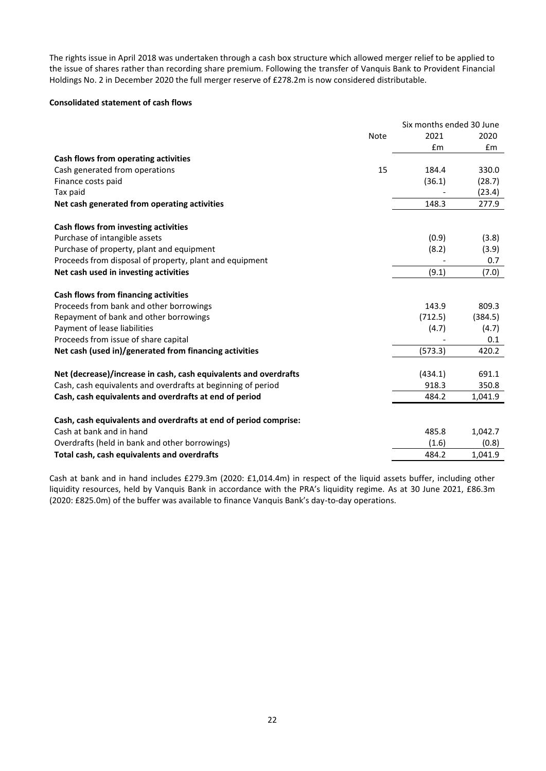The rights issue in April 2018 was undertaken through a cash box structure which allowed merger relief to be applied to the issue of shares rather than recording share premium. Following the transfer of Vanquis Bank to Provident Financial Holdings No. 2 in December 2020 the full merger reserve of £278.2m is now considered distributable.

**Consolidated statement of cash flows**

| | Note | Six months ended 30 June 2021 | 2020 |
|---|---|---|---|
| | | £m | £m |
| **Cash flows from operating activities** | | | |
| Cash generated from operations | 15 | 184.4 | 330.0 |
| Finance costs paid | | (36.1) | (28.7) |
| Tax paid | | - | (23.4) |
| **Net cash generated from operating activities** | | 148.3 | 277.9 |
| | | | |
| **Cash flows from investing activities** | | | |
| Purchase of intangible assets | | (0.9) | (3.8) |
| Purchase of property, plant and equipment | | (8.2) | (3.9) |
| Proceeds from disposal of property, plant and equipment | | - | 0.7 |
| **Net cash used in investing activities** | | (9.1) | (7.0) |
| | | | |
| **Cash flows from financing activities** | | | |
| Proceeds from bank and other borrowings | | 143.9 | 809.3 |
| Repayment of bank and other borrowings | | (712.5) | (384.5) |
| Payment of lease liabilities | | (4.7) | (4.7) |
| Proceeds from issue of share capital | | - | 0.1 |
| **Net cash (used in)/generated from financing activities** | | (573.3) | 420.2 |
| | | | |
| **Net (decrease)/increase in cash, cash equivalents and overdrafts** | | (434.1) | 691.1 |
| Cash, cash equivalents and overdrafts at beginning of period | | 918.3 | 350.8 |
| **Cash, cash equivalents and overdrafts at end of period** | | 484.2 | 1,041.9 |
| | | | |
| **Cash, cash equivalents and overdrafts at end of period comprise:** | | | |
| Cash at bank and in hand | | 485.8 | 1,042.7 |
| Overdrafts (held in bank and other borrowings) | | (1.6) | (0.8) |
| **Total cash, cash equivalents and overdrafts** | | 484.2 | 1,041.9 |

Cash at bank and in hand includes £279.3m (2020: £1,014.4m) in respect of the liquid assets buffer, including other liquidity resources, held by Vanquis Bank in accordance with the PRA's liquidity regime. As at 30 June 2021, £86.3m (2020: £825.0m) of the buffer was available to finance Vanquis Bank's day-to-day operations.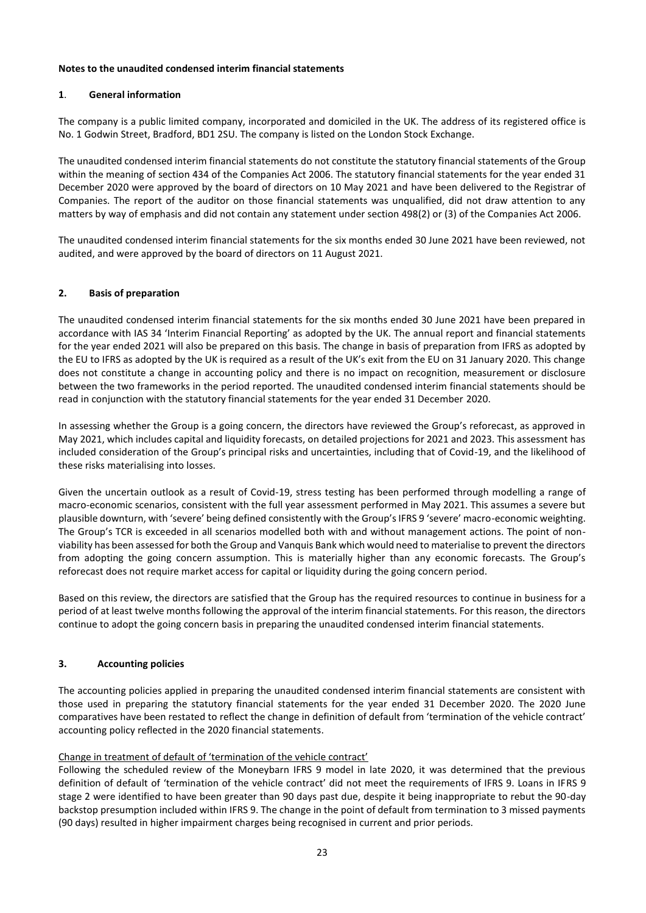**Notes to the unaudited condensed interim financial statements**

## 1. General information

The company is a public limited company, incorporated and domiciled in the UK. The address of its registered office is No. 1 Godwin Street, Bradford, BD1 2SU. The company is listed on the London Stock Exchange.

The unaudited condensed interim financial statements do not constitute the statutory financial statements of the Group within the meaning of section 434 of the Companies Act 2006. The statutory financial statements for the year ended 31 December 2020 were approved by the board of directors on 10 May 2021 and have been delivered to the Registrar of Companies. The report of the auditor on those financial statements was unqualified, did not draw attention to any matters by way of emphasis and did not contain any statement under section 498(2) or (3) of the Companies Act 2006.

The unaudited condensed interim financial statements for the six months ended 30 June 2021 have been reviewed, not audited, and were approved by the board of directors on 11 August 2021.

## 2. Basis of preparation

The unaudited condensed interim financial statements for the six months ended 30 June 2021 have been prepared in accordance with IAS 34 'Interim Financial Reporting' as adopted by the UK. The annual report and financial statements for the year ended 2021 will also be prepared on this basis. The change in basis of preparation from IFRS as adopted by the EU to IFRS as adopted by the UK is required as a result of the UK's exit from the EU on 31 January 2020. This change does not constitute a change in accounting policy and there is no impact on recognition, measurement or disclosure between the two frameworks in the period reported. The unaudited condensed interim financial statements should be read in conjunction with the statutory financial statements for the year ended 31 December 2020.

In assessing whether the Group is a going concern, the directors have reviewed the Group's reforecast, as approved in May 2021, which includes capital and liquidity forecasts, on detailed projections for 2021 and 2023. This assessment has included consideration of the Group's principal risks and uncertainties, including that of Covid-19, and the likelihood of these risks materialising into losses.

Given the uncertain outlook as a result of Covid-19, stress testing has been performed through modelling a range of macro-economic scenarios, consistent with the full year assessment performed in May 2021. This assumes a severe but plausible downturn, with 'severe' being defined consistently with the Group's IFRS 9 'severe' macro-economic weighting. The Group's TCR is exceeded in all scenarios modelled both with and without management actions. The point of non-viability has been assessed for both the Group and Vanquis Bank which would need to materialise to prevent the directors from adopting the going concern assumption. This is materially higher than any economic forecasts. The Group's reforecast does not require market access for capital or liquidity during the going concern period.

Based on this review, the directors are satisfied that the Group has the required resources to continue in business for a period of at least twelve months following the approval of the interim financial statements. For this reason, the directors continue to adopt the going concern basis in preparing the unaudited condensed interim financial statements.

## 3. Accounting policies

The accounting policies applied in preparing the unaudited condensed interim financial statements are consistent with those used in preparing the statutory financial statements for the year ended 31 December 2020. The 2020 June comparatives have been restated to reflect the change in definition of default from 'termination of the vehicle contract' accounting policy reflected in the 2020 financial statements.

Change in treatment of default of 'termination of the vehicle contract'

Following the scheduled review of the Moneybarn IFRS 9 model in late 2020, it was determined that the previous definition of default of 'termination of the vehicle contract' did not meet the requirements of IFRS 9. Loans in IFRS 9 stage 2 were identified to have been greater than 90 days past due, despite it being inappropriate to rebut the 90-day backstop presumption included within IFRS 9. The change in the point of default from termination to 3 missed payments (90 days) resulted in higher impairment charges being recognised in current and prior periods.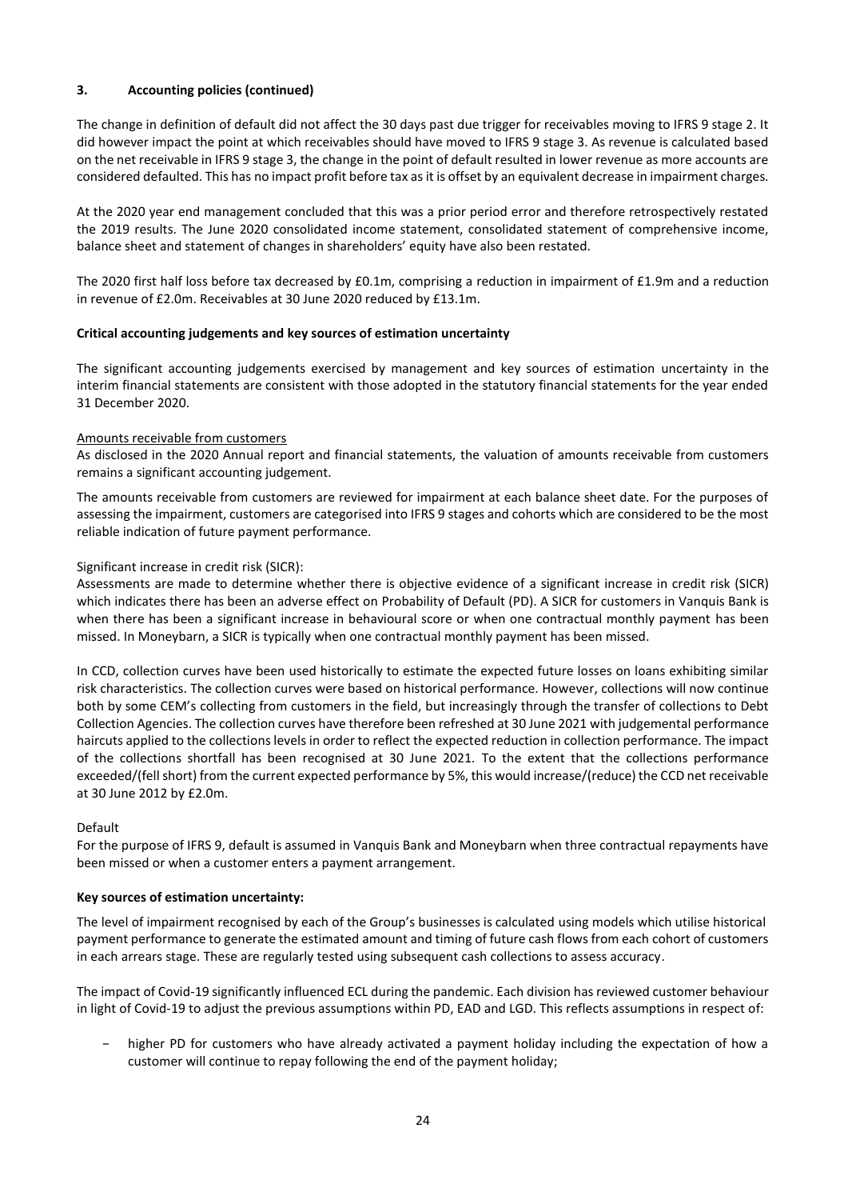### 3. Accounting policies (continued)

The change in definition of default did not affect the 30 days past due trigger for receivables moving to IFRS 9 stage 2. It did however impact the point at which receivables should have moved to IFRS 9 stage 3. As revenue is calculated based on the net receivable in IFRS 9 stage 3, the change in the point of default resulted in lower revenue as more accounts are considered defaulted. This has no impact profit before tax as it is offset by an equivalent decrease in impairment charges.

At the 2020 year end management concluded that this was a prior period error and therefore retrospectively restated the 2019 results. The June 2020 consolidated income statement, consolidated statement of comprehensive income, balance sheet and statement of changes in shareholders' equity have also been restated.

The 2020 first half loss before tax decreased by £0.1m, comprising a reduction in impairment of £1.9m and a reduction in revenue of £2.0m. Receivables at 30 June 2020 reduced by £13.1m.

**Critical accounting judgements and key sources of estimation uncertainty**

The significant accounting judgements exercised by management and key sources of estimation uncertainty in the interim financial statements are consistent with those adopted in the statutory financial statements for the year ended 31 December 2020.

Amounts receivable from customers

As disclosed in the 2020 Annual report and financial statements, the valuation of amounts receivable from customers remains a significant accounting judgement.

The amounts receivable from customers are reviewed for impairment at each balance sheet date. For the purposes of assessing the impairment, customers are categorised into IFRS 9 stages and cohorts which are considered to be the most reliable indication of future payment performance.

Significant increase in credit risk (SICR):

Assessments are made to determine whether there is objective evidence of a significant increase in credit risk (SICR) which indicates there has been an adverse effect on Probability of Default (PD). A SICR for customers in Vanquis Bank is when there has been a significant increase in behavioural score or when one contractual monthly payment has been missed. In Moneybarn, a SICR is typically when one contractual monthly payment has been missed.

In CCD, collection curves have been used historically to estimate the expected future losses on loans exhibiting similar risk characteristics. The collection curves were based on historical performance. However, collections will now continue both by some CEM's collecting from customers in the field, but increasingly through the transfer of collections to Debt Collection Agencies. The collection curves have therefore been refreshed at 30 June 2021 with judgemental performance haircuts applied to the collections levels in order to reflect the expected reduction in collection performance. The impact of the collections shortfall has been recognised at 30 June 2021. To the extent that the collections performance exceeded/(fell short) from the current expected performance by 5%, this would increase/(reduce) the CCD net receivable at 30 June 2012 by £2.0m.

Default

For the purpose of IFRS 9, default is assumed in Vanquis Bank and Moneybarn when three contractual repayments have been missed or when a customer enters a payment arrangement.

**Key sources of estimation uncertainty:**

The level of impairment recognised by each of the Group's businesses is calculated using models which utilise historical payment performance to generate the estimated amount and timing of future cash flows from each cohort of customers in each arrears stage. These are regularly tested using subsequent cash collections to assess accuracy.

The impact of Covid-19 significantly influenced ECL during the pandemic. Each division has reviewed customer behaviour in light of Covid-19 to adjust the previous assumptions within PD, EAD and LGD. This reflects assumptions in respect of:

- higher PD for customers who have already activated a payment holiday including the expectation of how a customer will continue to repay following the end of the payment holiday;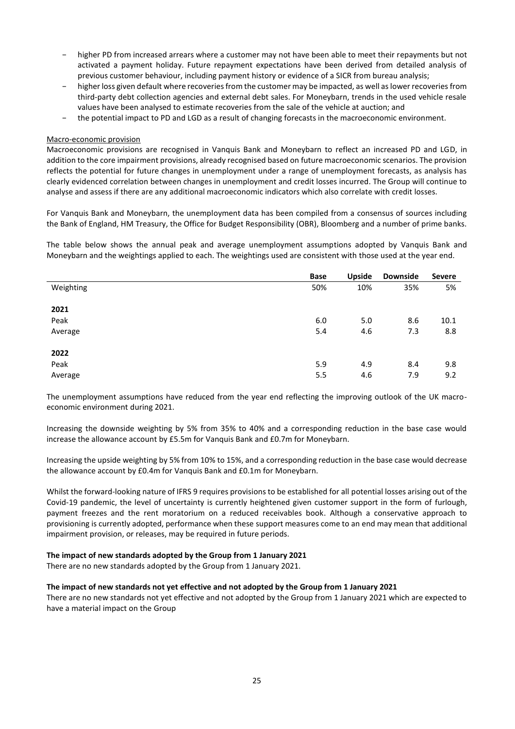- higher PD from increased arrears where a customer may not have been able to meet their repayments but not activated a payment holiday. Future repayment expectations have been derived from detailed analysis of previous customer behaviour, including payment history or evidence of a SICR from bureau analysis;
- higher loss given default where recoveries from the customer may be impacted, as well as lower recoveries from third-party debt collection agencies and external debt sales. For Moneybarn, trends in the used vehicle resale values have been analysed to estimate recoveries from the sale of the vehicle at auction; and
- the potential impact to PD and LGD as a result of changing forecasts in the macroeconomic environment.

Macro-economic provision

Macroeconomic provisions are recognised in Vanquis Bank and Moneybarn to reflect an increased PD and LGD, in addition to the core impairment provisions, already recognised based on future macroeconomic scenarios. The provision reflects the potential for future changes in unemployment under a range of unemployment forecasts, as analysis has clearly evidenced correlation between changes in unemployment and credit losses incurred. The Group will continue to analyse and assess if there are any additional macroeconomic indicators which also correlate with credit losses.

For Vanquis Bank and Moneybarn, the unemployment data has been compiled from a consensus of sources including the Bank of England, HM Treasury, the Office for Budget Responsibility (OBR), Bloomberg and a number of prime banks.

The table below shows the annual peak and average unemployment assumptions adopted by Vanquis Bank and Moneybarn and the weightings applied to each. The weightings used are consistent with those used at the year end.

| | **Base** | **Upside** | **Downside** | **Severe** |
|---|---|---|---|---|
| Weighting | 50% | 10% | 35% | 5% |
| **2021** | | | | |
| Peak | 6.0 | 5.0 | 8.6 | 10.1 |
| Average | 5.4 | 4.6 | 7.3 | 8.8 |
| **2022** | | | | |
| Peak | 5.9 | 4.9 | 8.4 | 9.8 |
| Average | 5.5 | 4.6 | 7.9 | 9.2 |

The unemployment assumptions have reduced from the year end reflecting the improving outlook of the UK macro-economic environment during 2021.

Increasing the downside weighting by 5% from 35% to 40% and a corresponding reduction in the base case would increase the allowance account by £5.5m for Vanquis Bank and £0.7m for Moneybarn.

Increasing the upside weighting by 5% from 10% to 15%, and a corresponding reduction in the base case would decrease the allowance account by £0.4m for Vanquis Bank and £0.1m for Moneybarn.

Whilst the forward-looking nature of IFRS 9 requires provisions to be established for all potential losses arising out of the Covid-19 pandemic, the level of uncertainty is currently heightened given customer support in the form of furlough, payment freezes and the rent moratorium on a reduced receivables book. Although a conservative approach to provisioning is currently adopted, performance when these support measures come to an end may mean that additional impairment provision, or releases, may be required in future periods.

**The impact of new standards adopted by the Group from 1 January 2021**

There are no new standards adopted by the Group from 1 January 2021.

**The impact of new standards not yet effective and not adopted by the Group from 1 January 2021**

There are no new standards not yet effective and not adopted by the Group from 1 January 2021 which are expected to have a material impact on the Group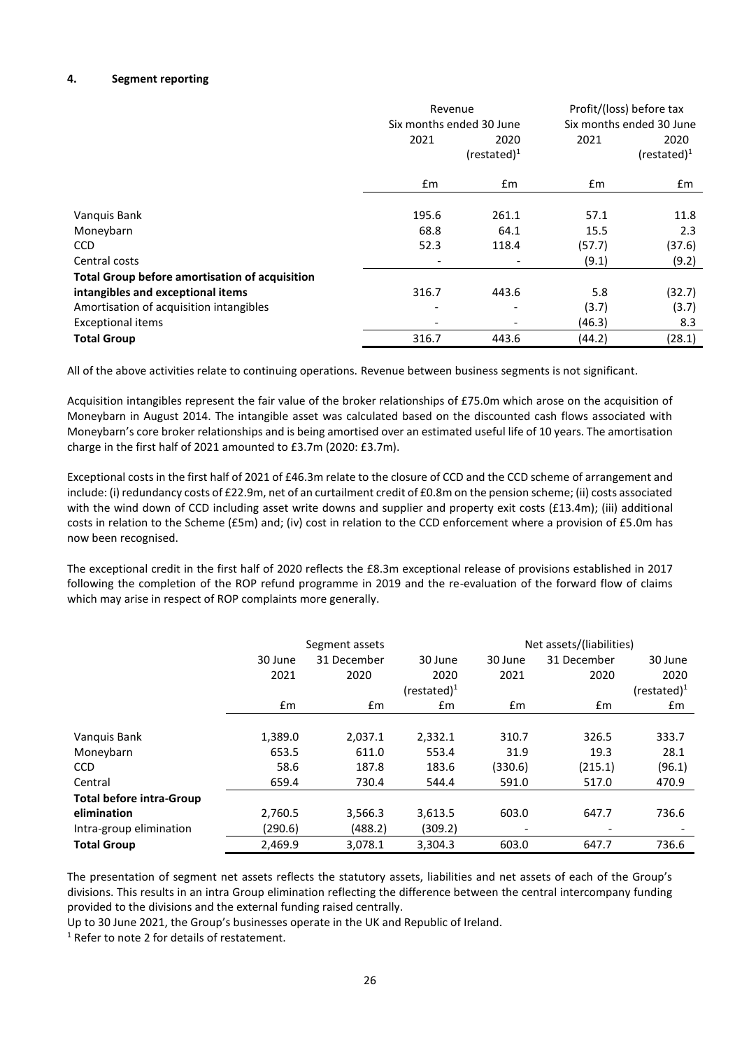## 4. Segment reporting

| | Revenue | | Profit/(loss) before tax | |
|---|---|---|---|---|
| | Six months ended 30 June | | Six months ended 30 June | |
| | 2021 | 2020 (restated)[1] | 2021 | 2020 (restated)[1] |
| | £m | £m | £m | £m |
| Vanquis Bank | 195.6 | 261.1 | 57.1 | 11.8 |
| Moneybarn | 68.8 | 64.1 | 15.5 | 2.3 |
| CCD | 52.3 | 118.4 | (57.7) | (37.6) |
| Central costs | - | - | (9.1) | (9.2) |
| **Total Group before amortisation of acquisition intangibles and exceptional items** | 316.7 | 443.6 | 5.8 | (32.7) |
| Amortisation of acquisition intangibles | - | - | (3.7) | (3.7) |
| Exceptional items | - | - | (46.3) | 8.3 |
| **Total Group** | 316.7 | 443.6 | (44.2) | (28.1) |

All of the above activities relate to continuing operations. Revenue between business segments is not significant.

Acquisition intangibles represent the fair value of the broker relationships of £75.0m which arose on the acquisition of Moneybarn in August 2014. The intangible asset was calculated based on the discounted cash flows associated with Moneybarn's core broker relationships and is being amortised over an estimated useful life of 10 years. The amortisation charge in the first half of 2021 amounted to £3.7m (2020: £3.7m).

Exceptional costs in the first half of 2021 of £46.3m relate to the closure of CCD and the CCD scheme of arrangement and include: (i) redundancy costs of £22.9m, net of an curtailment credit of £0.8m on the pension scheme; (ii) costs associated with the wind down of CCD including asset write downs and supplier and property exit costs (£13.4m); (iii) additional costs in relation to the Scheme (£5m) and; (iv) cost in relation to the CCD enforcement where a provision of £5.0m has now been recognised.

The exceptional credit in the first half of 2020 reflects the £8.3m exceptional release of provisions established in 2017 following the completion of the ROP refund programme in 2019 and the re-evaluation of the forward flow of claims which may arise in respect of ROP complaints more generally.

| | Segment assets | | | Net assets/(liabilities) | | |
|---|---|---|---|---|---|---|
| | 30 June 2021 | 31 December 2020 | 30 June 2020 (restated)[1] | 30 June 2021 | 31 December 2020 | 30 June 2020 (restated)[1] |
| | £m | £m | £m | £m | £m | £m |
| Vanquis Bank | 1,389.0 | 2,037.1 | 2,332.1 | 310.7 | 326.5 | 333.7 |
| Moneybarn | 653.5 | 611.0 | 553.4 | 31.9 | 19.3 | 28.1 |
| CCD | 58.6 | 187.8 | 183.6 | (330.6) | (215.1) | (96.1) |
| Central | 659.4 | 730.4 | 544.4 | 591.0 | 517.0 | 470.9 |
| **Total before intra-Group elimination** | 2,760.5 | 3,566.3 | 3,613.5 | 603.0 | 647.7 | 736.6 |
| Intra-group elimination | (290.6) | (488.2) | (309.2) | - | - | - |
| **Total Group** | 2,469.9 | 3,078.1 | 3,304.3 | 603.0 | 647.7 | 736.6 |

The presentation of segment net assets reflects the statutory assets, liabilities and net assets of each of the Group's divisions. This results in an intra Group elimination reflecting the difference between the central intercompany funding provided to the divisions and the external funding raised centrally.

Up to 30 June 2021, the Group's businesses operate in the UK and Republic of Ireland.

[1] Refer to note 2 for details of restatement.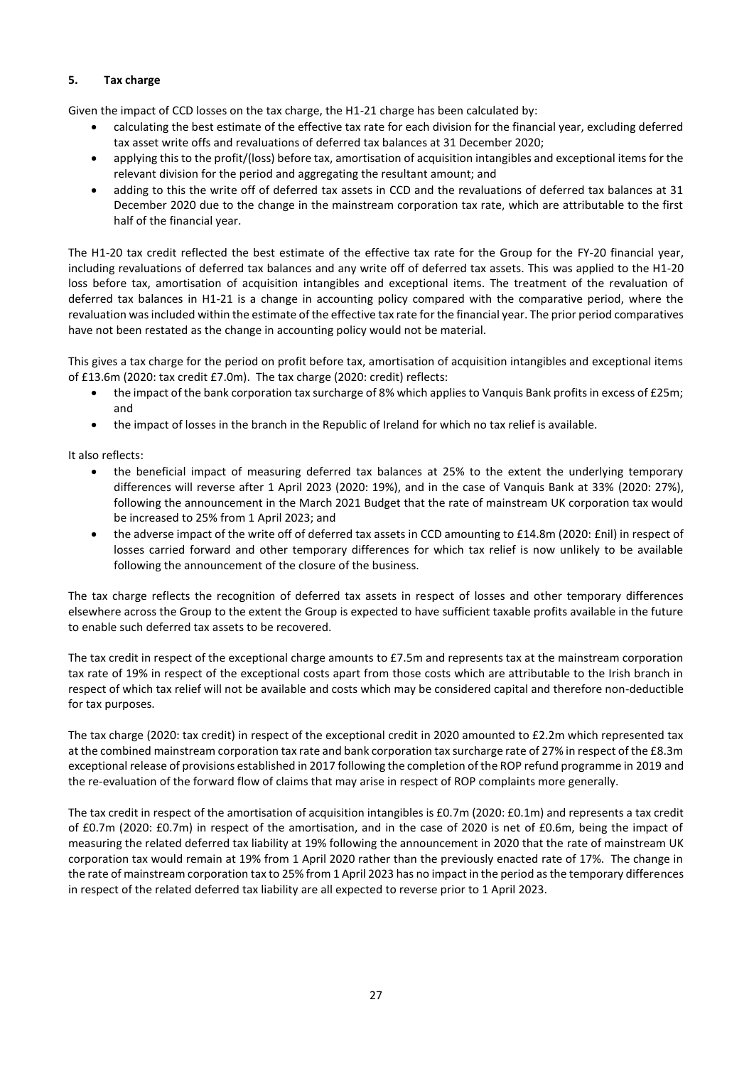### 5. Tax charge

Given the impact of CCD losses on the tax charge, the H1-21 charge has been calculated by:

- calculating the best estimate of the effective tax rate for each division for the financial year, excluding deferred tax asset write offs and revaluations of deferred tax balances at 31 December 2020;
- applying this to the profit/(loss) before tax, amortisation of acquisition intangibles and exceptional items for the relevant division for the period and aggregating the resultant amount; and
- adding to this the write off of deferred tax assets in CCD and the revaluations of deferred tax balances at 31 December 2020 due to the change in the mainstream corporation tax rate, which are attributable to the first half of the financial year.

The H1-20 tax credit reflected the best estimate of the effective tax rate for the Group for the FY-20 financial year, including revaluations of deferred tax balances and any write off of deferred tax assets. This was applied to the H1-20 loss before tax, amortisation of acquisition intangibles and exceptional items. The treatment of the revaluation of deferred tax balances in H1-21 is a change in accounting policy compared with the comparative period, where the revaluation was included within the estimate of the effective tax rate for the financial year. The prior period comparatives have not been restated as the change in accounting policy would not be material.

This gives a tax charge for the period on profit before tax, amortisation of acquisition intangibles and exceptional items of £13.6m (2020: tax credit £7.0m). The tax charge (2020: credit) reflects:

- the impact of the bank corporation tax surcharge of 8% which applies to Vanquis Bank profits in excess of £25m; and
- the impact of losses in the branch in the Republic of Ireland for which no tax relief is available.

It also reflects:

- the beneficial impact of measuring deferred tax balances at 25% to the extent the underlying temporary differences will reverse after 1 April 2023 (2020: 19%), and in the case of Vanquis Bank at 33% (2020: 27%), following the announcement in the March 2021 Budget that the rate of mainstream UK corporation tax would be increased to 25% from 1 April 2023; and
- the adverse impact of the write off of deferred tax assets in CCD amounting to £14.8m (2020: £nil) in respect of losses carried forward and other temporary differences for which tax relief is now unlikely to be available following the announcement of the closure of the business.

The tax charge reflects the recognition of deferred tax assets in respect of losses and other temporary differences elsewhere across the Group to the extent the Group is expected to have sufficient taxable profits available in the future to enable such deferred tax assets to be recovered.

The tax credit in respect of the exceptional charge amounts to £7.5m and represents tax at the mainstream corporation tax rate of 19% in respect of the exceptional costs apart from those costs which are attributable to the Irish branch in respect of which tax relief will not be available and costs which may be considered capital and therefore non-deductible for tax purposes.

The tax charge (2020: tax credit) in respect of the exceptional credit in 2020 amounted to £2.2m which represented tax at the combined mainstream corporation tax rate and bank corporation tax surcharge rate of 27% in respect of the £8.3m exceptional release of provisions established in 2017 following the completion of the ROP refund programme in 2019 and the re-evaluation of the forward flow of claims that may arise in respect of ROP complaints more generally.

The tax credit in respect of the amortisation of acquisition intangibles is £0.7m (2020: £0.1m) and represents a tax credit of £0.7m (2020: £0.7m) in respect of the amortisation, and in the case of 2020 is net of £0.6m, being the impact of measuring the related deferred tax liability at 19% following the announcement in 2020 that the rate of mainstream UK corporation tax would remain at 19% from 1 April 2020 rather than the previously enacted rate of 17%. The change in the rate of mainstream corporation tax to 25% from 1 April 2023 has no impact in the period as the temporary differences in respect of the related deferred tax liability are all expected to reverse prior to 1 April 2023.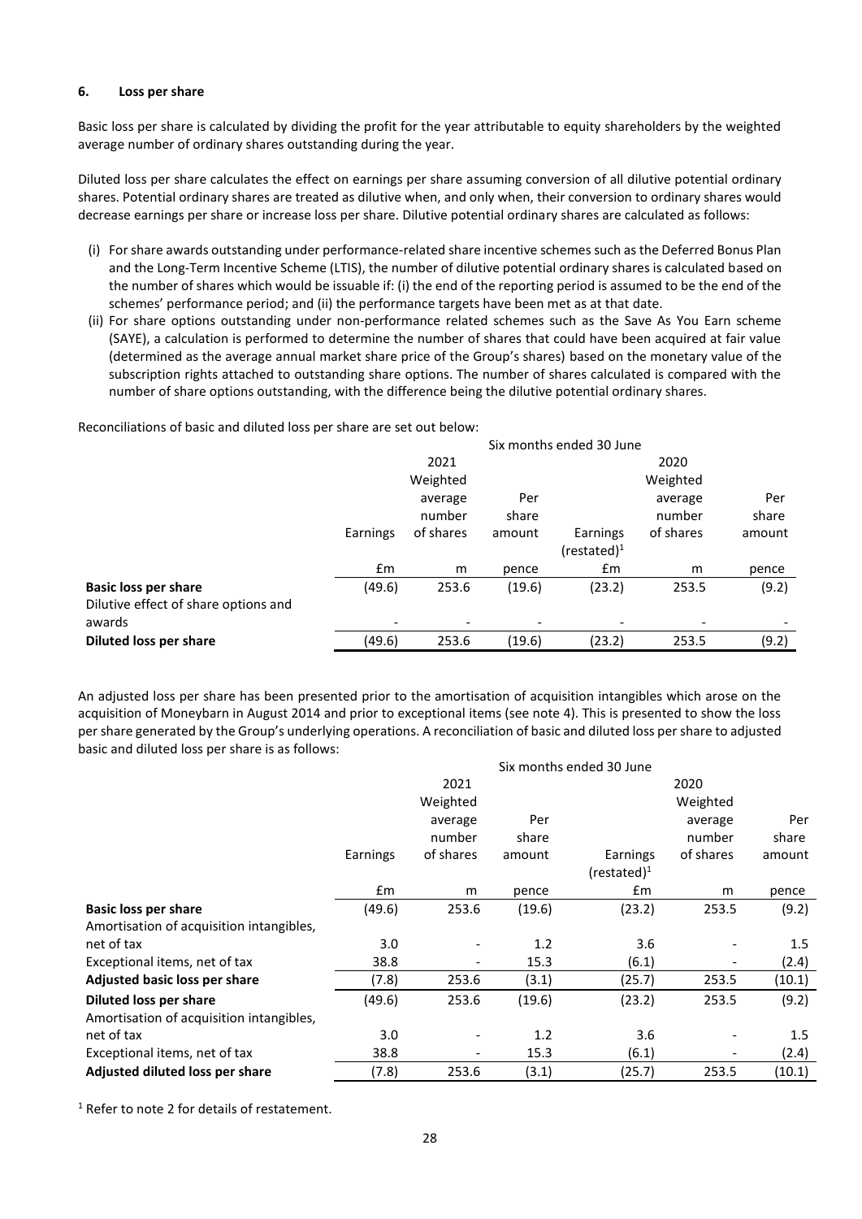### 6. Loss per share

Basic loss per share is calculated by dividing the profit for the year attributable to equity shareholders by the weighted average number of ordinary shares outstanding during the year.

Diluted loss per share calculates the effect on earnings per share assuming conversion of all dilutive potential ordinary shares. Potential ordinary shares are treated as dilutive when, and only when, their conversion to ordinary shares would decrease earnings per share or increase loss per share. Dilutive potential ordinary shares are calculated as follows:

(i) For share awards outstanding under performance-related share incentive schemes such as the Deferred Bonus Plan and the Long-Term Incentive Scheme (LTIS), the number of dilutive potential ordinary shares is calculated based on the number of shares which would be issuable if: (i) the end of the reporting period is assumed to be the end of the schemes' performance period; and (ii) the performance targets have been met as at that date.

(ii) For share options outstanding under non-performance related schemes such as the Save As You Earn scheme (SAYE), a calculation is performed to determine the number of shares that could have been acquired at fair value (determined as the average annual market share price of the Group's shares) based on the monetary value of the subscription rights attached to outstanding share options. The number of shares calculated is compared with the number of share options outstanding, with the difference being the dilutive potential ordinary shares.

Reconciliations of basic and diluted loss per share are set out below:

| | Six months ended 30 June | | | | | |
|---|---|---|---|---|---|---|
| | | 2021 | | | 2020 | |
| | Earnings | Weighted average number of shares | Per share amount | Earnings (restated)[1] | Weighted average number of shares | Per share amount |
| | £m | m | pence | £m | m | pence |
| **Basic loss per share** | (49.6) | 253.6 | (19.6) | (23.2) | 253.5 | (9.2) |
| Dilutive effect of share options and awards | - | - | - | - | - | - |
| **Diluted loss per share** | (49.6) | 253.6 | (19.6) | (23.2) | 253.5 | (9.2) |

An adjusted loss per share has been presented prior to the amortisation of acquisition intangibles which arose on the acquisition of Moneybarn in August 2014 and prior to exceptional items (see note 4). This is presented to show the loss per share generated by the Group's underlying operations. A reconciliation of basic and diluted loss per share to adjusted basic and diluted loss per share is as follows:

| | Six months ended 30 June | | | | | |
|---|---|---|---|---|---|---|
| | | 2021 | | | 2020 | |
| | Earnings | Weighted average number of shares | Per share amount | Earnings (restated)[1] | Weighted average number of shares | Per share amount |
| | £m | m | pence | £m | m | pence |
| **Basic loss per share** | (49.6) | 253.6 | (19.6) | (23.2) | 253.5 | (9.2) |
| Amortisation of acquisition intangibles, net of tax | 3.0 | - | 1.2 | 3.6 | - | 1.5 |
| Exceptional items, net of tax | 38.8 | - | 15.3 | (6.1) | - | (2.4) |
| **Adjusted basic loss per share** | (7.8) | 253.6 | (3.1) | (25.7) | 253.5 | (10.1) |
| **Diluted loss per share** | (49.6) | 253.6 | (19.6) | (23.2) | 253.5 | (9.2) |
| Amortisation of acquisition intangibles, net of tax | 3.0 | - | 1.2 | 3.6 | - | 1.5 |
| Exceptional items, net of tax | 38.8 | - | 15.3 | (6.1) | - | (2.4) |
| **Adjusted diluted loss per share** | (7.8) | 253.6 | (3.1) | (25.7) | 253.5 | (10.1) |

[1] Refer to note 2 for details of restatement.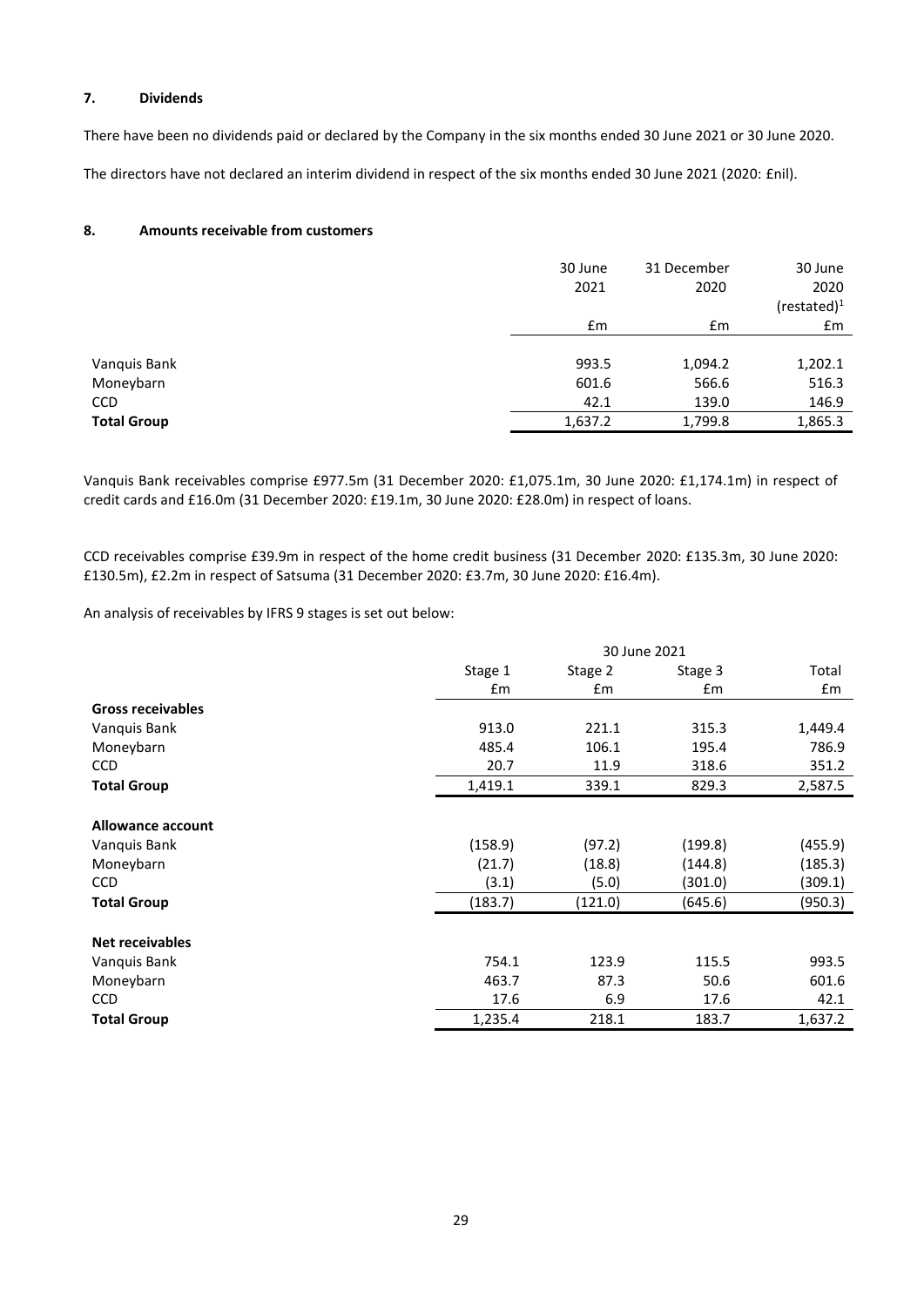## 7. Dividends

There have been no dividends paid or declared by the Company in the six months ended 30 June 2021 or 30 June 2020.

The directors have not declared an interim dividend in respect of the six months ended 30 June 2021 (2020: £nil).

## 8. Amounts receivable from customers

| | 30 June 2021 | 31 December 2020 | 30 June 2020 (restated)[1] |
|---|---|---|---|
| | £m | £m | £m |
| Vanquis Bank | 993.5 | 1,094.2 | 1,202.1 |
| Moneybarn | 601.6 | 566.6 | 516.3 |
| CCD | 42.1 | 139.0 | 146.9 |
| **Total Group** | 1,637.2 | 1,799.8 | 1,865.3 |

Vanquis Bank receivables comprise £977.5m (31 December 2020: £1,075.1m, 30 June 2020: £1,174.1m) in respect of credit cards and £16.0m (31 December 2020: £19.1m, 30 June 2020: £28.0m) in respect of loans.

CCD receivables comprise £39.9m in respect of the home credit business (31 December 2020: £135.3m, 30 June 2020: £130.5m), £2.2m in respect of Satsuma (31 December 2020: £3.7m, 30 June 2020: £16.4m).

An analysis of receivables by IFRS 9 stages is set out below:

| | 30 June 2021 | | | |
|---|---|---|---|---|
| | Stage 1 | Stage 2 | Stage 3 | Total |
| | £m | £m | £m | £m |
| **Gross receivables** | | | | |
| Vanquis Bank | 913.0 | 221.1 | 315.3 | 1,449.4 |
| Moneybarn | 485.4 | 106.1 | 195.4 | 786.9 |
| CCD | 20.7 | 11.9 | 318.6 | 351.2 |
| **Total Group** | 1,419.1 | 339.1 | 829.3 | 2,587.5 |
| | | | | |
| **Allowance account** | | | | |
| Vanquis Bank | (158.9) | (97.2) | (199.8) | (455.9) |
| Moneybarn | (21.7) | (18.8) | (144.8) | (185.3) |
| CCD | (3.1) | (5.0) | (301.0) | (309.1) |
| **Total Group** | (183.7) | (121.0) | (645.6) | (950.3) |
| | | | | |
| **Net receivables** | | | | |
| Vanquis Bank | 754.1 | 123.9 | 115.5 | 993.5 |
| Moneybarn | 463.7 | 87.3 | 50.6 | 601.6 |
| CCD | 17.6 | 6.9 | 17.6 | 42.1 |
| **Total Group** | 1,235.4 | 218.1 | 183.7 | 1,637.2 |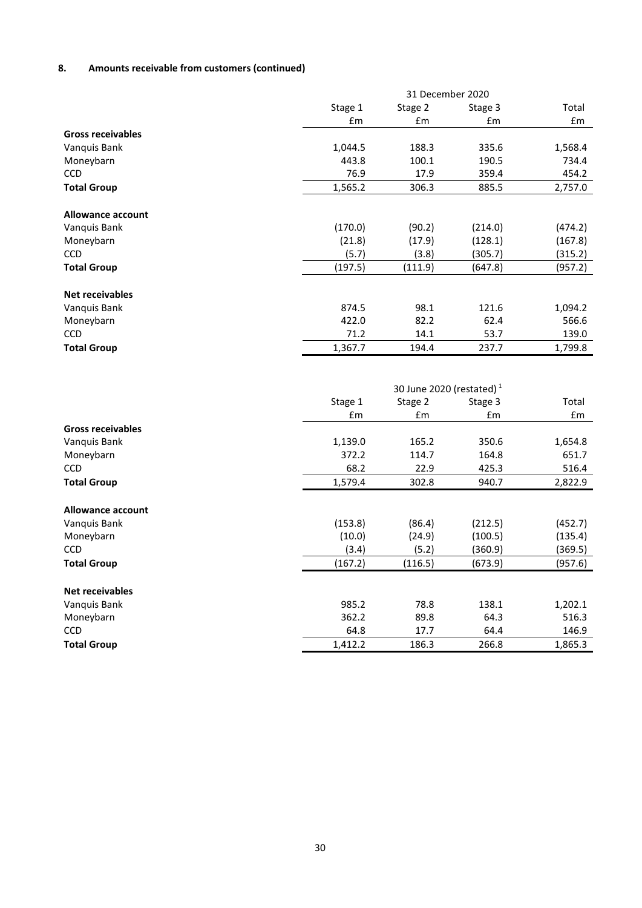## 8. Amounts receivable from customers (continued)

| | 31 December 2020 | | | |
|---|---|---|---|---|
| | Stage 1 | Stage 2 | Stage 3 | Total |
| | £m | £m | £m | £m |
| **Gross receivables** | | | | |
| Vanquis Bank | 1,044.5 | 188.3 | 335.6 | 1,568.4 |
| Moneybarn | 443.8 | 100.1 | 190.5 | 734.4 |
| CCD | 76.9 | 17.9 | 359.4 | 454.2 |
| **Total Group** | 1,565.2 | 306.3 | 885.5 | 2,757.0 |
| **Allowance account** | | | | |
| Vanquis Bank | (170.0) | (90.2) | (214.0) | (474.2) |
| Moneybarn | (21.8) | (17.9) | (128.1) | (167.8) |
| CCD | (5.7) | (3.8) | (305.7) | (315.2) |
| **Total Group** | (197.5) | (111.9) | (647.8) | (957.2) |
| **Net receivables** | | | | |
| Vanquis Bank | 874.5 | 98.1 | 121.6 | 1,094.2 |
| Moneybarn | 422.0 | 82.2 | 62.4 | 566.6 |
| CCD | 71.2 | 14.1 | 53.7 | 139.0 |
| **Total Group** | 1,367.7 | 194.4 | 237.7 | 1,799.8 |

| | 30 June 2020 (restated) [1] | | | |
|---|---|---|---|---|
| | Stage 1 | Stage 2 | Stage 3 | Total |
| | £m | £m | £m | £m |
| **Gross receivables** | | | | |
| Vanquis Bank | 1,139.0 | 165.2 | 350.6 | 1,654.8 |
| Moneybarn | 372.2 | 114.7 | 164.8 | 651.7 |
| CCD | 68.2 | 22.9 | 425.3 | 516.4 |
| **Total Group** | 1,579.4 | 302.8 | 940.7 | 2,822.9 |
| **Allowance account** | | | | |
| Vanquis Bank | (153.8) | (86.4) | (212.5) | (452.7) |
| Moneybarn | (10.0) | (24.9) | (100.5) | (135.4) |
| CCD | (3.4) | (5.2) | (360.9) | (369.5) |
| **Total Group** | (167.2) | (116.5) | (673.9) | (957.6) |
| **Net receivables** | | | | |
| Vanquis Bank | 985.2 | 78.8 | 138.1 | 1,202.1 |
| Moneybarn | 362.2 | 89.8 | 64.3 | 516.3 |
| CCD | 64.8 | 17.7 | 64.4 | 146.9 |
| **Total Group** | 1,412.2 | 186.3 | 266.8 | 1,865.3 |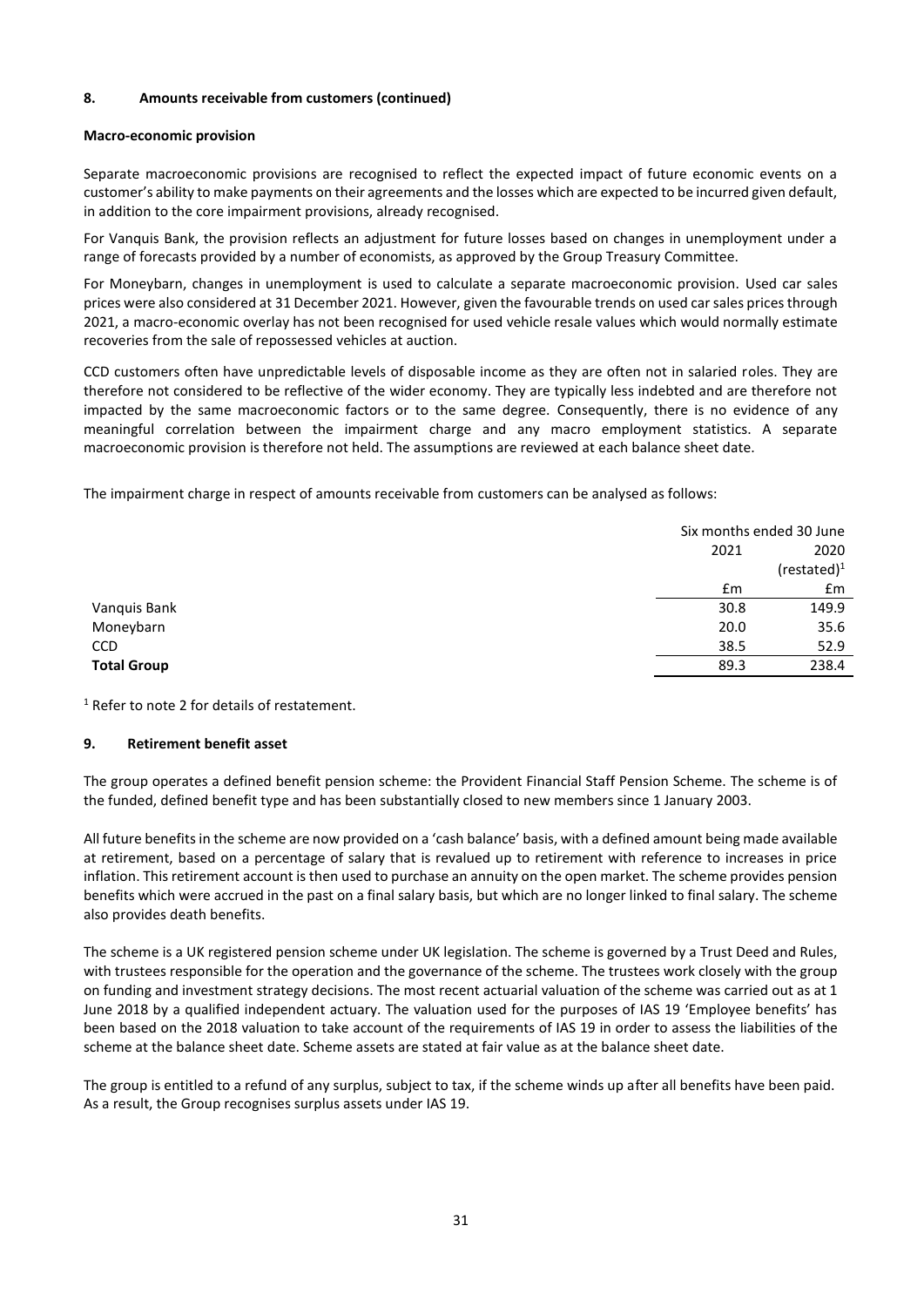### 8. Amounts receivable from customers (continued)

**Macro-economic provision**

Separate macroeconomic provisions are recognised to reflect the expected impact of future economic events on a customer's ability to make payments on their agreements and the losses which are expected to be incurred given default, in addition to the core impairment provisions, already recognised.

For Vanquis Bank, the provision reflects an adjustment for future losses based on changes in unemployment under a range of forecasts provided by a number of economists, as approved by the Group Treasury Committee.

For Moneybarn, changes in unemployment is used to calculate a separate macroeconomic provision. Used car sales prices were also considered at 31 December 2021. However, given the favourable trends on used car sales prices through 2021, a macro-economic overlay has not been recognised for used vehicle resale values which would normally estimate recoveries from the sale of repossessed vehicles at auction.

CCD customers often have unpredictable levels of disposable income as they are often not in salaried roles. They are therefore not considered to be reflective of the wider economy. They are typically less indebted and are therefore not impacted by the same macroeconomic factors or to the same degree. Consequently, there is no evidence of any meaningful correlation between the impairment charge and any macro employment statistics. A separate macroeconomic provision is therefore not held. The assumptions are reviewed at each balance sheet date.

The impairment charge in respect of amounts receivable from customers can be analysed as follows:

| | Six months ended 30 June | |
|---|---|---|
| | 2021 | 2020 (restated)[1] |
| | £m | £m |
| Vanquis Bank | 30.8 | 149.9 |
| Moneybarn | 20.0 | 35.6 |
| CCD | 38.5 | 52.9 |
| **Total Group** | 89.3 | 238.4 |

[1] Refer to note 2 for details of restatement.

### 9. Retirement benefit asset

The group operates a defined benefit pension scheme: the Provident Financial Staff Pension Scheme. The scheme is of the funded, defined benefit type and has been substantially closed to new members since 1 January 2003.

All future benefits in the scheme are now provided on a 'cash balance' basis, with a defined amount being made available at retirement, based on a percentage of salary that is revalued up to retirement with reference to increases in price inflation. This retirement account is then used to purchase an annuity on the open market. The scheme provides pension benefits which were accrued in the past on a final salary basis, but which are no longer linked to final salary. The scheme also provides death benefits.

The scheme is a UK registered pension scheme under UK legislation. The scheme is governed by a Trust Deed and Rules, with trustees responsible for the operation and the governance of the scheme. The trustees work closely with the group on funding and investment strategy decisions. The most recent actuarial valuation of the scheme was carried out as at 1 June 2018 by a qualified independent actuary. The valuation used for the purposes of IAS 19 'Employee benefits' has been based on the 2018 valuation to take account of the requirements of IAS 19 in order to assess the liabilities of the scheme at the balance sheet date. Scheme assets are stated at fair value as at the balance sheet date.

The group is entitled to a refund of any surplus, subject to tax, if the scheme winds up after all benefits have been paid. As a result, the Group recognises surplus assets under IAS 19.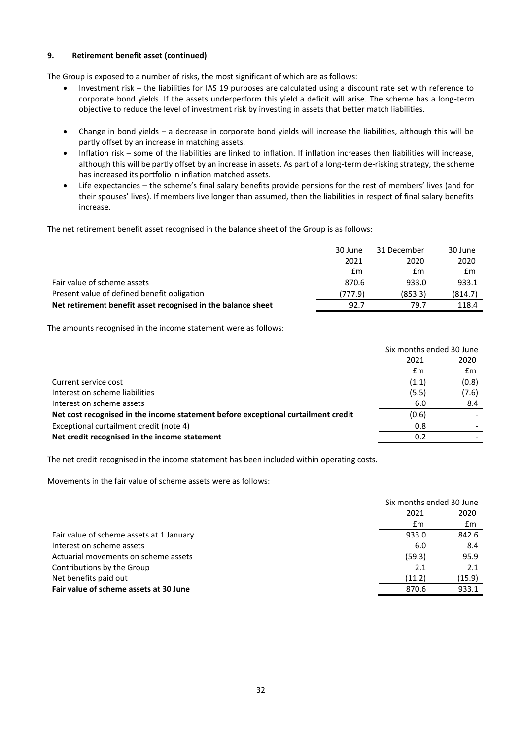## 9. Retirement benefit asset (continued)

The Group is exposed to a number of risks, the most significant of which are as follows:

- Investment risk – the liabilities for IAS 19 purposes are calculated using a discount rate set with reference to corporate bond yields. If the assets underperform this yield a deficit will arise. The scheme has a long-term objective to reduce the level of investment risk by investing in assets that better match liabilities.
- Change in bond yields – a decrease in corporate bond yields will increase the liabilities, although this will be partly offset by an increase in matching assets.
- Inflation risk – some of the liabilities are linked to inflation. If inflation increases then liabilities will increase, although this will be partly offset by an increase in assets. As part of a long-term de-risking strategy, the scheme has increased its portfolio in inflation matched assets.
- Life expectancies – the scheme's final salary benefits provide pensions for the rest of members' lives (and for their spouses' lives). If members live longer than assumed, then the liabilities in respect of final salary benefits increase.

The net retirement benefit asset recognised in the balance sheet of the Group is as follows:

| | 30 June 2021 | 31 December 2020 | 30 June 2020 |
|---|---|---|---|
| | £m | £m | £m |
| Fair value of scheme assets | 870.6 | 933.0 | 933.1 |
| Present value of defined benefit obligation | (777.9) | (853.3) | (814.7) |
| **Net retirement benefit asset recognised in the balance sheet** | 92.7 | 79.7 | 118.4 |

The amounts recognised in the income statement were as follows:

| | Six months ended 30 June | |
|---|---|---|
| | 2021 | 2020 |
| | £m | £m |
| Current service cost | (1.1) | (0.8) |
| Interest on scheme liabilities | (5.5) | (7.6) |
| Interest on scheme assets | 6.0 | 8.4 |
| **Net cost recognised in the income statement before exceptional curtailment credit** | (0.6) | - |
| Exceptional curtailment credit (note 4) | 0.8 | - |
| **Net credit recognised in the income statement** | 0.2 | - |

The net credit recognised in the income statement has been included within operating costs.

Movements in the fair value of scheme assets were as follows:

| | Six months ended 30 June | |
|---|---|---|
| | 2021 | 2020 |
| | £m | £m |
| Fair value of scheme assets at 1 January | 933.0 | 842.6 |
| Interest on scheme assets | 6.0 | 8.4 |
| Actuarial movements on scheme assets | (59.3) | 95.9 |
| Contributions by the Group | 2.1 | 2.1 |
| Net benefits paid out | (11.2) | (15.9) |
| **Fair value of scheme assets at 30 June** | 870.6 | 933.1 |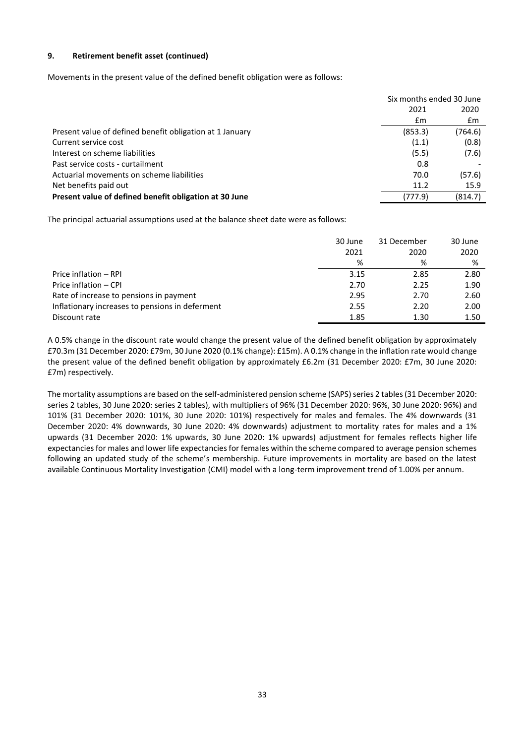### 9. Retirement benefit asset (continued)

Movements in the present value of the defined benefit obligation were as follows:

| | Six months ended 30 June | |
|---|---|---|
| | 2021 | 2020 |
| | £m | £m |
| Present value of defined benefit obligation at 1 January | (853.3) | (764.6) |
| Current service cost | (1.1) | (0.8) |
| Interest on scheme liabilities | (5.5) | (7.6) |
| Past service costs - curtailment | 0.8 | - |
| Actuarial movements on scheme liabilities | 70.0 | (57.6) |
| Net benefits paid out | 11.2 | 15.9 |
| **Present value of defined benefit obligation at 30 June** | (777.9) | (814.7) |

The principal actuarial assumptions used at the balance sheet date were as follows:

| | 30 June 2021 | 31 December 2020 | 30 June 2020 |
|---|---|---|---|
| | % | % | % |
| Price inflation – RPI | 3.15 | 2.85 | 2.80 |
| Price inflation – CPI | 2.70 | 2.25 | 1.90 |
| Rate of increase to pensions in payment | 2.95 | 2.70 | 2.60 |
| Inflationary increases to pensions in deferment | 2.55 | 2.20 | 2.00 |
| Discount rate | 1.85 | 1.30 | 1.50 |

A 0.5% change in the discount rate would change the present value of the defined benefit obligation by approximately £70.3m (31 December 2020: £79m, 30 June 2020 (0.1% change): £15m). A 0.1% change in the inflation rate would change the present value of the defined benefit obligation by approximately £6.2m (31 December 2020: £7m, 30 June 2020: £7m) respectively.

The mortality assumptions are based on the self-administered pension scheme (SAPS) series 2 tables (31 December 2020: series 2 tables, 30 June 2020: series 2 tables), with multipliers of 96% (31 December 2020: 96%, 30 June 2020: 96%) and 101% (31 December 2020: 101%, 30 June 2020: 101%) respectively for males and females. The 4% downwards (31 December 2020: 4% downwards, 30 June 2020: 4% downwards) adjustment to mortality rates for males and a 1% upwards (31 December 2020: 1% upwards, 30 June 2020: 1% upwards) adjustment for females reflects higher life expectancies for males and lower life expectancies for females within the scheme compared to average pension schemes following an updated study of the scheme's membership. Future improvements in mortality are based on the latest available Continuous Mortality Investigation (CMI) model with a long-term improvement trend of 1.00% per annum.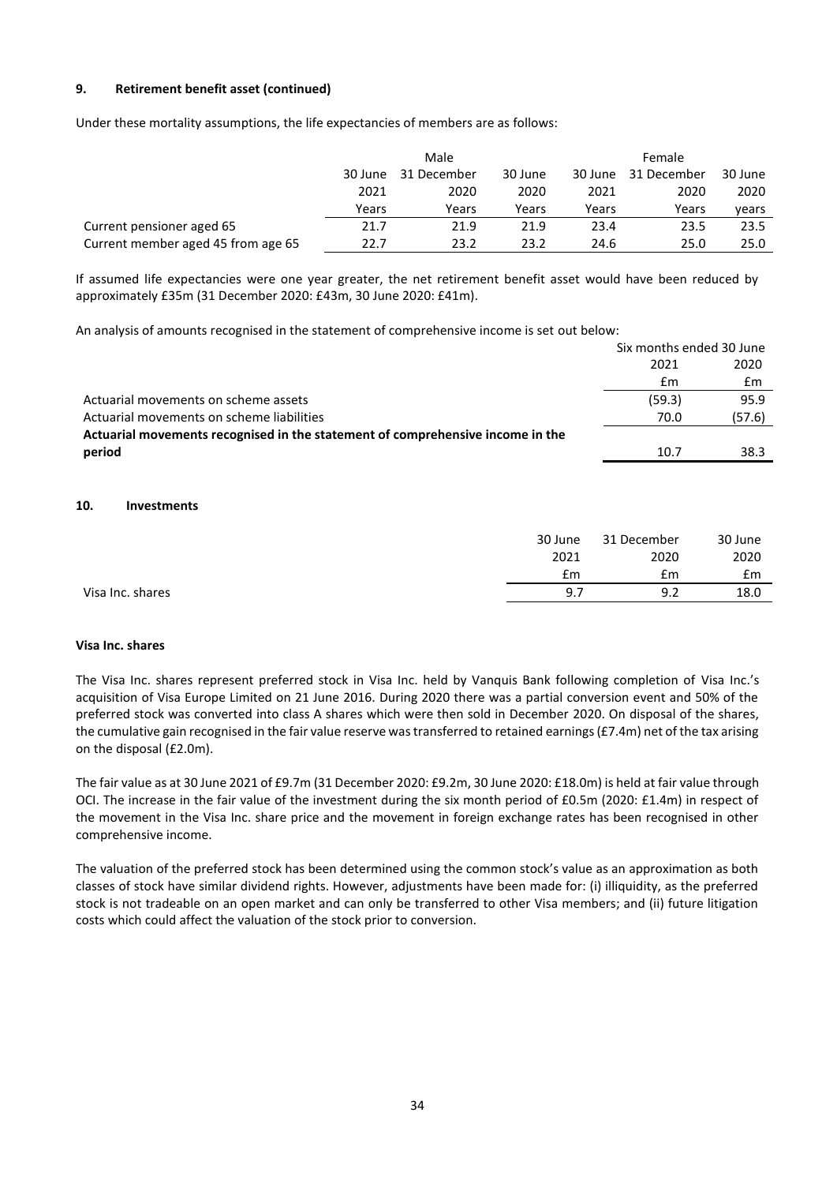### 9. Retirement benefit asset (continued)

Under these mortality assumptions, the life expectancies of members are as follows:

| | Male | | | Female | | |
|---|---|---|---|---|---|---|
| | 30 June 2021 | 31 December 2020 | 30 June 2020 | 30 June 2021 | 31 December 2020 | 30 June 2020 |
| | Years | Years | Years | Years | Years | years |
| Current pensioner aged 65 | 21.7 | 21.9 | 21.9 | 23.4 | 23.5 | 23.5 |
| Current member aged 45 from age 65 | 22.7 | 23.2 | 23.2 | 24.6 | 25.0 | 25.0 |

If assumed life expectancies were one year greater, the net retirement benefit asset would have been reduced by approximately £35m (31 December 2020: £43m, 30 June 2020: £41m).

An analysis of amounts recognised in the statement of comprehensive income is set out below:

| | Six months ended 30 June | |
|---|---|---|
| | 2021 | 2020 |
| | £m | £m |
| Actuarial movements on scheme assets | (59.3) | 95.9 |
| Actuarial movements on scheme liabilities | 70.0 | (57.6) |
| **Actuarial movements recognised in the statement of comprehensive income in the period** | 10.7 | 38.3 |

### 10. Investments

| | 30 June 2021 | 31 December 2020 | 30 June 2020 |
|---|---|---|---|
| | £m | £m | £m |
| Visa Inc. shares | 9.7 | 9.2 | 18.0 |

**Visa Inc. shares**

The Visa Inc. shares represent preferred stock in Visa Inc. held by Vanquis Bank following completion of Visa Inc.'s acquisition of Visa Europe Limited on 21 June 2016. During 2020 there was a partial conversion event and 50% of the preferred stock was converted into class A shares which were then sold in December 2020. On disposal of the shares, the cumulative gain recognised in the fair value reserve was transferred to retained earnings (£7.4m) net of the tax arising on the disposal (£2.0m).

The fair value as at 30 June 2021 of £9.7m (31 December 2020: £9.2m, 30 June 2020: £18.0m) is held at fair value through OCI. The increase in the fair value of the investment during the six month period of £0.5m (2020: £1.4m) in respect of the movement in the Visa Inc. share price and the movement in foreign exchange rates has been recognised in other comprehensive income.

The valuation of the preferred stock has been determined using the common stock's value as an approximation as both classes of stock have similar dividend rights. However, adjustments have been made for: (i) illiquidity, as the preferred stock is not tradeable on an open market and can only be transferred to other Visa members; and (ii) future litigation costs which could affect the valuation of the stock prior to conversion.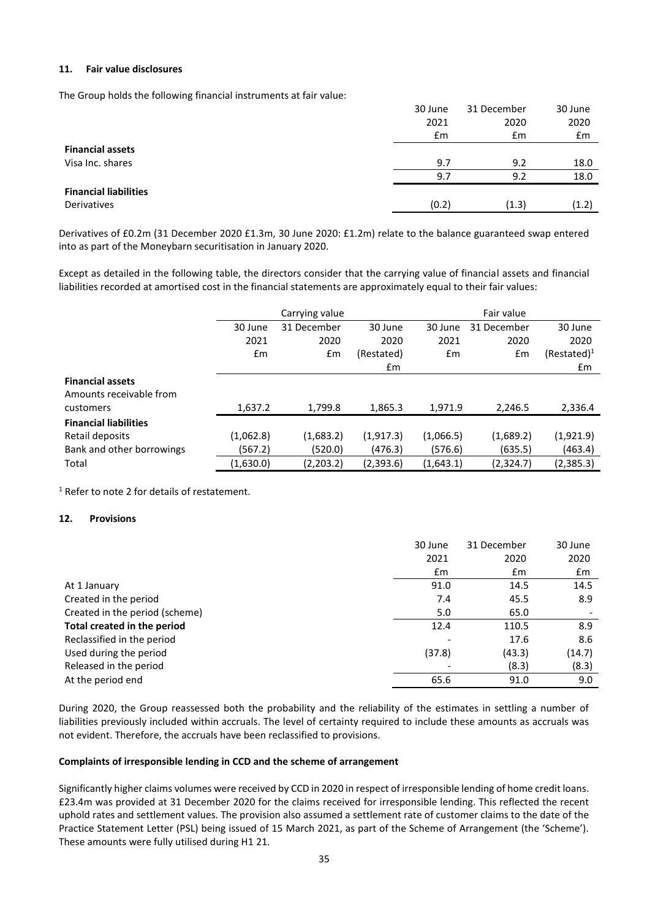### 11. Fair value disclosures

The Group holds the following financial instruments at fair value:

| | 30 June 2021 £m | 31 December 2020 £m | 30 June 2020 £m |
|---|---|---|---|
| **Financial assets** | | | |
| Visa Inc. shares | 9.7 | 9.2 | 18.0 |
| | 9.7 | 9.2 | 18.0 |
| **Financial liabilities** | | | |
| Derivatives | (0.2) | (1.3) | (1.2) |

Derivatives of £0.2m (31 December 2020 £1.3m, 30 June 2020: £1.2m) relate to the balance guaranteed swap entered into as part of the Moneybarn securitisation in January 2020.

Except as detailed in the following table, the directors consider that the carrying value of financial assets and financial liabilities recorded at amortised cost in the financial statements are approximately equal to their fair values:

| | Carrying value | | | Fair value | | |
|---|---|---|---|---|---|---|
| | 30 June 2021 £m | 31 December 2020 £m | 30 June 2020 (Restated) £m | 30 June 2021 £m | 31 December 2020 £m | 30 June 2020 (Restated)[1] £m |
| **Financial assets** | | | | | | |
| Amounts receivable from customers | 1,637.2 | 1,799.8 | 1,865.3 | 1,971.9 | 2,246.5 | 2,336.4 |
| **Financial liabilities** | | | | | | |
| Retail deposits | (1,062.8) | (1,683.2) | (1,917.3) | (1,066.5) | (1,689.2) | (1,921.9) |
| Bank and other borrowings | (567.2) | (520.0) | (476.3) | (576.6) | (635.5) | (463.4) |
| Total | (1,630.0) | (2,203.2) | (2,393.6) | (1,643.1) | (2,324.7) | (2,385.3) |

[1] Refer to note 2 for details of restatement.

### 12. Provisions

| | 30 June 2021 £m | 31 December 2020 £m | 30 June 2020 £m |
|---|---|---|---|
| At 1 January | 91.0 | 14.5 | 14.5 |
| Created in the period | 7.4 | 45.5 | 8.9 |
| Created in the period (scheme) | 5.0 | 65.0 | - |
| **Total created in the period** | 12.4 | 110.5 | 8.9 |
| Reclassified in the period | - | 17.6 | 8.6 |
| Used during the period | (37.8) | (43.3) | (14.7) |
| Released in the period | - | (8.3) | (8.3) |
| At the period end | 65.6 | 91.0 | 9.0 |

During 2020, the Group reassessed both the probability and the reliability of the estimates in settling a number of liabilities previously included within accruals. The level of certainty required to include these amounts as accruals was not evident. Therefore, the accruals have been reclassified to provisions.

**Complaints of irresponsible lending in CCD and the scheme of arrangement**

Significantly higher claims volumes were received by CCD in 2020 in respect of irresponsible lending of home credit loans. £23.4m was provided at 31 December 2020 for the claims received for irresponsible lending. This reflected the recent uphold rates and settlement values. The provision also assumed a settlement rate of customer claims to the date of the Practice Statement Letter (PSL) being issued of 15 March 2021, as part of the Scheme of Arrangement (the 'Scheme'). These amounts were fully utilised during H1 21.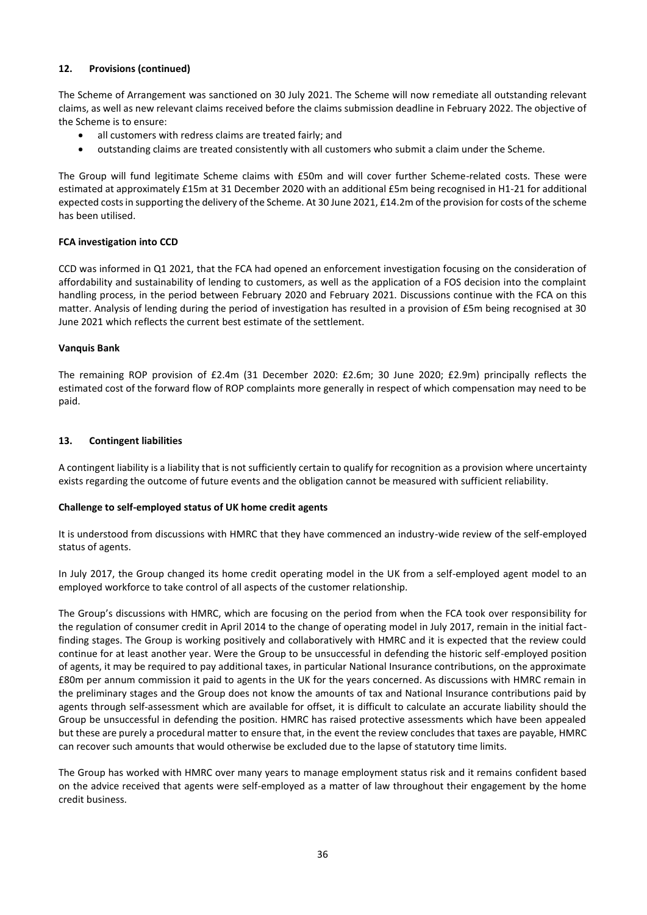## 12. Provisions (continued)

The Scheme of Arrangement was sanctioned on 30 July 2021. The Scheme will now remediate all outstanding relevant claims, as well as new relevant claims received before the claims submission deadline in February 2022. The objective of the Scheme is to ensure:

- all customers with redress claims are treated fairly; and
- outstanding claims are treated consistently with all customers who submit a claim under the Scheme.

The Group will fund legitimate Scheme claims with £50m and will cover further Scheme-related costs. These were estimated at approximately £15m at 31 December 2020 with an additional £5m being recognised in H1-21 for additional expected costs in supporting the delivery of the Scheme. At 30 June 2021, £14.2m of the provision for costs of the scheme has been utilised.

**FCA investigation into CCD**

CCD was informed in Q1 2021, that the FCA had opened an enforcement investigation focusing on the consideration of affordability and sustainability of lending to customers, as well as the application of a FOS decision into the complaint handling process, in the period between February 2020 and February 2021. Discussions continue with the FCA on this matter. Analysis of lending during the period of investigation has resulted in a provision of £5m being recognised at 30 June 2021 which reflects the current best estimate of the settlement.

**Vanquis Bank**

The remaining ROP provision of £2.4m (31 December 2020: £2.6m; 30 June 2020; £2.9m) principally reflects the estimated cost of the forward flow of ROP complaints more generally in respect of which compensation may need to be paid.

## 13. Contingent liabilities

A contingent liability is a liability that is not sufficiently certain to qualify for recognition as a provision where uncertainty exists regarding the outcome of future events and the obligation cannot be measured with sufficient reliability.

**Challenge to self-employed status of UK home credit agents**

It is understood from discussions with HMRC that they have commenced an industry-wide review of the self-employed status of agents.

In July 2017, the Group changed its home credit operating model in the UK from a self-employed agent model to an employed workforce to take control of all aspects of the customer relationship.

The Group's discussions with HMRC, which are focusing on the period from when the FCA took over responsibility for the regulation of consumer credit in April 2014 to the change of operating model in July 2017, remain in the initial fact-finding stages. The Group is working positively and collaboratively with HMRC and it is expected that the review could continue for at least another year. Were the Group to be unsuccessful in defending the historic self-employed position of agents, it may be required to pay additional taxes, in particular National Insurance contributions, on the approximate £80m per annum commission it paid to agents in the UK for the years concerned. As discussions with HMRC remain in the preliminary stages and the Group does not know the amounts of tax and National Insurance contributions paid by agents through self-assessment which are available for offset, it is difficult to calculate an accurate liability should the Group be unsuccessful in defending the position. HMRC has raised protective assessments which have been appealed but these are purely a procedural matter to ensure that, in the event the review concludes that taxes are payable, HMRC can recover such amounts that would otherwise be excluded due to the lapse of statutory time limits.

The Group has worked with HMRC over many years to manage employment status risk and it remains confident based on the advice received that agents were self-employed as a matter of law throughout their engagement by the home credit business.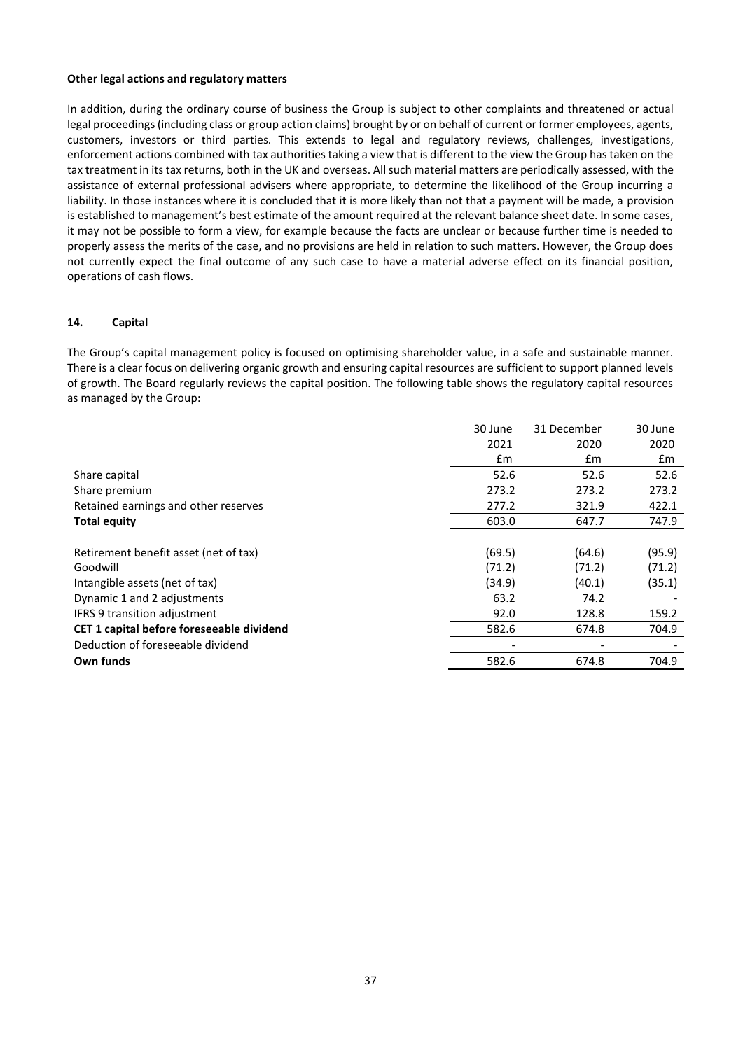**Other legal actions and regulatory matters**

In addition, during the ordinary course of business the Group is subject to other complaints and threatened or actual legal proceedings (including class or group action claims) brought by or on behalf of current or former employees, agents, customers, investors or third parties. This extends to legal and regulatory reviews, challenges, investigations, enforcement actions combined with tax authorities taking a view that is different to the view the Group has taken on the tax treatment in its tax returns, both in the UK and overseas. All such material matters are periodically assessed, with the assistance of external professional advisers where appropriate, to determine the likelihood of the Group incurring a liability. In those instances where it is concluded that it is more likely than not that a payment will be made, a provision is established to management's best estimate of the amount required at the relevant balance sheet date. In some cases, it may not be possible to form a view, for example because the facts are unclear or because further time is needed to properly assess the merits of the case, and no provisions are held in relation to such matters. However, the Group does not currently expect the final outcome of any such case to have a material adverse effect on its financial position, operations of cash flows.

## 14. Capital

The Group's capital management policy is focused on optimising shareholder value, in a safe and sustainable manner. There is a clear focus on delivering organic growth and ensuring capital resources are sufficient to support planned levels of growth. The Board regularly reviews the capital position. The following table shows the regulatory capital resources as managed by the Group:

| | 30 June 2021 £m | 31 December 2020 £m | 30 June 2020 £m |
|---|---|---|---|
| Share capital | 52.6 | 52.6 | 52.6 |
| Share premium | 273.2 | 273.2 | 273.2 |
| Retained earnings and other reserves | 277.2 | 321.9 | 422.1 |
| **Total equity** | 603.0 | 647.7 | 747.9 |
| | | | |
| Retirement benefit asset (net of tax) | (69.5) | (64.6) | (95.9) |
| Goodwill | (71.2) | (71.2) | (71.2) |
| Intangible assets (net of tax) | (34.9) | (40.1) | (35.1) |
| Dynamic 1 and 2 adjustments | 63.2 | 74.2 | - |
| IFRS 9 transition adjustment | 92.0 | 128.8 | 159.2 |
| **CET 1 capital before foreseeable dividend** | 582.6 | 674.8 | 704.9 |
| Deduction of foreseeable dividend | - | - | - |
| **Own funds** | 582.6 | 674.8 | 704.9 |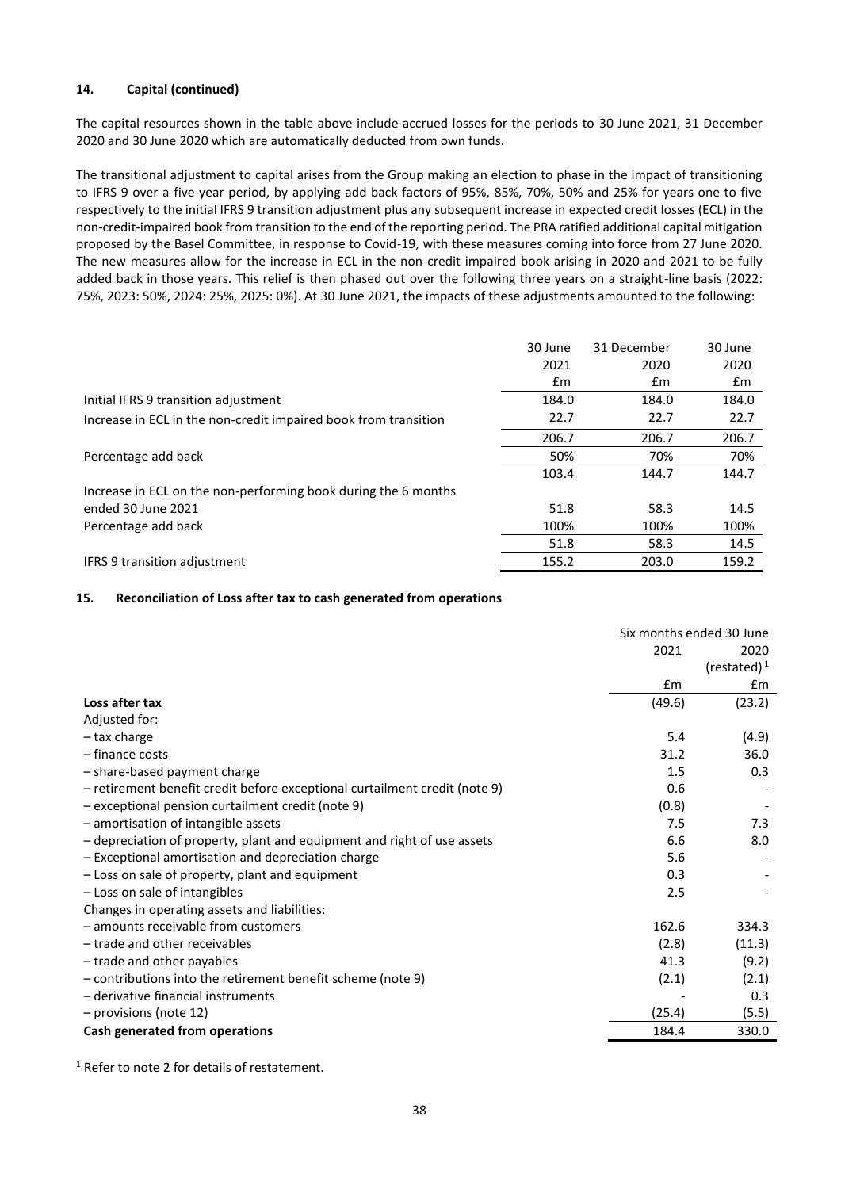#### 14. Capital (continued)

The capital resources shown in the table above include accrued losses for the periods to 30 June 2021, 31 December 2020 and 30 June 2020 which are automatically deducted from own funds.

The transitional adjustment to capital arises from the Group making an election to phase in the impact of transitioning to IFRS 9 over a five-year period, by applying add back factors of 95%, 85%, 70%, 50% and 25% for years one to five respectively to the initial IFRS 9 transition adjustment plus any subsequent increase in expected credit losses (ECL) in the non-credit-impaired book from transition to the end of the reporting period. The PRA ratified additional capital mitigation proposed by the Basel Committee, in response to Covid-19, with these measures coming into force from 27 June 2020. The new measures allow for the increase in ECL in the non-credit impaired book arising in 2020 and 2021 to be fully added back in those years. This relief is then phased out over the following three years on a straight-line basis (2022: 75%, 2023: 50%, 2024: 25%, 2025: 0%). At 30 June 2021, the impacts of these adjustments amounted to the following:

| | 30 June 2021 | 31 December 2020 | 30 June 2020 |
|---|---|---|---|
| | £m | £m | £m |
| Initial IFRS 9 transition adjustment | 184.0 | 184.0 | 184.0 |
| Increase in ECL in the non-credit impaired book from transition | 22.7 | 22.7 | 22.7 |
| | 206.7 | 206.7 | 206.7 |
| Percentage add back | 50% | 70% | 70% |
| | 103.4 | 144.7 | 144.7 |
| Increase in ECL on the non-performing book during the 6 months ended 30 June 2021 | 51.8 | 58.3 | 14.5 |
| Percentage add back | 100% | 100% | 100% |
| | 51.8 | 58.3 | 14.5 |
| IFRS 9 transition adjustment | 155.2 | 203.0 | 159.2 |

#### 15. Reconciliation of Loss after tax to cash generated from operations

| | Six months ended 30 June 2021 | Six months ended 30 June 2020 (restated)[1] |
|---|---|---|
| | £m | £m |
| **Loss after tax** | (49.6) | (23.2) |
| Adjusted for: | | |
| – tax charge | 5.4 | (4.9) |
| – finance costs | 31.2 | 36.0 |
| – share-based payment charge | 1.5 | 0.3 |
| – retirement benefit credit before exceptional curtailment credit (note 9) | 0.6 | - |
| – exceptional pension curtailment credit (note 9) | (0.8) | - |
| – amortisation of intangible assets | 7.5 | 7.3 |
| – depreciation of property, plant and equipment and right of use assets | 6.6 | 8.0 |
| – Exceptional amortisation and depreciation charge | 5.6 | - |
| – Loss on sale of property, plant and equipment | 0.3 | - |
| – Loss on sale of intangibles | 2.5 | - |
| Changes in operating assets and liabilities: | | |
| – amounts receivable from customers | 162.6 | 334.3 |
| – trade and other receivables | (2.8) | (11.3) |
| – trade and other payables | 41.3 | (9.2) |
| – contributions into the retirement benefit scheme (note 9) | (2.1) | (2.1) |
| – derivative financial instruments | - | 0.3 |
| – provisions (note 12) | (25.4) | (5.5) |
| **Cash generated from operations** | 184.4 | 330.0 |

[1] Refer to note 2 for details of restatement.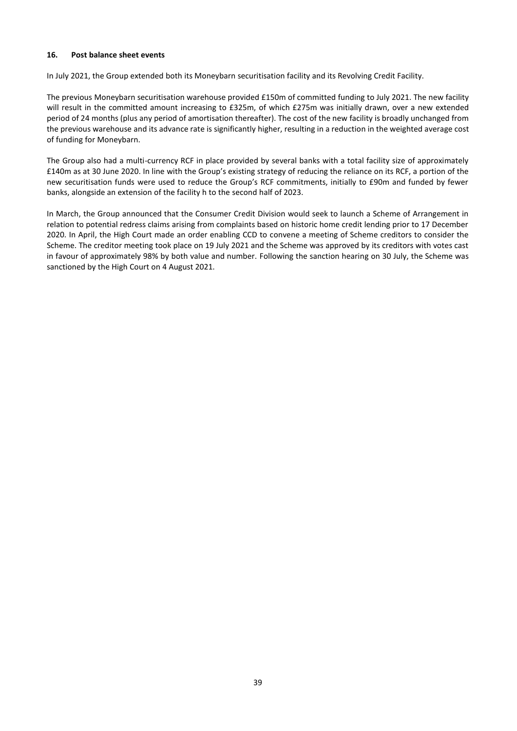## 16. Post balance sheet events

In July 2021, the Group extended both its Moneybarn securitisation facility and its Revolving Credit Facility.

The previous Moneybarn securitisation warehouse provided £150m of committed funding to July 2021. The new facility will result in the committed amount increasing to £325m, of which £275m was initially drawn, over a new extended period of 24 months (plus any period of amortisation thereafter). The cost of the new facility is broadly unchanged from the previous warehouse and its advance rate is significantly higher, resulting in a reduction in the weighted average cost of funding for Moneybarn.

The Group also had a multi-currency RCF in place provided by several banks with a total facility size of approximately £140m as at 30 June 2020. In line with the Group's existing strategy of reducing the reliance on its RCF, a portion of the new securitisation funds were used to reduce the Group's RCF commitments, initially to £90m and funded by fewer banks, alongside an extension of the facility h to the second half of 2023.

In March, the Group announced that the Consumer Credit Division would seek to launch a Scheme of Arrangement in relation to potential redress claims arising from complaints based on historic home credit lending prior to 17 December 2020. In April, the High Court made an order enabling CCD to convene a meeting of Scheme creditors to consider the Scheme. The creditor meeting took place on 19 July 2021 and the Scheme was approved by its creditors with votes cast in favour of approximately 98% by both value and number. Following the sanction hearing on 30 July, the Scheme was sanctioned by the High Court on 4 August 2021.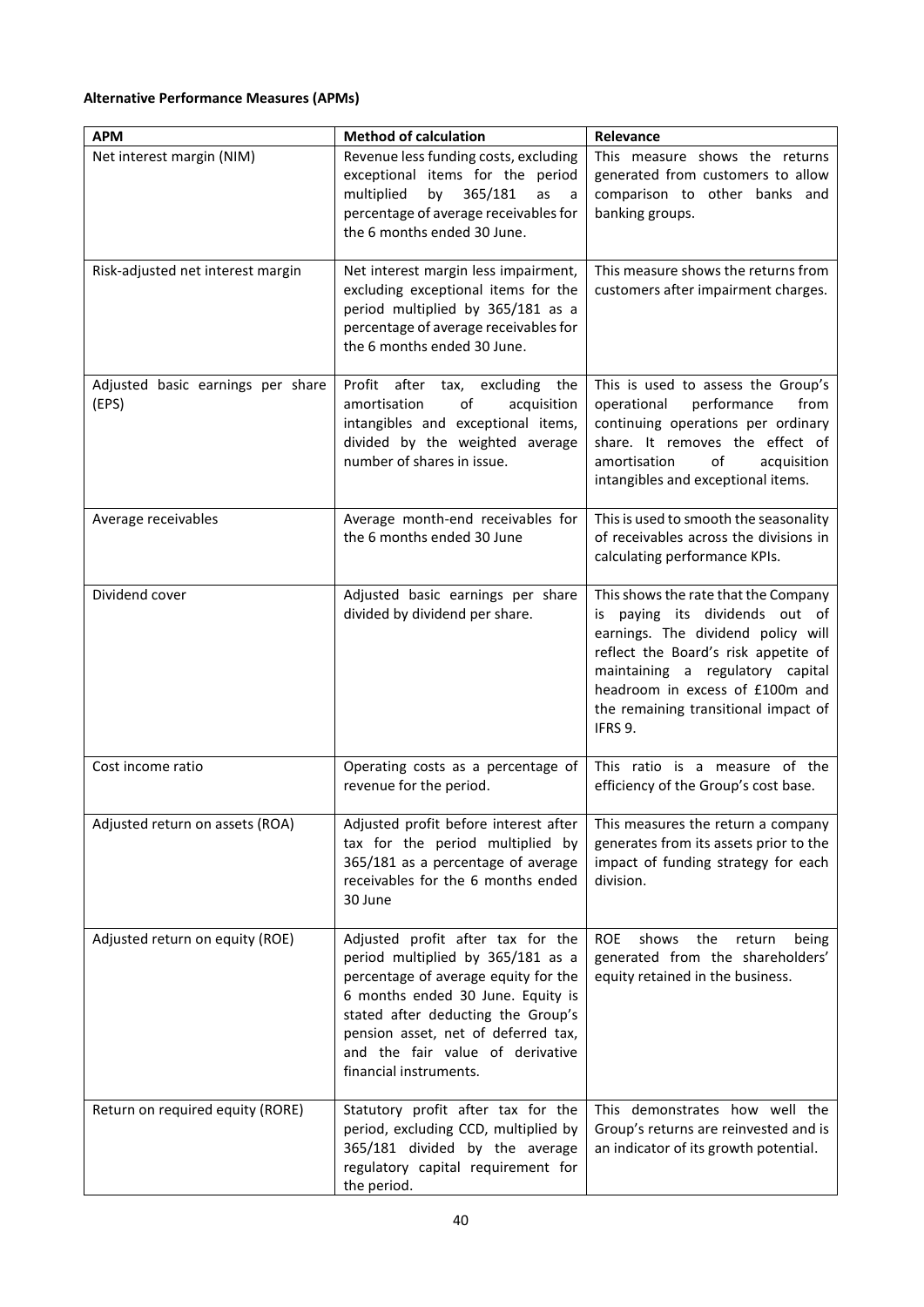**Alternative Performance Measures (APMs)**

| APM | Method of calculation | Relevance |
| --- | --- | --- |
| Net interest margin (NIM) | Revenue less funding costs, excluding exceptional items for the period multiplied by 365/181 as a percentage of average receivables for the 6 months ended 30 June. | This measure shows the returns generated from customers to allow comparison to other banks and banking groups. |
| Risk-adjusted net interest margin | Net interest margin less impairment, excluding exceptional items for the period multiplied by 365/181 as a percentage of average receivables for the 6 months ended 30 June. | This measure shows the returns from customers after impairment charges. |
| Adjusted basic earnings per share (EPS) | Profit after tax, excluding the amortisation of acquisition intangibles and exceptional items, divided by the weighted average number of shares in issue. | This is used to assess the Group's operational performance from continuing operations per ordinary share. It removes the effect of amortisation of acquisition intangibles and exceptional items. |
| Average receivables | Average month-end receivables for the 6 months ended 30 June | This is used to smooth the seasonality of receivables across the divisions in calculating performance KPIs. |
| Dividend cover | Adjusted basic earnings per share divided by dividend per share. | This shows the rate that the Company is paying its dividends out of earnings. The dividend policy will reflect the Board's risk appetite of maintaining a regulatory capital headroom in excess of £100m and the remaining transitional impact of IFRS 9. |
| Cost income ratio | Operating costs as a percentage of revenue for the period. | This ratio is a measure of the efficiency of the Group's cost base. |
| Adjusted return on assets (ROA) | Adjusted profit before interest after tax for the period multiplied by 365/181 as a percentage of average receivables for the 6 months ended 30 June | This measures the return a company generates from its assets prior to the impact of funding strategy for each division. |
| Adjusted return on equity (ROE) | Adjusted profit after tax for the period multiplied by 365/181 as a percentage of average equity for the 6 months ended 30 June. Equity is stated after deducting the Group's pension asset, net of deferred tax, and the fair value of derivative financial instruments. | ROE shows the return being generated from the shareholders' equity retained in the business. |
| Return on required equity (RORE) | Statutory profit after tax for the period, excluding CCD, multiplied by 365/181 divided by the average regulatory capital requirement for the period. | This demonstrates how well the Group's returns are reinvested and is an indicator of its growth potential. |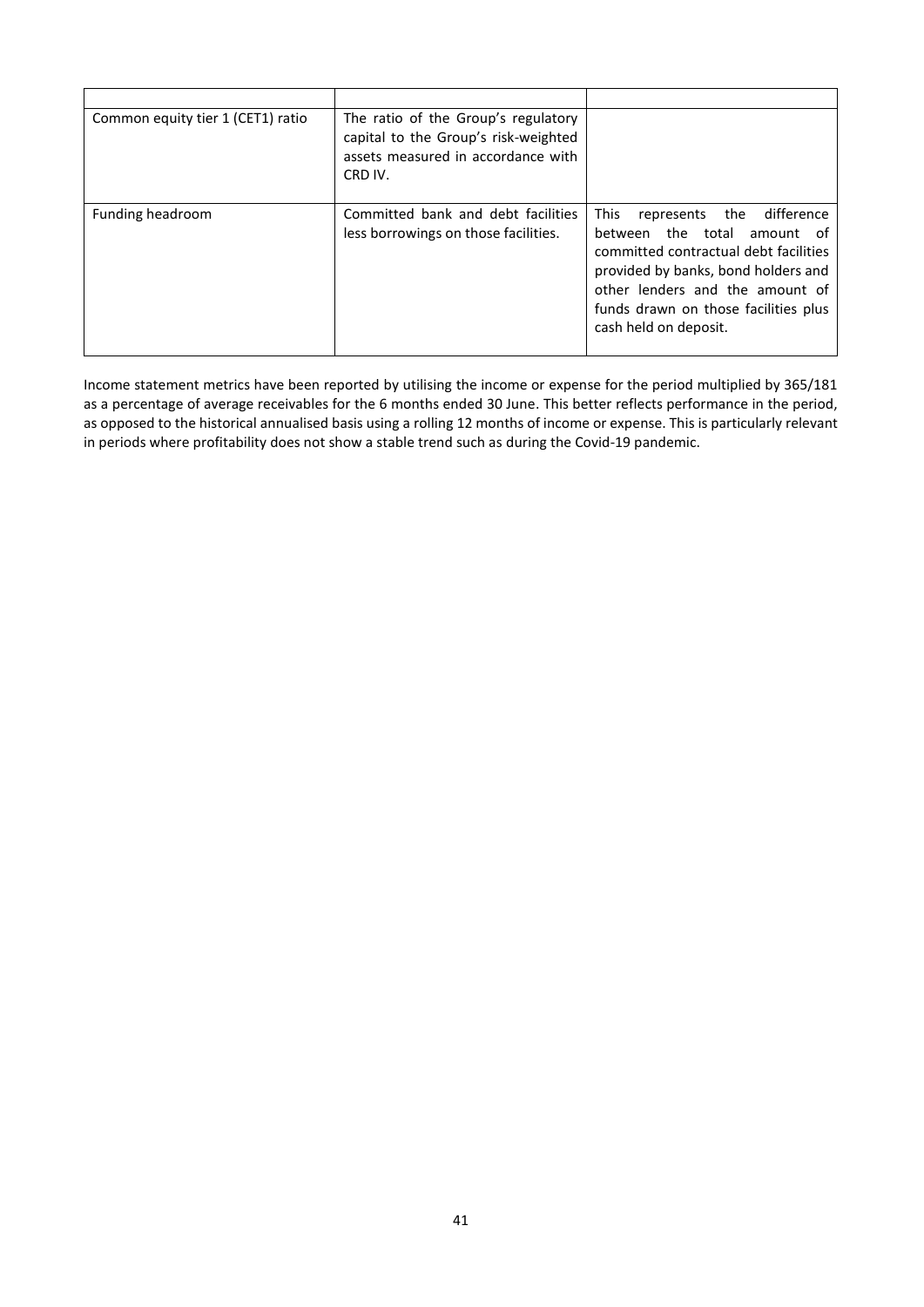| | | |
|---|---|---|
| Common equity tier 1 (CET1) ratio | The ratio of the Group's regulatory capital to the Group's risk-weighted assets measured in accordance with CRD IV. | |
| Funding headroom | Committed bank and debt facilities less borrowings on those facilities. | This represents the difference between the total amount of committed contractual debt facilities provided by banks, bond holders and other lenders and the amount of funds drawn on those facilities plus cash held on deposit. |

Income statement metrics have been reported by utilising the income or expense for the period multiplied by 365/181 as a percentage of average receivables for the 6 months ended 30 June. This better reflects performance in the period, as opposed to the historical annualised basis using a rolling 12 months of income or expense. This is particularly relevant in periods where profitability does not show a stable trend such as during the Covid-19 pandemic.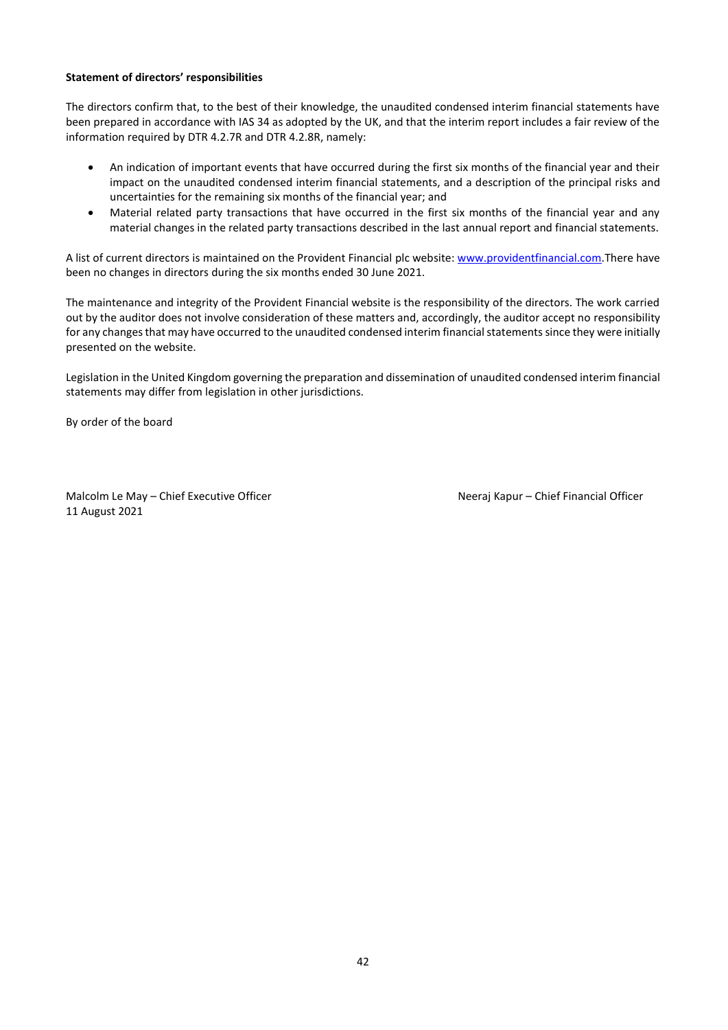**Statement of directors' responsibilities**

The directors confirm that, to the best of their knowledge, the unaudited condensed interim financial statements have been prepared in accordance with IAS 34 as adopted by the UK, and that the interim report includes a fair review of the information required by DTR 4.2.7R and DTR 4.2.8R, namely:

- An indication of important events that have occurred during the first six months of the financial year and their impact on the unaudited condensed interim financial statements, and a description of the principal risks and uncertainties for the remaining six months of the financial year; and
- Material related party transactions that have occurred in the first six months of the financial year and any material changes in the related party transactions described in the last annual report and financial statements.

A list of current directors is maintained on the Provident Financial plc website: www.providentfinancial.com.There have been no changes in directors during the six months ended 30 June 2021.

The maintenance and integrity of the Provident Financial website is the responsibility of the directors. The work carried out by the auditor does not involve consideration of these matters and, accordingly, the auditor accept no responsibility for any changes that may have occurred to the unaudited condensed interim financial statements since they were initially presented on the website.

Legislation in the United Kingdom governing the preparation and dissemination of unaudited condensed interim financial statements may differ from legislation in other jurisdictions.

By order of the board

Malcolm Le May – Chief Executive Officer
11 August 2021

Neeraj Kapur – Chief Financial Officer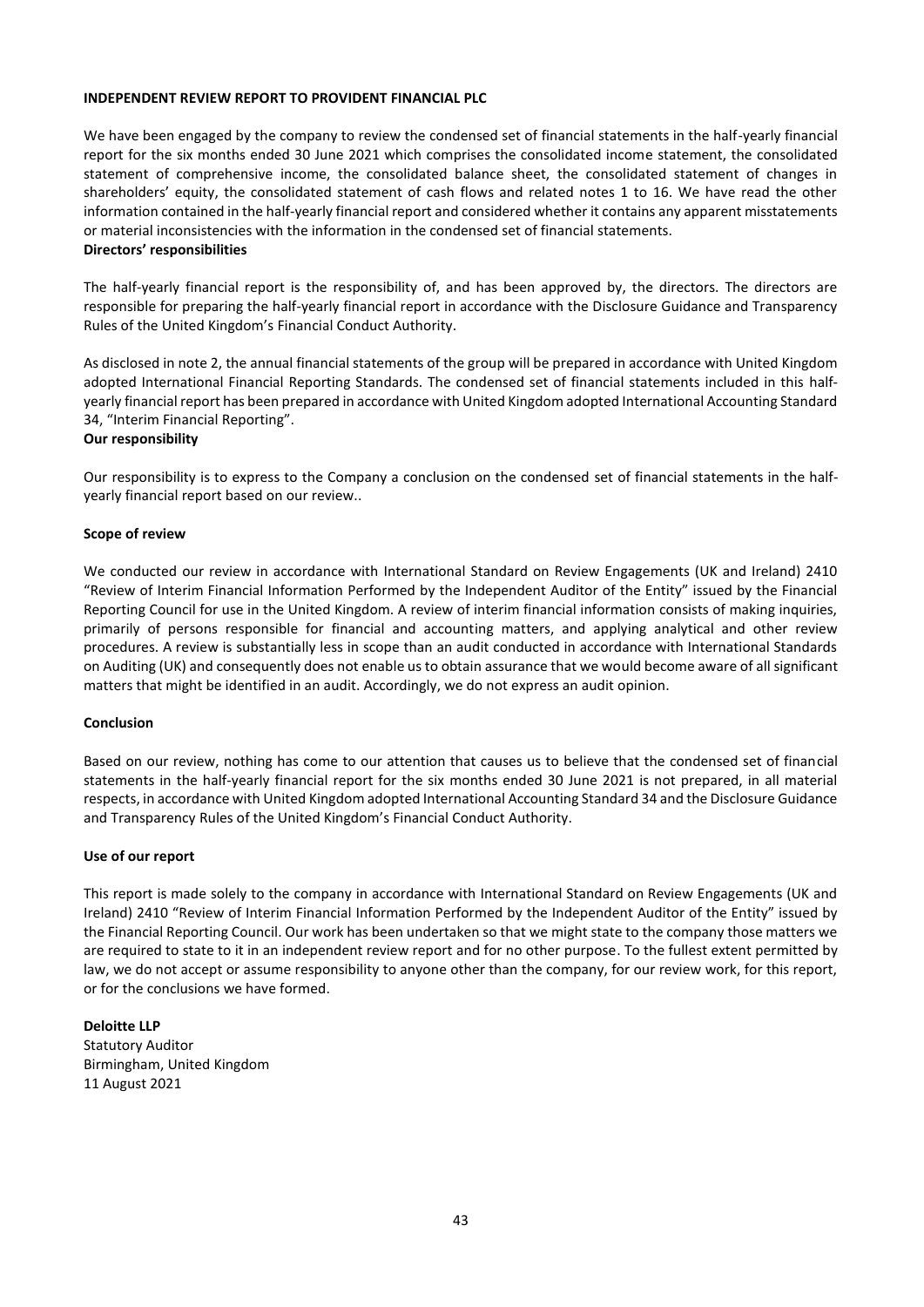**INDEPENDENT REVIEW REPORT TO PROVIDENT FINANCIAL PLC**

We have been engaged by the company to review the condensed set of financial statements in the half-yearly financial report for the six months ended 30 June 2021 which comprises the consolidated income statement, the consolidated statement of comprehensive income, the consolidated balance sheet, the consolidated statement of changes in shareholders' equity, the consolidated statement of cash flows and related notes 1 to 16. We have read the other information contained in the half-yearly financial report and considered whether it contains any apparent misstatements or material inconsistencies with the information in the condensed set of financial statements.

**Directors' responsibilities**

The half-yearly financial report is the responsibility of, and has been approved by, the directors. The directors are responsible for preparing the half-yearly financial report in accordance with the Disclosure Guidance and Transparency Rules of the United Kingdom's Financial Conduct Authority.

As disclosed in note 2, the annual financial statements of the group will be prepared in accordance with United Kingdom adopted International Financial Reporting Standards. The condensed set of financial statements included in this half-yearly financial report has been prepared in accordance with United Kingdom adopted International Accounting Standard 34, "Interim Financial Reporting".

**Our responsibility**

Our responsibility is to express to the Company a conclusion on the condensed set of financial statements in the half-yearly financial report based on our review..

**Scope of review**

We conducted our review in accordance with International Standard on Review Engagements (UK and Ireland) 2410 "Review of Interim Financial Information Performed by the Independent Auditor of the Entity" issued by the Financial Reporting Council for use in the United Kingdom. A review of interim financial information consists of making inquiries, primarily of persons responsible for financial and accounting matters, and applying analytical and other review procedures. A review is substantially less in scope than an audit conducted in accordance with International Standards on Auditing (UK) and consequently does not enable us to obtain assurance that we would become aware of all significant matters that might be identified in an audit. Accordingly, we do not express an audit opinion.

**Conclusion**

Based on our review, nothing has come to our attention that causes us to believe that the condensed set of financial statements in the half-yearly financial report for the six months ended 30 June 2021 is not prepared, in all material respects, in accordance with United Kingdom adopted International Accounting Standard 34 and the Disclosure Guidance and Transparency Rules of the United Kingdom's Financial Conduct Authority.

**Use of our report**

This report is made solely to the company in accordance with International Standard on Review Engagements (UK and Ireland) 2410 "Review of Interim Financial Information Performed by the Independent Auditor of the Entity" issued by the Financial Reporting Council. Our work has been undertaken so that we might state to the company those matters we are required to state to it in an independent review report and for no other purpose. To the fullest extent permitted by law, we do not accept or assume responsibility to anyone other than the company, for our review work, for this report, or for the conclusions we have formed.

**Deloitte LLP**
Statutory Auditor
Birmingham, United Kingdom
11 August 2021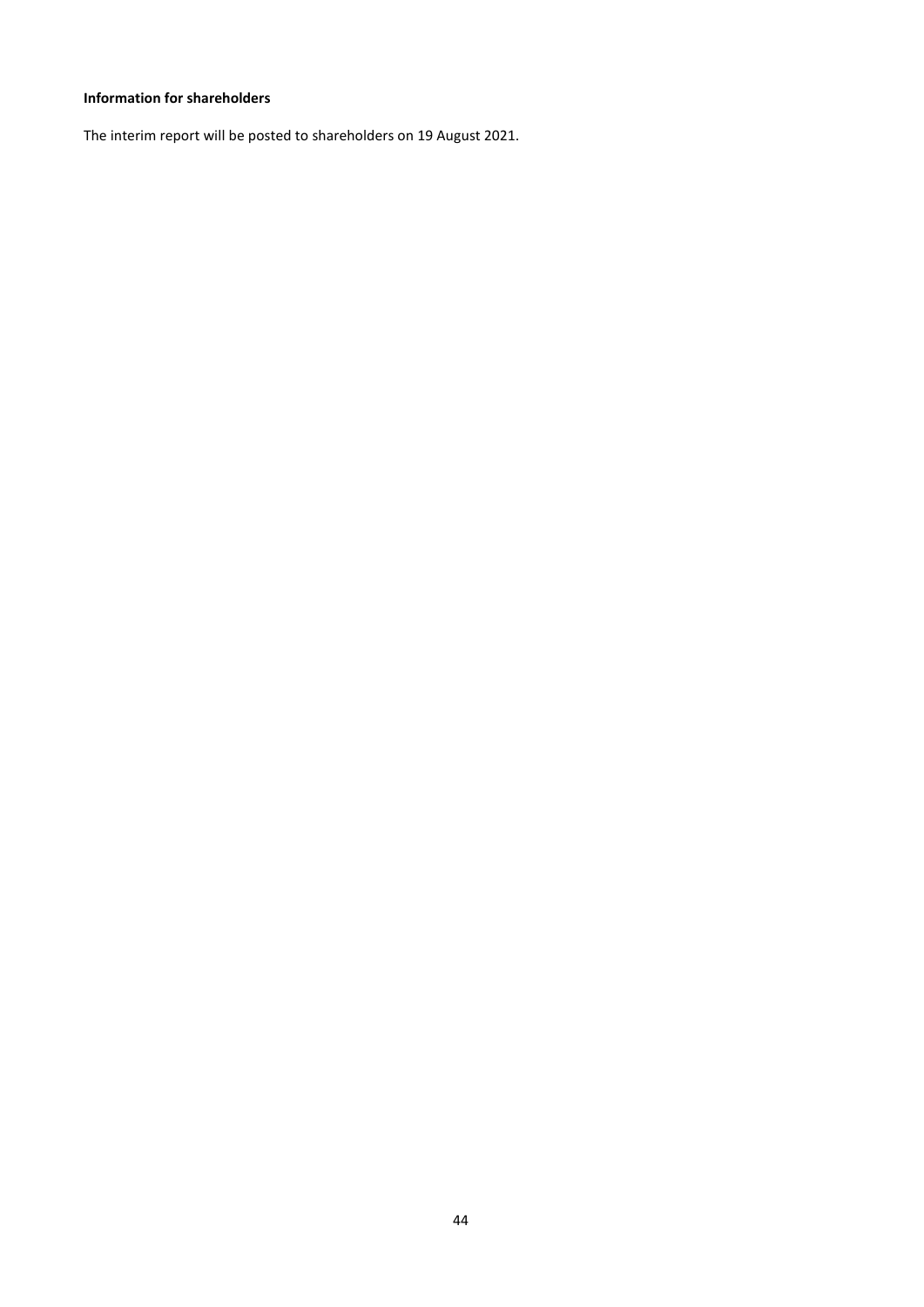**Information for shareholders**

The interim report will be posted to shareholders on 19 August 2021.